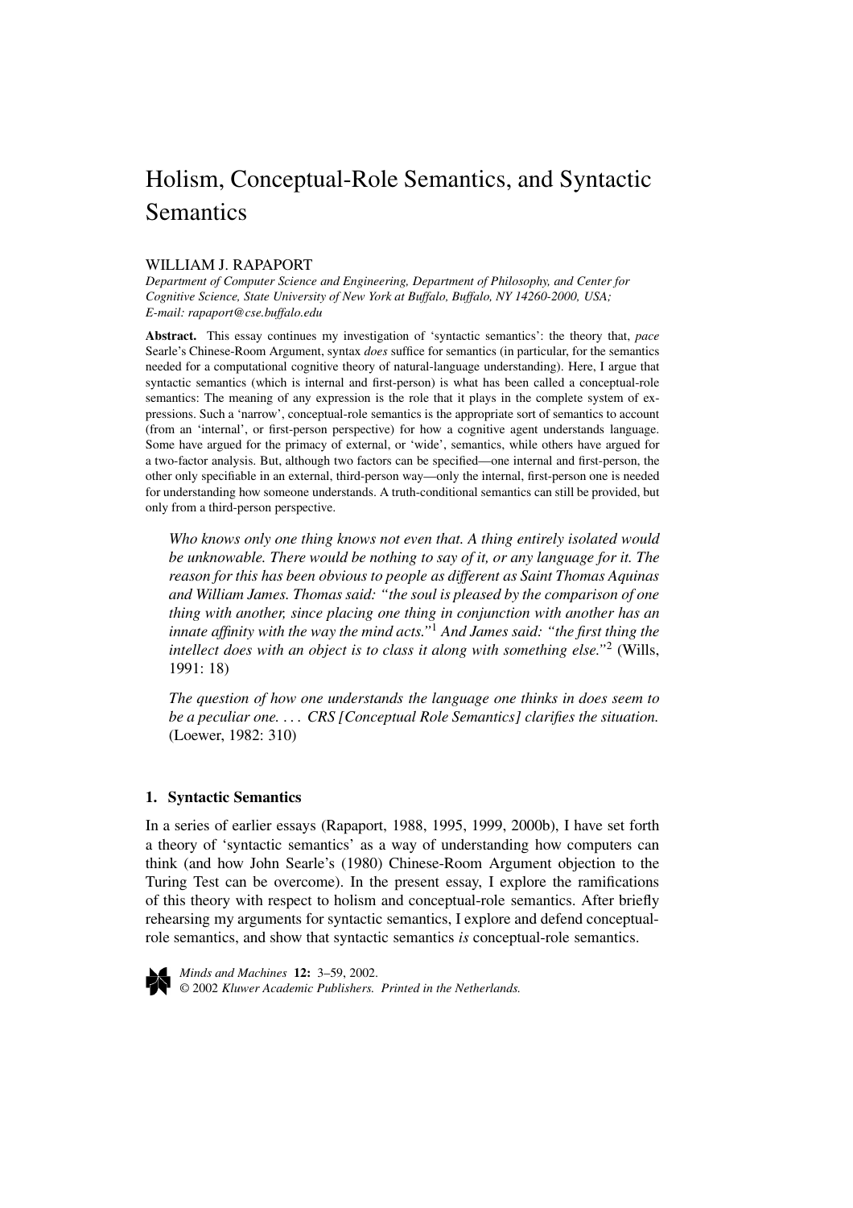# Holism, Conceptual-Role Semantics, and Syntactic Semantics

WILLIAM J. RAPAPORT

*Department of Computer Science and Engineering, Department of Philosophy, and Center for Cognitive Science, State University of New York at Buffalo, Buffalo, NY 14260-2000, USA; E-mail: rapaport@cse.buffalo.edu*

**Abstract.** This essay continues my investigation of 'syntactic semantics': the theory that, *pace* Searle's Chinese-Room Argument, syntax *does* suffice for semantics (in particular, for the semantics needed for a computational cognitive theory of natural-language understanding). Here, I argue that syntactic semantics (which is internal and first-person) is what has been called a conceptual-role semantics: The meaning of any expression is the role that it plays in the complete system of expressions. Such a 'narrow', conceptual-role semantics is the appropriate sort of semantics to account (from an 'internal', or first-person perspective) for how a cognitive agent understands language. Some have argued for the primacy of external, or 'wide', semantics, while others have argued for a two-factor analysis. But, although two factors can be specified—one internal and first-person, the other only specifiable in an external, third-person way—only the internal, first-person one is needed for understanding how someone understands. A truth-conditional semantics can still be provided, but only from a third-person perspective.

> *Who knows only one thing knows not even that. A thing entirely isolated would be unknowable. There would be nothing to say of it, or any language for it. The reason for this has been obvious to people as different as Saint Thomas Aquinas and William James. Thomas said: "the soul is pleased by the comparison of one thing with another, since placing one thing in conjunction with another has an innate affinity with the way the mind acts."*[1] *And James said: "the first thing the intellect does with an object is to class it along with something else."*[2] (Wills, 1991: 18)

> *The question of how one understands the language one thinks in does seem to be a peculiar one. ... CRS [Conceptual Role Semantics] clarifies the situation.* (Loewer, 1982: 310)

## 1. Syntactic Semantics

In a series of earlier essays (Rapaport, 1988, 1995, 1999, 2000b), I have set forth a theory of 'syntactic semantics' as a way of understanding how computers can think (and how John Searle's (1980) Chinese-Room Argument objection to the Turing Test can be overcome). In the present essay, I explore the ramifications of this theory with respect to holism and conceptual-role semantics. After briefly rehearsing my arguments for syntactic semantics, I explore and defend conceptual-role semantics, and show that syntactic semantics *is* conceptual-role semantics.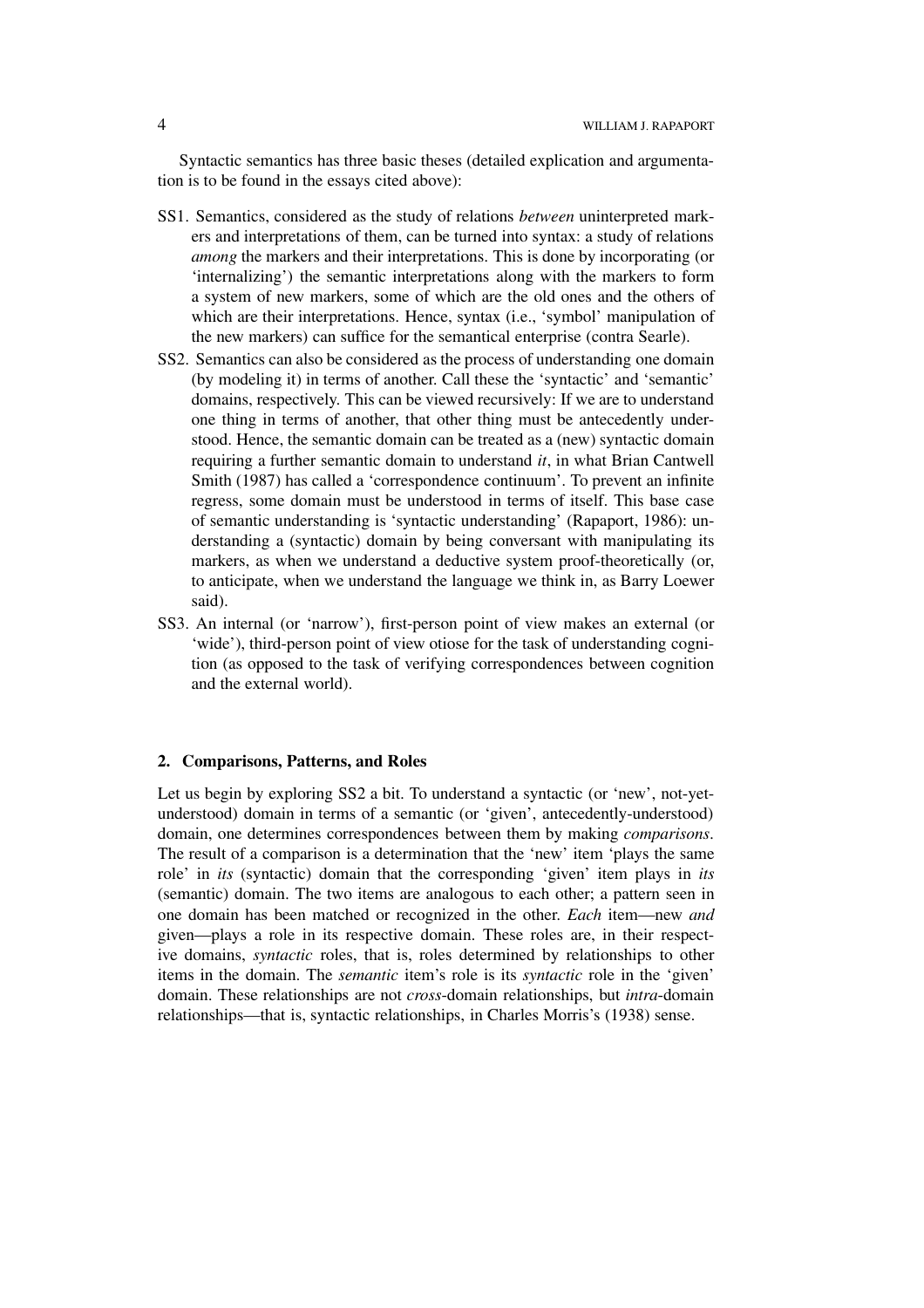Syntactic semantics has three basic theses (detailed explication and argumentation is to be found in the essays cited above):

- SS1. Semantics, considered as the study of relations *between* uninterpreted markers and interpretations of them, can be turned into syntax: a study of relations *among* the markers and their interpretations. This is done by incorporating (or 'internalizing') the semantic interpretations along with the markers to form a system of new markers, some of which are the old ones and the others of which are their interpretations. Hence, syntax (i.e., 'symbol' manipulation of the new markers) can suffice for the semantical enterprise (contra Searle).
- SS2. Semantics can also be considered as the process of understanding one domain (by modeling it) in terms of another. Call these the 'syntactic' and 'semantic' domains, respectively. This can be viewed recursively: If we are to understand one thing in terms of another, that other thing must be antecedently understood. Hence, the semantic domain can be treated as a (new) syntactic domain requiring a further semantic domain to understand *it*, in what Brian Cantwell Smith (1987) has called a 'correspondence continuum'. To prevent an infinite regress, some domain must be understood in terms of itself. This base case of semantic understanding is 'syntactic understanding' (Rapaport, 1986): understanding a (syntactic) domain by being conversant with manipulating its markers, as when we understand a deductive system proof-theoretically (or, to anticipate, when we understand the language we think in, as Barry Loewer said).
- SS3. An internal (or 'narrow'), first-person point of view makes an external (or 'wide'), third-person point of view otiose for the task of understanding cognition (as opposed to the task of verifying correspondences between cognition and the external world).

## 2. Comparisons, Patterns, and Roles

Let us begin by exploring SS2 a bit. To understand a syntactic (or 'new', not-yet-understood) domain in terms of a semantic (or 'given', antecedently-understood) domain, one determines correspondences between them by making *comparisons*. The result of a comparison is a determination that the 'new' item 'plays the same role' in *its* (syntactic) domain that the corresponding 'given' item plays in *its* (semantic) domain. The two items are analogous to each other; a pattern seen in one domain has been matched or recognized in the other. *Each* item—new *and* given—plays a role in its respective domain. These roles are, in their respective domains, *syntactic* roles, that is, roles determined by relationships to other items in the domain. The *semantic* item's role is its *syntactic* role in the 'given' domain. These relationships are not *cross*-domain relationships, but *intra*-domain relationships—that is, syntactic relationships, in Charles Morris's (1938) sense.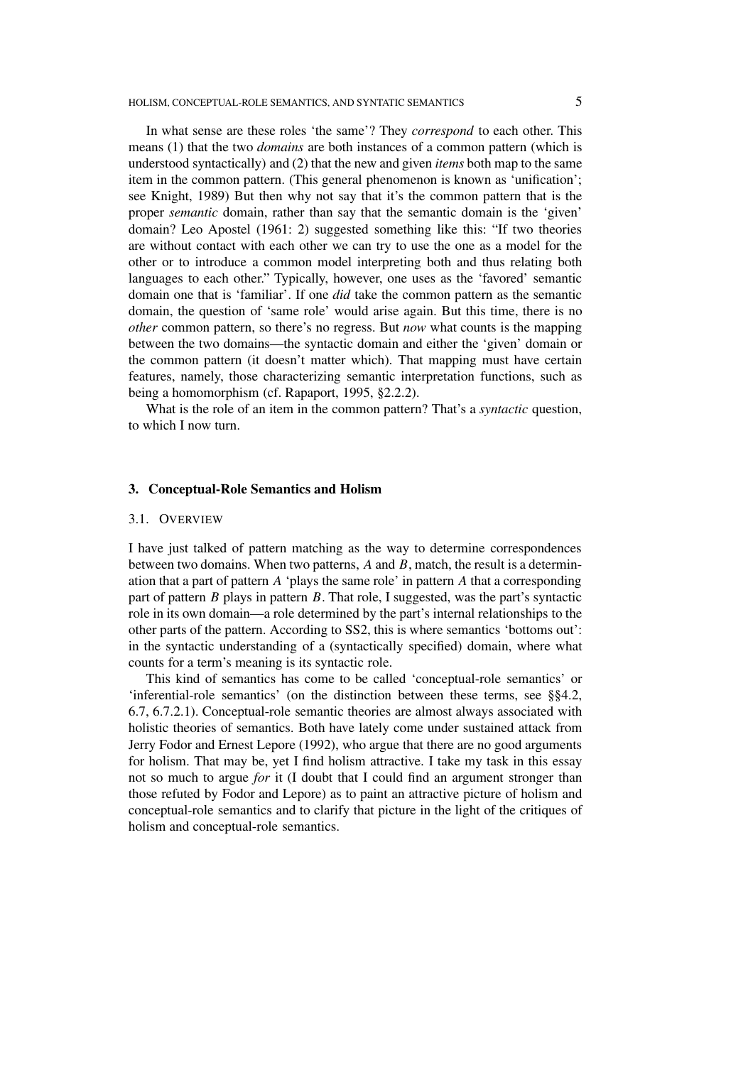In what sense are these roles 'the same'? They *correspond* to each other. This means (1) that the two *domains* are both instances of a common pattern (which is understood syntactically) and (2) that the new and given *items* both map to the same item in the common pattern. (This general phenomenon is known as 'unification'; see Knight, 1989) But then why not say that it's the common pattern that is the proper *semantic* domain, rather than say that the semantic domain is the 'given' domain? Leo Apostel (1961: 2) suggested something like this: "If two theories are without contact with each other we can try to use the one as a model for the other or to introduce a common model interpreting both and thus relating both languages to each other." Typically, however, one uses as the 'favored' semantic domain one that is 'familiar'. If one *did* take the common pattern as the semantic domain, the question of 'same role' would arise again. But this time, there is no *other* common pattern, so there's no regress. But *now* what counts is the mapping between the two domains—the syntactic domain and either the 'given' domain or the common pattern (it doesn't matter which). That mapping must have certain features, namely, those characterizing semantic interpretation functions, such as being a homomorphism (cf. Rapaport, 1995, §2.2.2).

What is the role of an item in the common pattern? That's a *syntactic* question, to which I now turn.

## 3. Conceptual-Role Semantics and Holism

### 3.1. Overview

I have just talked of pattern matching as the way to determine correspondences between two domains. When two patterns, $A$ and $B$, match, the result is a determination that a part of pattern $A$ 'plays the same role' in pattern $A$ that a corresponding part of pattern $B$ plays in pattern $B$. That role, I suggested, was the part's syntactic role in its own domain—a role determined by the part's internal relationships to the other parts of the pattern. According to SS2, this is where semantics 'bottoms out': in the syntactic understanding of a (syntactically specified) domain, where what counts for a term's meaning is its syntactic role.

This kind of semantics has come to be called 'conceptual-role semantics' or 'inferential-role semantics' (on the distinction between these terms, see §§4.2, 6.7, 6.7.2.1). Conceptual-role semantic theories are almost always associated with holistic theories of semantics. Both have lately come under sustained attack from Jerry Fodor and Ernest Lepore (1992), who argue that there are no good arguments for holism. That may be, yet I find holism attractive. I take my task in this essay not so much to argue *for* it (I doubt that I could find an argument stronger than those refuted by Fodor and Lepore) as to paint an attractive picture of holism and conceptual-role semantics and to clarify that picture in the light of the critiques of holism and conceptual-role semantics.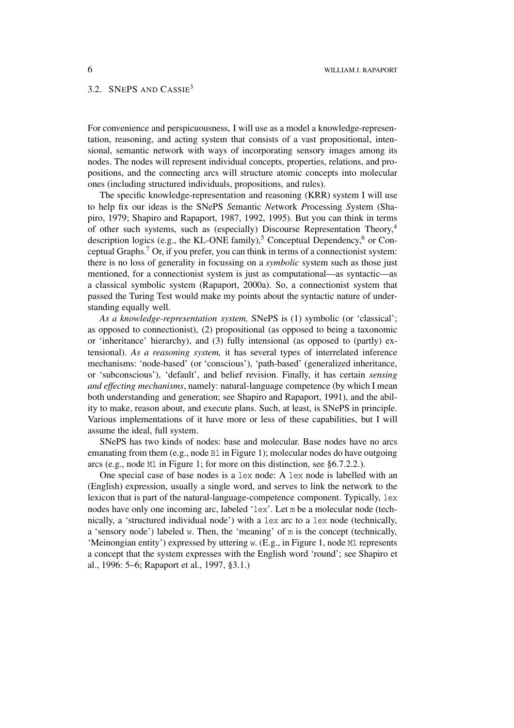### 3.2. SNePS AND CASSIE[3]

For convenience and perspicuousness, I will use as a model a knowledge-representation, reasoning, and acting system that consists of a vast propositional, intensional, semantic network with ways of incorporating sensory images among its nodes. The nodes will represent individual concepts, properties, relations, and propositions, and the connecting arcs will structure atomic concepts into molecular ones (including structured individuals, propositions, and rules).

The specific knowledge-representation and reasoning (KRR) system I will use to help fix our ideas is the SNePS *S*emantic *Ne*twork *P*rocessing *S*ystem (Shapiro, 1979; Shapiro and Rapaport, 1987, 1992, 1995). But you can think in terms of other such systems, such as (especially) Discourse Representation Theory,[4] description logics (e.g., the KL-ONE family),[5] Conceptual Dependency,[6] or Conceptual Graphs.[7] Or, if you prefer, you can think in terms of a connectionist system: there is no loss of generality in focussing on a *symbolic* system such as those just mentioned, for a connectionist system is just as computational—as syntactic—as a classical symbolic system (Rapaport, 2000a). So, a connectionist system that passed the Turing Test would make my points about the syntactic nature of understanding equally well.

*As a knowledge-representation system,* SNePS is (1) symbolic (or 'classical'; as opposed to connectionist), (2) propositional (as opposed to being a taxonomic or 'inheritance' hierarchy), and (3) fully intensional (as opposed to (partly) extensional). *As a reasoning system,* it has several types of interrelated inference mechanisms: 'node-based' (or 'conscious'), 'path-based' (generalized inheritance, or 'subconscious'), 'default', and belief revision. Finally, it has certain *sensing and effecting mechanisms*, namely: natural-language competence (by which I mean both understanding and generation; see Shapiro and Rapaport, 1991), and the ability to make, reason about, and execute plans. Such, at least, is SNePS in principle. Various implementations of it have more or less of these capabilities, but I will assume the ideal, full system.

SNePS has two kinds of nodes: base and molecular. Base nodes have no arcs emanating from them (e.g., node `B1` in Figure 1); molecular nodes do have outgoing arcs (e.g., node `M1` in Figure 1; for more on this distinction, see §6.7.2.2.).

One special case of base nodes is a `lex` node: A `lex` node is labelled with an (English) expression, usually a single word, and serves to link the network to the lexicon that is part of the natural-language-competence component. Typically, `lex` nodes have only one incoming arc, labeled '`lex`'. Let `m` be a molecular node (technically, a 'structured individual node') with a `lex` arc to a `lex` node (technically, a 'sensory node') labeled `w`. Then, the 'meaning' of `m` is the concept (technically, 'Meinongian entity') expressed by uttering `w`. (E.g., in Figure 1, node `M1` represents a concept that the system expresses with the English word 'round'; see Shapiro et al., 1996: 5–6; Rapaport et al., 1997, §3.1.)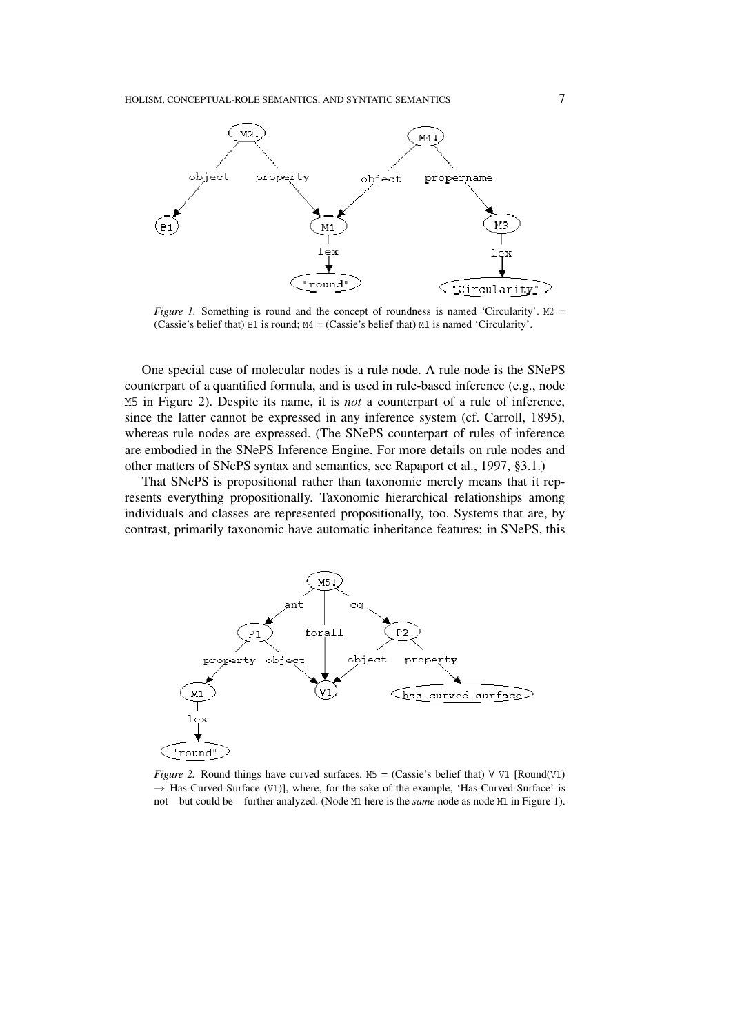*Figure 1.* Something is round and the concept of roundness is named 'Circularity'. M2 = (Cassie's belief that) B1 is round; M4 = (Cassie's belief that) M1 is named 'Circularity'.

One special case of molecular nodes is a rule node. A rule node is the SNePS counterpart of a quantified formula, and is used in rule-based inference (e.g., node M5 in Figure 2). Despite its name, it is *not* a counterpart of a rule of inference, since the latter cannot be expressed in any inference system (cf. Carroll, 1895), whereas rule nodes are expressed. (The SNePS counterpart of rules of inference are embodied in the SNePS Inference Engine. For more details on rule nodes and other matters of SNePS syntax and semantics, see Rapaport et al., 1997, §3.1.)

That SNePS is propositional rather than taxonomic merely means that it represents everything propositionally. Taxonomic hierarchical relationships among individuals and classes are represented propositionally, too. Systems that are, by contrast, primarily taxonomic have automatic inheritance features; in SNePS, this

*Figure 2.* Round things have curved surfaces. M5 = (Cassie's belief that) $\forall$ V1 [Round(V1) $\rightarrow$ Has-Curved-Surface (V1)], where, for the sake of the example, 'Has-Curved-Surface' is not—but could be—further analyzed. (Node M1 here is the *same* node as node M1 in Figure 1).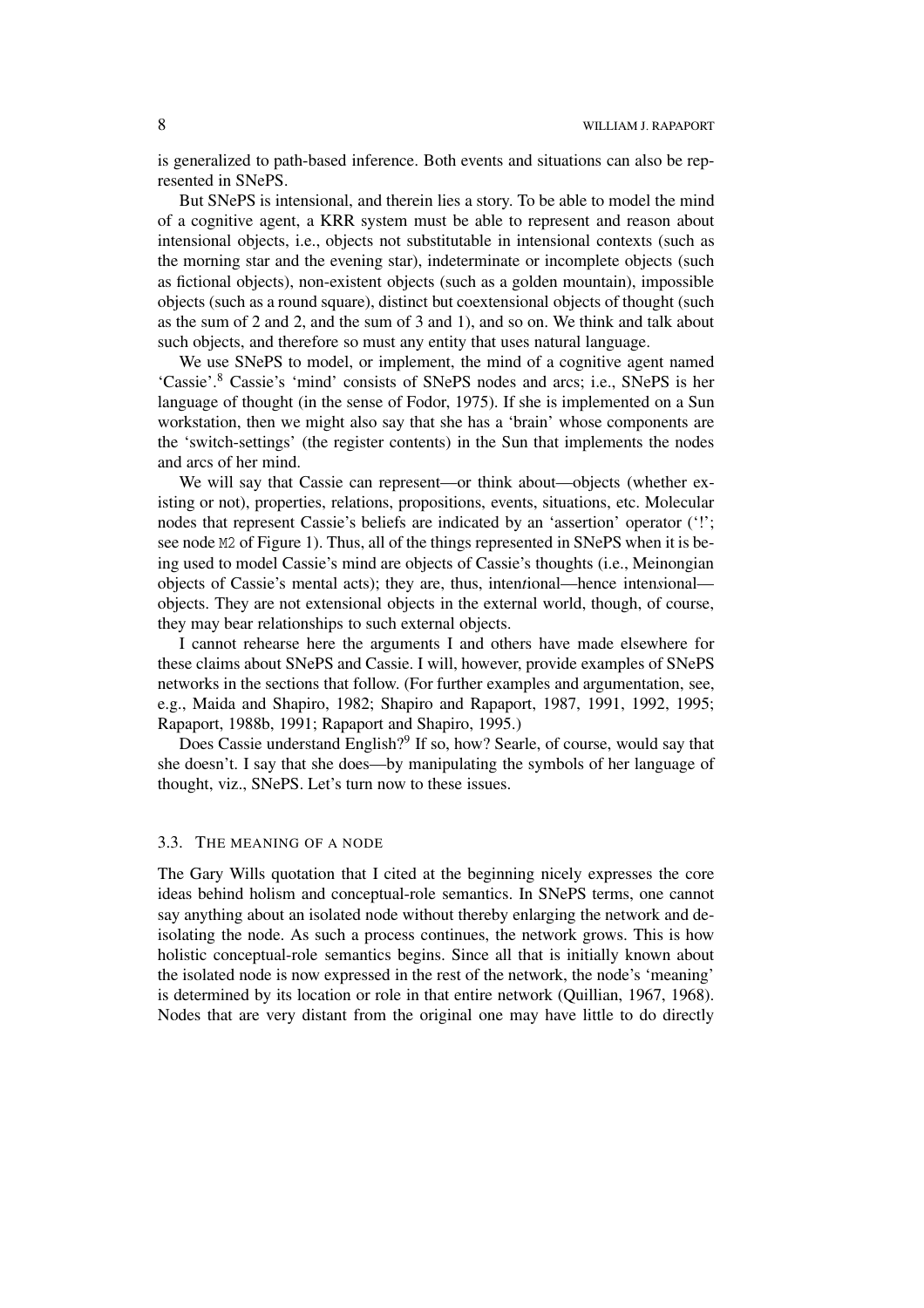is generalized to path-based inference. Both events and situations can also be represented in SNePS.

But SNePS is intensional, and therein lies a story. To be able to model the mind of a cognitive agent, a KRR system must be able to represent and reason about intensional objects, i.e., objects not substitutable in intensional contexts (such as the morning star and the evening star), indeterminate or incomplete objects (such as fictional objects), non-existent objects (such as a golden mountain), impossible objects (such as a round square), distinct but coextensional objects of thought (such as the sum of 2 and 2, and the sum of 3 and 1), and so on. We think and talk about such objects, and therefore so must any entity that uses natural language.

We use SNePS to model, or implement, the mind of a cognitive agent named 'Cassie'.[8] Cassie's 'mind' consists of SNePS nodes and arcs; i.e., SNePS is her language of thought (in the sense of Fodor, 1975). If she is implemented on a Sun workstation, then we might also say that she has a 'brain' whose components are the 'switch-settings' (the register contents) in the Sun that implements the nodes and arcs of her mind.

We will say that Cassie can represent—or think about—objects (whether existing or not), properties, relations, propositions, events, situations, etc. Molecular nodes that represent Cassie's beliefs are indicated by an 'assertion' operator ('!'; see node `M2` of Figure 1). Thus, all of the things represented in SNePS when it is being used to model Cassie's mind are objects of Cassie's thoughts (i.e., Meinongian objects of Cassie's mental acts); they are, thus, inten*t*ional—hence inten*s*ional—objects. They are not extensional objects in the external world, though, of course, they may bear relationships to such external objects.

I cannot rehearse here the arguments I and others have made elsewhere for these claims about SNePS and Cassie. I will, however, provide examples of SNePS networks in the sections that follow. (For further examples and argumentation, see, e.g., Maida and Shapiro, 1982; Shapiro and Rapaport, 1987, 1991, 1992, 1995; Rapaport, 1988b, 1991; Rapaport and Shapiro, 1995.)

Does Cassie understand English?[9] If so, how? Searle, of course, would say that she doesn't. I say that she does—by manipulating the symbols of her language of thought, viz., SNePS. Let's turn now to these issues.

### 3.3. The Meaning of a Node

The Gary Wills quotation that I cited at the beginning nicely expresses the core ideas behind holism and conceptual-role semantics. In SNePS terms, one cannot say anything about an isolated node without thereby enlarging the network and de-isolating the node. As such a process continues, the network grows. This is how holistic conceptual-role semantics begins. Since all that is initially known about the isolated node is now expressed in the rest of the network, the node's 'meaning' is determined by its location or role in that entire network (Quillian, 1967, 1968). Nodes that are very distant from the original one may have little to do directly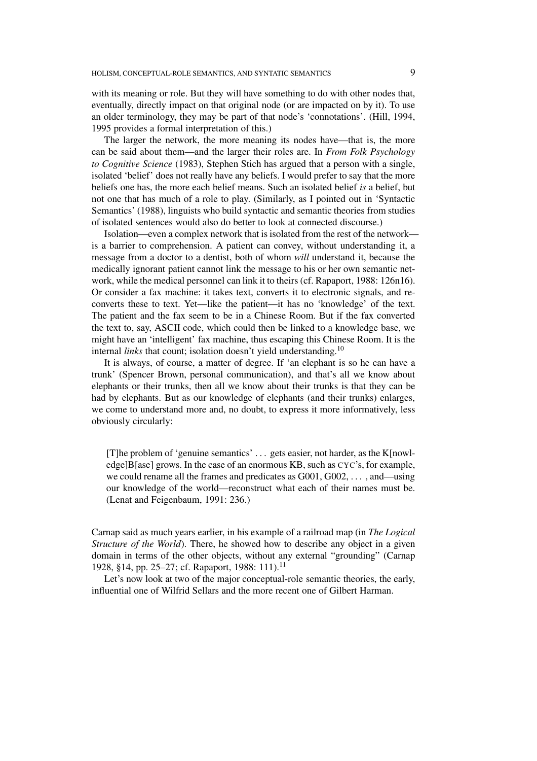with its meaning or role. But they will have something to do with other nodes that, eventually, directly impact on that original node (or are impacted on by it). To use an older terminology, they may be part of that node's 'connotations'. (Hill, 1994, 1995 provides a formal interpretation of this.)

The larger the network, the more meaning its nodes have—that is, the more can be said about them—and the larger their roles are. In *From Folk Psychology to Cognitive Science* (1983), Stephen Stich has argued that a person with a single, isolated 'belief' does not really have any beliefs. I would prefer to say that the more beliefs one has, the more each belief means. Such an isolated belief *is* a belief, but not one that has much of a role to play. (Similarly, as I pointed out in 'Syntactic Semantics' (1988), linguists who build syntactic and semantic theories from studies of isolated sentences would also do better to look at connected discourse.)

Isolation—even a complex network that is isolated from the rest of the network—is a barrier to comprehension. A patient can convey, without understanding it, a message from a doctor to a dentist, both of whom *will* understand it, because the medically ignorant patient cannot link the message to his or her own semantic network, while the medical personnel can link it to theirs (cf. Rapaport, 1988: 126n16). Or consider a fax machine: it takes text, converts it to electronic signals, and reconverts these to text. Yet—like the patient—it has no 'knowledge' of the text. The patient and the fax seem to be in a Chinese Room. But if the fax converted the text to, say, ASCII code, which could then be linked to a knowledge base, we might have an 'intelligent' fax machine, thus escaping this Chinese Room. It is the internal *links* that count; isolation doesn't yield understanding.[10]

It is always, of course, a matter of degree. If 'an elephant is so he can have a trunk' (Spencer Brown, personal communication), and that's all we know about elephants or their trunks, then all we know about their trunks is that they can be had by elephants. But as our knowledge of elephants (and their trunks) enlarges, we come to understand more and, no doubt, to express it more informatively, less obviously circularly:

> [T]he problem of 'genuine semantics' . . . gets easier, not harder, as the K[nowledge]B[ase] grows. In the case of an enormous KB, such as CYC's, for example, we could rename all the frames and predicates as G001, G002, . . . , and—using our knowledge of the world—reconstruct what each of their names must be. (Lenat and Feigenbaum, 1991: 236.)

Carnap said as much years earlier, in his example of a railroad map (in *The Logical Structure of the World*). There, he showed how to describe any object in a given domain in terms of the other objects, without any external "grounding" (Carnap 1928, §14, pp. 25–27; cf. Rapaport, 1988: 111).[11]

Let's now look at two of the major conceptual-role semantic theories, the early, influential one of Wilfrid Sellars and the more recent one of Gilbert Harman.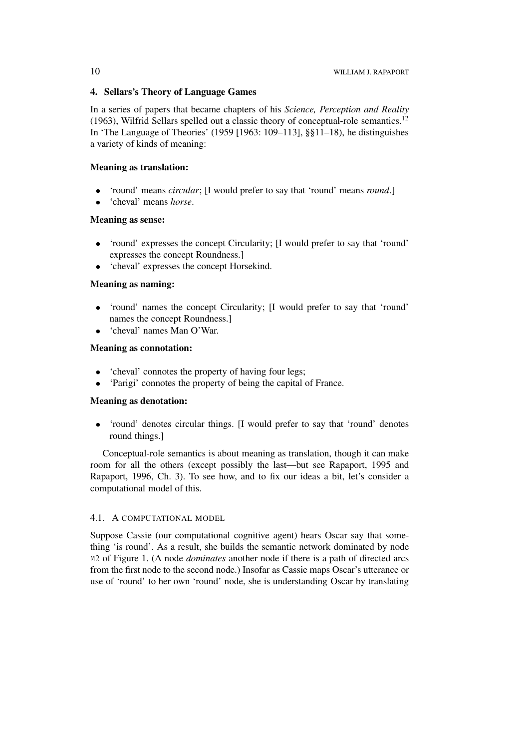## 4. Sellars's Theory of Language Games

In a series of papers that became chapters of his *Science, Perception and Reality* (1963), Wilfrid Sellars spelled out a classic theory of conceptual-role semantics.[12] In 'The Language of Theories' (1959 [1963: 109–113], §§11–18), he distinguishes a variety of kinds of meaning:

**Meaning as translation:**

- 'round' means *circular*; [I would prefer to say that 'round' means *round*.]
- 'cheval' means *horse*.

**Meaning as sense:**

- 'round' expresses the concept Circularity; [I would prefer to say that 'round' expresses the concept Roundness.]
- 'cheval' expresses the concept Horsekind.

**Meaning as naming:**

- 'round' names the concept Circularity; [I would prefer to say that 'round' names the concept Roundness.]
- 'cheval' names Man O'War.

**Meaning as connotation:**

- 'cheval' connotes the property of having four legs;
- 'Parigi' connotes the property of being the capital of France.

**Meaning as denotation:**

- 'round' denotes circular things. [I would prefer to say that 'round' denotes round things.]

Conceptual-role semantics is about meaning as translation, though it can make room for all the others (except possibly the last—but see Rapaport, 1995 and Rapaport, 1996, Ch. 3). To see how, and to fix our ideas a bit, let's consider a computational model of this.

### 4.1. A COMPUTATIONAL MODEL

Suppose Cassie (our computational cognitive agent) hears Oscar say that something 'is round'. As a result, she builds the semantic network dominated by node `M2` of Figure 1. (A node *dominates* another node if there is a path of directed arcs from the first node to the second node.) Insofar as Cassie maps Oscar's utterance or use of 'round' to her own 'round' node, she is understanding Oscar by translating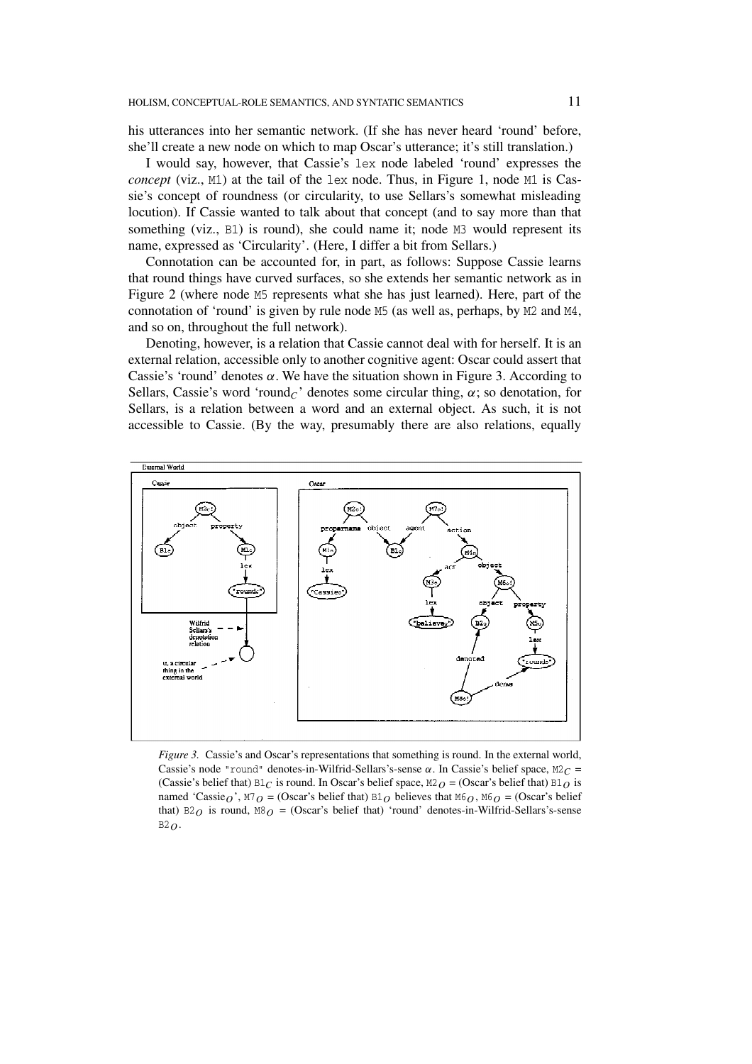his utterances into her semantic network. (If she has never heard 'round' before, she'll create a new node on which to map Oscar's utterance; it's still translation.)

I would say, however, that Cassie's `lex` node labeled 'round' expresses the *concept* (viz., `M1`) at the tail of the `lex` node. Thus, in Figure 1, node `M1` is Cassie's concept of roundness (or circularity, to use Sellars's somewhat misleading locution). If Cassie wanted to talk about that concept (and to say more than that something (viz., `B1`) is round), she could name it; node `M3` would represent its name, expressed as 'Circularity'. (Here, I differ a bit from Sellars.)

Connotation can be accounted for, in part, as follows: Suppose Cassie learns that round things have curved surfaces, so she extends her semantic network as in Figure 2 (where node `M5` represents what she has just learned). Here, part of the connotation of 'round' is given by rule node `M5` (as well as, perhaps, by `M2` and `M4`, and so on, throughout the full network).

Denoting, however, is a relation that Cassie cannot deal with for herself. It is an external relation, accessible only to another cognitive agent: Oscar could assert that Cassie's 'round' denotes $\alpha$. We have the situation shown in Figure 3. According to Sellars, Cassie's word 'round$_C$' denotes some circular thing, $\alpha$; so denotation, for Sellars, is a relation between a word and an external object. As such, it is not accessible to Cassie. (By the way, presumably there are also relations, equally

*Figure 3.* Cassie's and Oscar's representations that something is round. In the external world, Cassie's node `"round"` denotes-in-Wilfrid-Sellars's-sense $\alpha$. In Cassie's belief space, `M2`$_C$ = (Cassie's belief that) `B1`$_C$ is round. In Oscar's belief space, `M2`$_O$ = (Oscar's belief that) `B1`$_O$ is named 'Cassie$_O$', `M7`$_O$ = (Oscar's belief that) `B1`$_O$ believes that `M6`$_O$, `M6`$_O$ = (Oscar's belief that) `B2`$_O$ is round, `M8`$_O$ = (Oscar's belief that) 'round' denotes-in-Wilfrid-Sellars's-sense `B2`$_O$.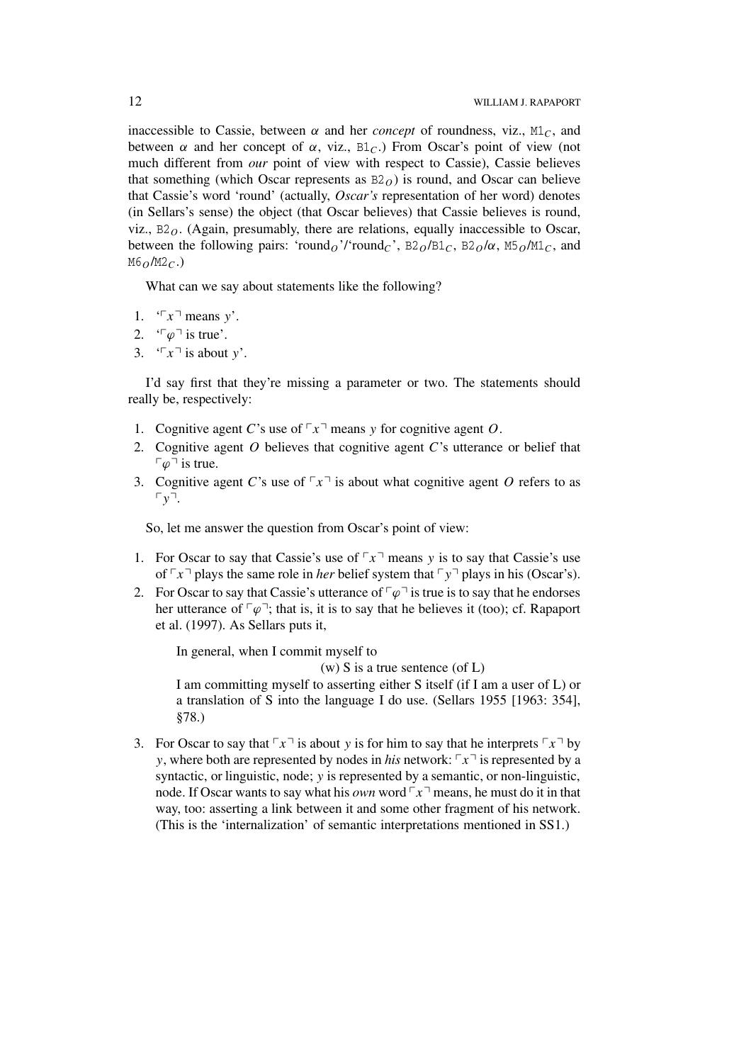inaccessible to Cassie, between $\alpha$ and her *concept* of roundness, viz., $\mathtt{M1}_C$, and between $\alpha$ and her concept of $\alpha$, viz., $\mathtt{B1}_C$.) From Oscar's point of view (not much different from *our* point of view with respect to Cassie), Cassie believes that something (which Oscar represents as $\mathtt{B2}_O$) is round, and Oscar can believe that Cassie's word 'round' (actually, *Oscar's* representation of her word) denotes (in Sellars's sense) the object (that Oscar believes) that Cassie believes is round, viz., $\mathtt{B2}_O$. (Again, presumably, there are relations, equally inaccessible to Oscar, between the following pairs: 'round$_O$'/'round$_C$', $\mathtt{B2}_O$/$\mathtt{B1}_C$, $\mathtt{B2}_O$/$\alpha$, $\mathtt{M5}_O$/$\mathtt{M1}_C$, and $\mathtt{M6}_O$/$\mathtt{M2}_C$.)

What can we say about statements like the following?

1. '$\ulcorner x \urcorner$ means $y$'.
2. '$\ulcorner \varphi \urcorner$ is true'.
3. '$\ulcorner x \urcorner$ is about $y$'.

I'd say first that they're missing a parameter or two. The statements should really be, respectively:

1. Cognitive agent $C$'s use of $\ulcorner x \urcorner$ means $y$ for cognitive agent $O$.
2. Cognitive agent $O$ believes that cognitive agent $C$'s utterance or belief that $\ulcorner \varphi \urcorner$ is true.
3. Cognitive agent $C$'s use of $\ulcorner x \urcorner$ is about what cognitive agent $O$ refers to as $\ulcorner y \urcorner$.

So, let me answer the question from Oscar's point of view:

1. For Oscar to say that Cassie's use of $\ulcorner x \urcorner$ means $y$ is to say that Cassie's use of $\ulcorner x \urcorner$ plays the same role in *her* belief system that $\ulcorner y \urcorner$ plays in his (Oscar's).
2. For Oscar to say that Cassie's utterance of $\ulcorner \varphi \urcorner$ is true is to say that he endorses her utterance of $\ulcorner \varphi \urcorner$; that is, it is to say that he believes it (too); cf. Rapaport et al. (1997). As Sellars puts it,

   > In general, when I commit myself to
   >
   > (w) S is a true sentence (of L)
   >
   > I am committing myself to asserting either S itself (if I am a user of L) or a translation of S into the language I do use. (Sellars 1955 [1963: 354], §78.)

3. For Oscar to say that $\ulcorner x \urcorner$ is about $y$ is for him to say that he interprets $\ulcorner x \urcorner$ by $y$, where both are represented by nodes in *his* network: $\ulcorner x \urcorner$ is represented by a syntactic, or linguistic, node; $y$ is represented by a semantic, or non-linguistic, node. If Oscar wants to say what his *own* word $\ulcorner x \urcorner$ means, he must do it in that way, too: asserting a link between it and some other fragment of his network. (This is the 'internalization' of semantic interpretations mentioned in SS1.)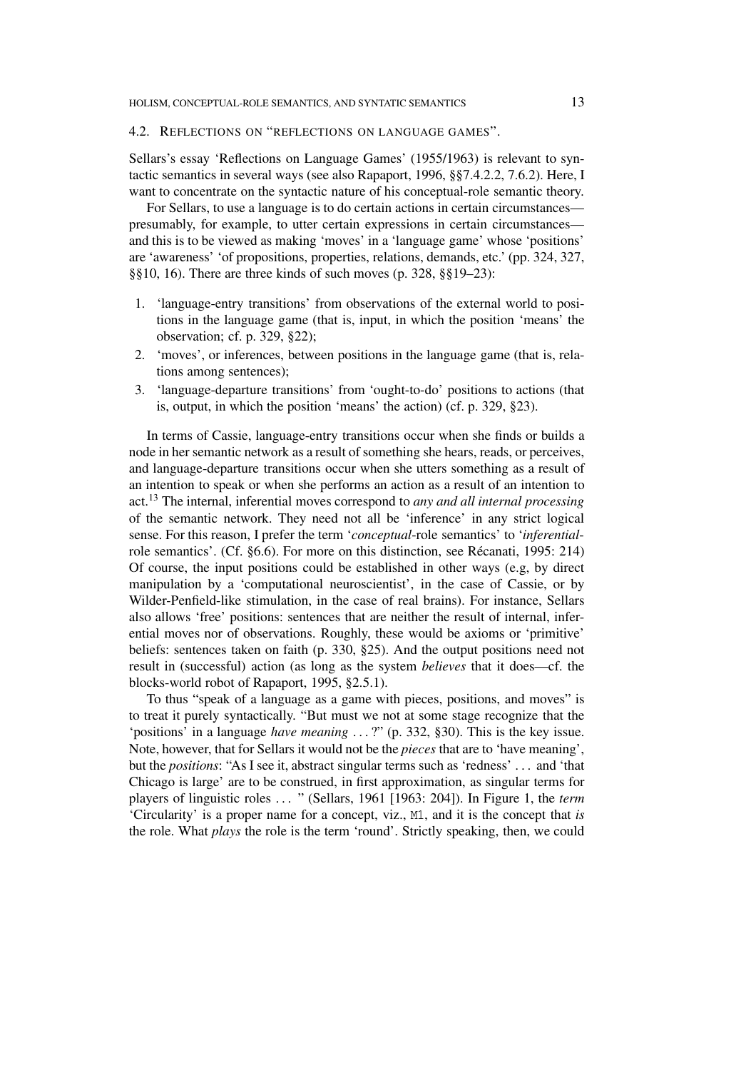### 4.2. Reflections on "reflections on language games".

Sellars's essay 'Reflections on Language Games' (1955/1963) is relevant to syntactic semantics in several ways (see also Rapaport, 1996, §§7.4.2.2, 7.6.2). Here, I want to concentrate on the syntactic nature of his conceptual-role semantic theory.

For Sellars, to use a language is to do certain actions in certain circumstances—presumably, for example, to utter certain expressions in certain circumstances—and this is to be viewed as making 'moves' in a 'language game' whose 'positions' are 'awareness' 'of propositions, properties, relations, demands, etc.' (pp. 324, 327, §§10, 16). There are three kinds of such moves (p. 328, §§19–23):

1. 'language-entry transitions' from observations of the external world to positions in the language game (that is, input, in which the position 'means' the observation; cf. p. 329, §22);
2. 'moves', or inferences, between positions in the language game (that is, relations among sentences);
3. 'language-departure transitions' from 'ought-to-do' positions to actions (that is, output, in which the position 'means' the action) (cf. p. 329, §23).

In terms of Cassie, language-entry transitions occur when she finds or builds a node in her semantic network as a result of something she hears, reads, or perceives, and language-departure transitions occur when she utters something as a result of an intention to speak or when she performs an action as a result of an intention to act.[13] The internal, inferential moves correspond to *any and all internal processing* of the semantic network. They need not all be 'inference' in any strict logical sense. For this reason, I prefer the term '*conceptual*-role semantics' to '*inferential*-role semantics'. (Cf. §6.6). For more on this distinction, see Récanati, 1995: 214) Of course, the input positions could be established in other ways (e.g, by direct manipulation by a 'computational neuroscientist', in the case of Cassie, or by Wilder-Penfield-like stimulation, in the case of real brains). For instance, Sellars also allows 'free' positions: sentences that are neither the result of internal, inferential moves nor of observations. Roughly, these would be axioms or 'primitive' beliefs: sentences taken on faith (p. 330, §25). And the output positions need not result in (successful) action (as long as the system *believes* that it does—cf. the blocks-world robot of Rapaport, 1995, §2.5.1).

To thus "speak of a language as a game with pieces, positions, and moves" is to treat it purely syntactically. "But must we not at some stage recognize that the 'positions' in a language *have meaning* ...?" (p. 332, §30). This is the key issue. Note, however, that for Sellars it would not be the *pieces* that are to 'have meaning', but the *positions*: "As I see it, abstract singular terms such as 'redness' ... and 'that Chicago is large' are to be construed, in first approximation, as singular terms for players of linguistic roles ... " (Sellars, 1961 [1963: 204]). In Figure 1, the *term* 'Circularity' is a proper name for a concept, viz., `M1`, and it is the concept that *is* the role. What *plays* the role is the term 'round'. Strictly speaking, then, we could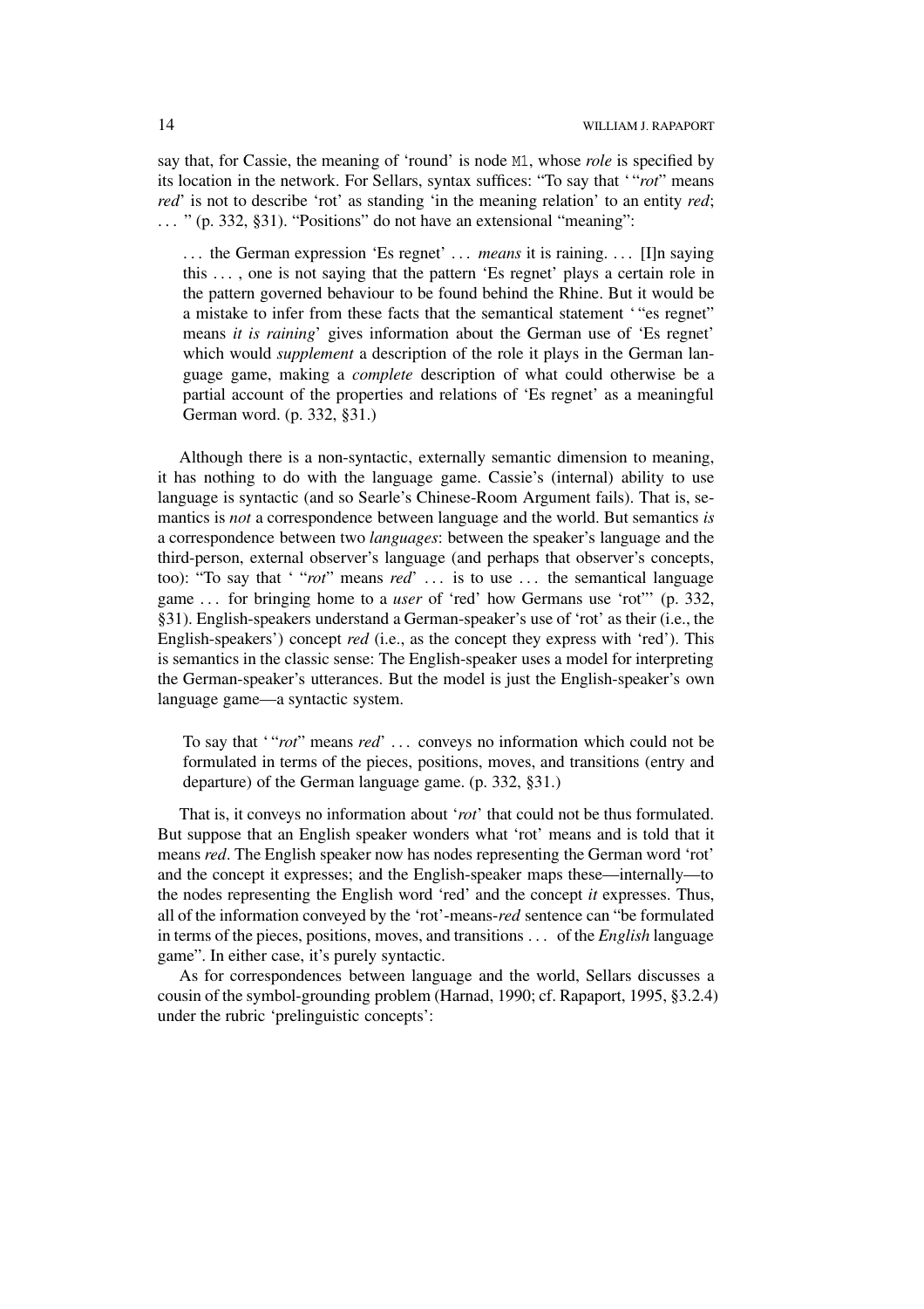say that, for Cassie, the meaning of 'round' is node `M1`, whose *role* is specified by its location in the network. For Sellars, syntax suffices: "To say that '"*rot*" means *red*' is not to describe 'rot' as standing 'in the meaning relation' to an entity *red*; ... " (p. 332, §31). "Positions" do not have an extensional "meaning":

> ... the German expression 'Es regnet' ... *means* it is raining. ... [I]n saying this ... , one is not saying that the pattern 'Es regnet' plays a certain role in the pattern governed behaviour to be found behind the Rhine. But it would be a mistake to infer from these facts that the semantical statement '"es regnet" means *it is raining*' gives information about the German use of 'Es regnet' which would *supplement* a description of the role it plays in the German language game, making a *complete* description of what could otherwise be a partial account of the properties and relations of 'Es regnet' as a meaningful German word. (p. 332, §31.)

Although there is a non-syntactic, externally semantic dimension to meaning, it has nothing to do with the language game. Cassie's (internal) ability to use language is syntactic (and so Searle's Chinese-Room Argument fails). That is, semantics is *not* a correspondence between language and the world. But semantics *is* a correspondence between two *languages*: between the speaker's language and the third-person, external observer's language (and perhaps that observer's concepts, too): "To say that ' "*rot*" means *red*' ... is to use ... the semantical language game ... for bringing home to a *user* of 'red' how Germans use 'rot"' (p. 332, §31). English-speakers understand a German-speaker's use of 'rot' as their (i.e., the English-speakers') concept *red* (i.e., as the concept they express with 'red'). This is semantics in the classic sense: The English-speaker uses a model for interpreting the German-speaker's utterances. But the model is just the English-speaker's own language game—a syntactic system.

> To say that '"*rot*" means *red*' ... conveys no information which could not be formulated in terms of the pieces, positions, moves, and transitions (entry and departure) of the German language game. (p. 332, §31.)

That is, it conveys no information about '*rot*' that could not be thus formulated. But suppose that an English speaker wonders what 'rot' means and is told that it means *red*. The English speaker now has nodes representing the German word 'rot' and the concept it expresses; and the English-speaker maps these—internally—to the nodes representing the English word 'red' and the concept *it* expresses. Thus, all of the information conveyed by the 'rot'-means-*red* sentence can "be formulated in terms of the pieces, positions, moves, and transitions ... of the *English* language game". In either case, it's purely syntactic.

As for correspondences between language and the world, Sellars discusses a cousin of the symbol-grounding problem (Harnad, 1990; cf. Rapaport, 1995, §3.2.4) under the rubric 'prelinguistic concepts':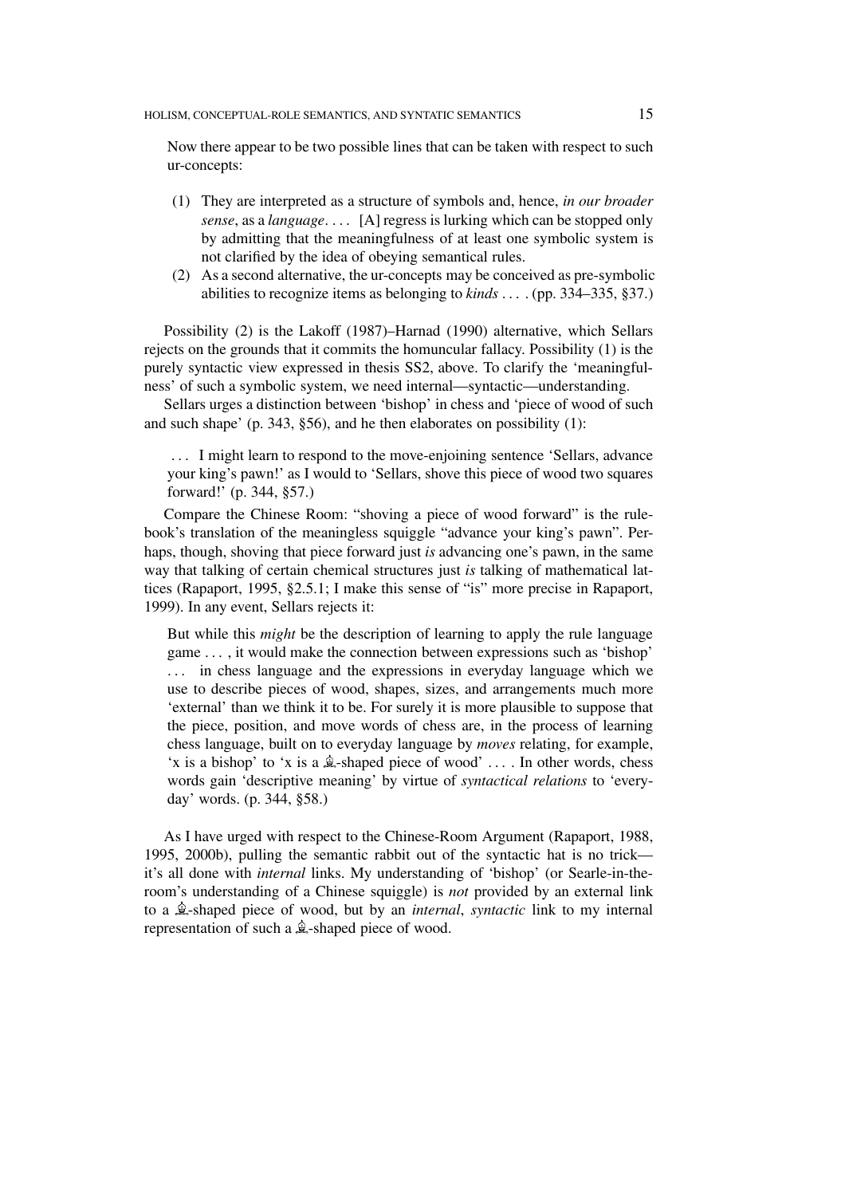Now there appear to be two possible lines that can be taken with respect to such ur-concepts:

> (1) They are interpreted as a structure of symbols and, hence, *in our broader sense*, as a *language*. . . . [A] regress is lurking which can be stopped only by admitting that the meaningfulness of at least one symbolic system is not clarified by the idea of obeying semantical rules.
>
> (2) As a second alternative, the ur-concepts may be conceived as pre-symbolic abilities to recognize items as belonging to *kinds* . . . . (pp. 334–335, §37.)

Possibility (2) is the Lakoff (1987)–Harnad (1990) alternative, which Sellars rejects on the grounds that it commits the homuncular fallacy. Possibility (1) is the purely syntactic view expressed in thesis SS2, above. To clarify the 'meaningfulness' of such a symbolic system, we need internal—syntactic—understanding.

Sellars urges a distinction between 'bishop' in chess and 'piece of wood of such and such shape' (p. 343, §56), and he then elaborates on possibility (1):

> . . . I might learn to respond to the move-enjoining sentence 'Sellars, advance your king's pawn!' as I would to 'Sellars, shove this piece of wood two squares forward!' (p. 344, §57.)

Compare the Chinese Room: "shoving a piece of wood forward" is the rulebook's translation of the meaningless squiggle "advance your king's pawn". Perhaps, though, shoving that piece forward just *is* advancing one's pawn, in the same way that talking of certain chemical structures just *is* talking of mathematical lattices (Rapaport, 1995, §2.5.1; I make this sense of "is" more precise in Rapaport, 1999). In any event, Sellars rejects it:

> But while this *might* be the description of learning to apply the rule language game . . . , it would make the connection between expressions such as 'bishop' . . . in chess language and the expressions in everyday language which we use to describe pieces of wood, shapes, sizes, and arrangements much more 'external' than we think it to be. For surely it is more plausible to suppose that the piece, position, and move words of chess are, in the process of learning chess language, built on to everyday language by *moves* relating, for example, 'x is a bishop' to 'x is a ♗-shaped piece of wood' . . . . In other words, chess words gain 'descriptive meaning' by virtue of *syntactical relations* to 'everyday' words. (p. 344, §58.)

As I have urged with respect to the Chinese-Room Argument (Rapaport, 1988, 1995, 2000b), pulling the semantic rabbit out of the syntactic hat is no trick—it's all done with *internal* links. My understanding of 'bishop' (or Searle-in-the-room's understanding of a Chinese squiggle) is *not* provided by an external link to a ♗-shaped piece of wood, but by an *internal*, *syntactic* link to my internal representation of such a ♗-shaped piece of wood.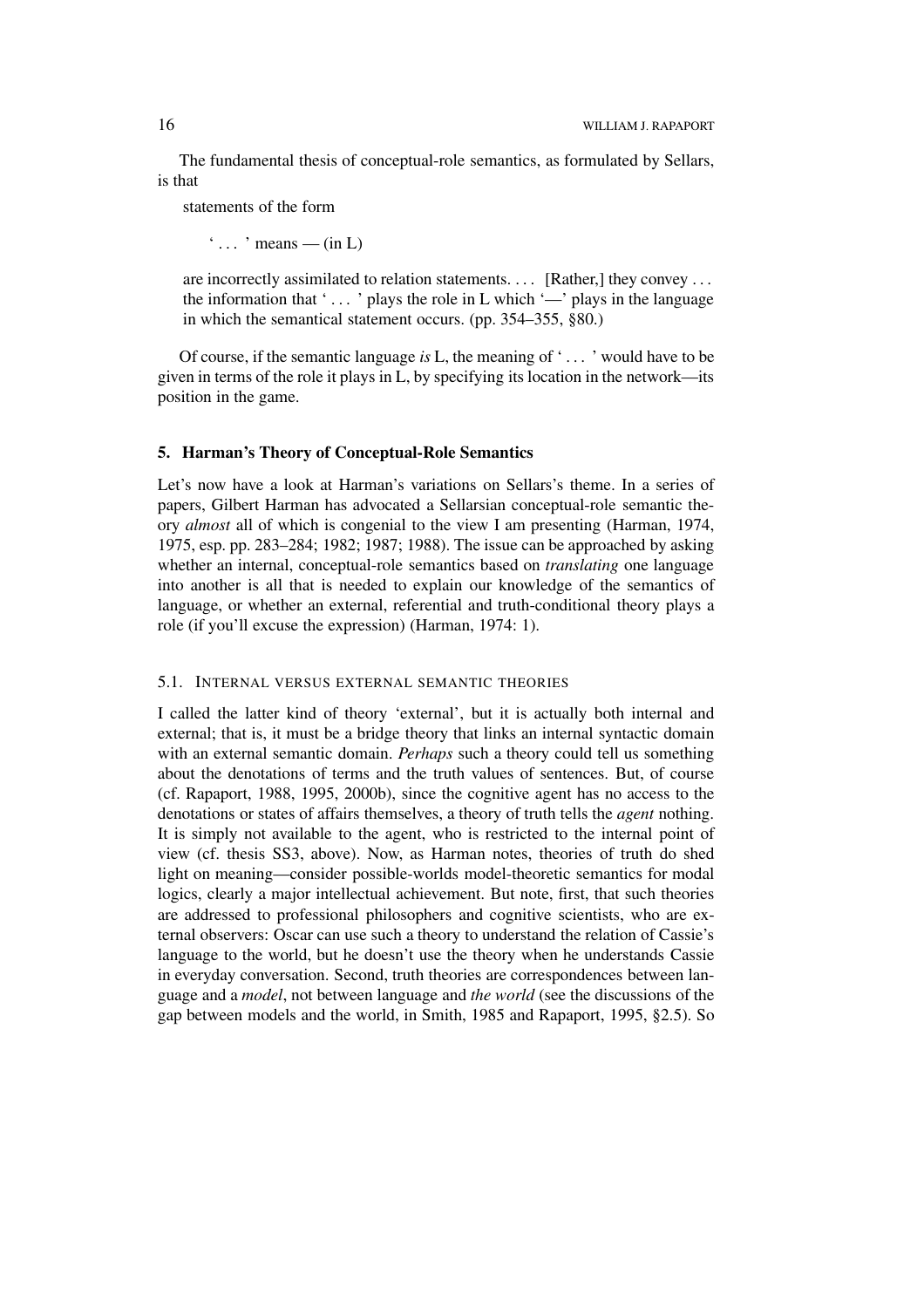The fundamental thesis of conceptual-role semantics, as formulated by Sellars, is that

> statements of the form
>
> ' . . . ' means — (in L)
>
> are incorrectly assimilated to relation statements. . . . [Rather,] they convey . . . the information that ' . . . ' plays the role in L which '—' plays in the language in which the semantical statement occurs. (pp. 354–355, §80.)

Of course, if the semantic language *is* L, the meaning of ' . . . ' would have to be given in terms of the role it plays in L, by specifying its location in the network—its position in the game.

## 5. Harman's Theory of Conceptual-Role Semantics

Let's now have a look at Harman's variations on Sellars's theme. In a series of papers, Gilbert Harman has advocated a Sellarsian conceptual-role semantic theory *almost* all of which is congenial to the view I am presenting (Harman, 1974, 1975, esp. pp. 283–284; 1982; 1987; 1988). The issue can be approached by asking whether an internal, conceptual-role semantics based on *translating* one language into another is all that is needed to explain our knowledge of the semantics of language, or whether an external, referential and truth-conditional theory plays a role (if you'll excuse the expression) (Harman, 1974: 1).

### 5.1. Internal versus external semantic theories

I called the latter kind of theory 'external', but it is actually both internal and external; that is, it must be a bridge theory that links an internal syntactic domain with an external semantic domain. *Perhaps* such a theory could tell us something about the denotations of terms and the truth values of sentences. But, of course (cf. Rapaport, 1988, 1995, 2000b), since the cognitive agent has no access to the denotations or states of affairs themselves, a theory of truth tells the *agent* nothing. It is simply not available to the agent, who is restricted to the internal point of view (cf. thesis SS3, above). Now, as Harman notes, theories of truth do shed light on meaning—consider possible-worlds model-theoretic semantics for modal logics, clearly a major intellectual achievement. But note, first, that such theories are addressed to professional philosophers and cognitive scientists, who are external observers: Oscar can use such a theory to understand the relation of Cassie's language to the world, but he doesn't use the theory when he understands Cassie in everyday conversation. Second, truth theories are correspondences between language and a *model*, not between language and *the world* (see the discussions of the gap between models and the world, in Smith, 1985 and Rapaport, 1995, §2.5). So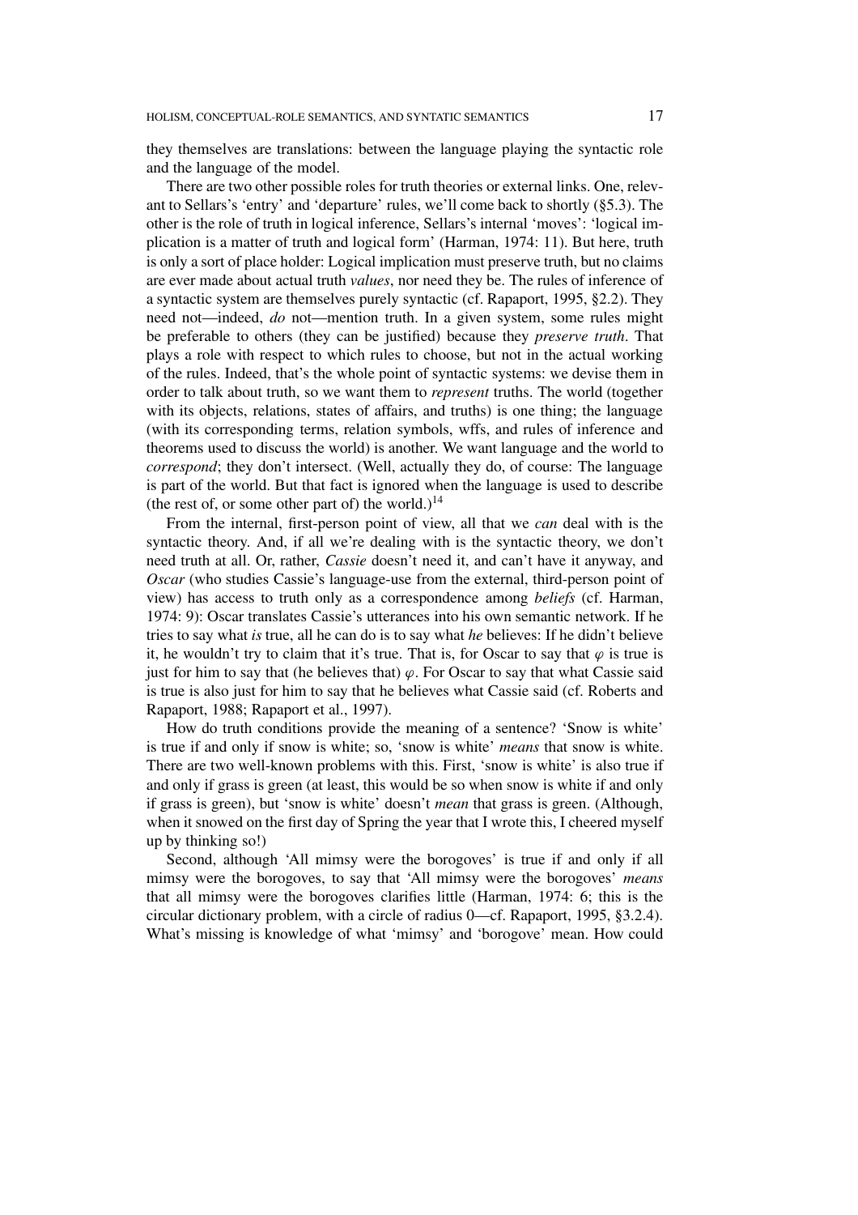they themselves are translations: between the language playing the syntactic role and the language of the model.

There are two other possible roles for truth theories or external links. One, relevant to Sellars's 'entry' and 'departure' rules, we'll come back to shortly (§5.3). The other is the role of truth in logical inference, Sellars's internal 'moves': 'logical implication is a matter of truth and logical form' (Harman, 1974: 11). But here, truth is only a sort of place holder: Logical implication must preserve truth, but no claims are ever made about actual truth *values*, nor need they be. The rules of inference of a syntactic system are themselves purely syntactic (cf. Rapaport, 1995, §2.2). They need not—indeed, *do* not—mention truth. In a given system, some rules might be preferable to others (they can be justified) because they *preserve truth*. That plays a role with respect to which rules to choose, but not in the actual working of the rules. Indeed, that's the whole point of syntactic systems: we devise them in order to talk about truth, so we want them to *represent* truths. The world (together with its objects, relations, states of affairs, and truths) is one thing; the language (with its corresponding terms, relation symbols, wffs, and rules of inference and theorems used to discuss the world) is another. We want language and the world to *correspond*; they don't intersect. (Well, actually they do, of course: The language is part of the world. But that fact is ignored when the language is used to describe (the rest of, or some other part of) the world.)[14]

From the internal, first-person point of view, all that we *can* deal with is the syntactic theory. And, if all we're dealing with is the syntactic theory, we don't need truth at all. Or, rather, *Cassie* doesn't need it, and can't have it anyway, and *Oscar* (who studies Cassie's language-use from the external, third-person point of view) has access to truth only as a correspondence among *beliefs* (cf. Harman, 1974: 9): Oscar translates Cassie's utterances into his own semantic network. If he tries to say what *is* true, all he can do is to say what *he* believes: If he didn't believe it, he wouldn't try to claim that it's true. That is, for Oscar to say that $\varphi$ is true is just for him to say that (he believes that) $\varphi$. For Oscar to say that what Cassie said is true is also just for him to say that he believes what Cassie said (cf. Roberts and Rapaport, 1988; Rapaport et al., 1997).

How do truth conditions provide the meaning of a sentence? 'Snow is white' is true if and only if snow is white; so, 'snow is white' *means* that snow is white. There are two well-known problems with this. First, 'snow is white' is also true if and only if grass is green (at least, this would be so when snow is white if and only if grass is green), but 'snow is white' doesn't *mean* that grass is green. (Although, when it snowed on the first day of Spring the year that I wrote this, I cheered myself up by thinking so!)

Second, although 'All mimsy were the borogoves' is true if and only if all mimsy were the borogoves, to say that 'All mimsy were the borogoves' *means* that all mimsy were the borogoves clarifies little (Harman, 1974: 6; this is the circular dictionary problem, with a circle of radius 0—cf. Rapaport, 1995, §3.2.4). What's missing is knowledge of what 'mimsy' and 'borogove' mean. How could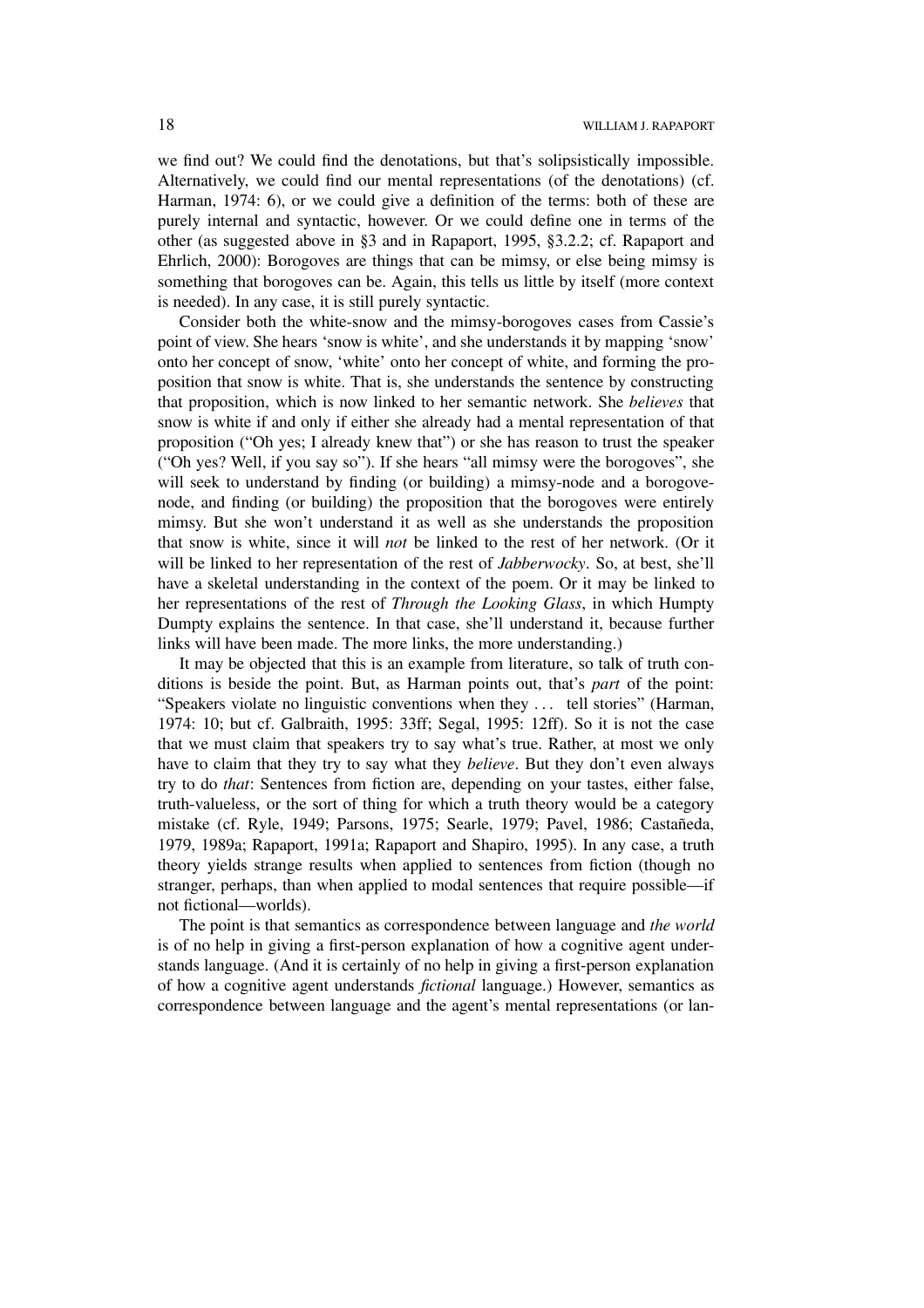we find out? We could find the denotations, but that's solipsistically impossible. Alternatively, we could find our mental representations (of the denotations) (cf. Harman, 1974: 6), or we could give a definition of the terms: both of these are purely internal and syntactic, however. Or we could define one in terms of the other (as suggested above in §3 and in Rapaport, 1995, §3.2.2; cf. Rapaport and Ehrlich, 2000): Borogoves are things that can be mimsy, or else being mimsy is something that borogoves can be. Again, this tells us little by itself (more context is needed). In any case, it is still purely syntactic.

Consider both the white-snow and the mimsy-borogoves cases from Cassie's point of view. She hears 'snow is white', and she understands it by mapping 'snow' onto her concept of snow, 'white' onto her concept of white, and forming the proposition that snow is white. That is, she understands the sentence by constructing that proposition, which is now linked to her semantic network. She *believes* that snow is white if and only if either she already had a mental representation of that proposition ("Oh yes; I already knew that") or she has reason to trust the speaker ("Oh yes? Well, if you say so"). If she hears "all mimsy were the borogoves", she will seek to understand by finding (or building) a mimsy-node and a borogove-node, and finding (or building) the proposition that the borogoves were entirely mimsy. But she won't understand it as well as she understands the proposition that snow is white, since it will *not* be linked to the rest of her network. (Or it will be linked to her representation of the rest of *Jabberwocky*. So, at best, she'll have a skeletal understanding in the context of the poem. Or it may be linked to her representations of the rest of *Through the Looking Glass*, in which Humpty Dumpty explains the sentence. In that case, she'll understand it, because further links will have been made. The more links, the more understanding.)

It may be objected that this is an example from literature, so talk of truth conditions is beside the point. But, as Harman points out, that's *part* of the point: "Speakers violate no linguistic conventions when they ... tell stories" (Harman, 1974: 10; but cf. Galbraith, 1995: 33ff; Segal, 1995: 12ff). So it is not the case that we must claim that speakers try to say what's true. Rather, at most we only have to claim that they try to say what they *believe*. But they don't even always try to do *that*: Sentences from fiction are, depending on your tastes, either false, truth-valueless, or the sort of thing for which a truth theory would be a category mistake (cf. Ryle, 1949; Parsons, 1975; Searle, 1979; Pavel, 1986; Castañeda, 1979, 1989a; Rapaport, 1991a; Rapaport and Shapiro, 1995). In any case, a truth theory yields strange results when applied to sentences from fiction (though no stranger, perhaps, than when applied to modal sentences that require possible—if not fictional—worlds).

The point is that semantics as correspondence between language and *the world* is of no help in giving a first-person explanation of how a cognitive agent understands language. (And it is certainly of no help in giving a first-person explanation of how a cognitive agent understands *fictional* language.) However, semantics as correspondence between language and the agent's mental representations (or lan-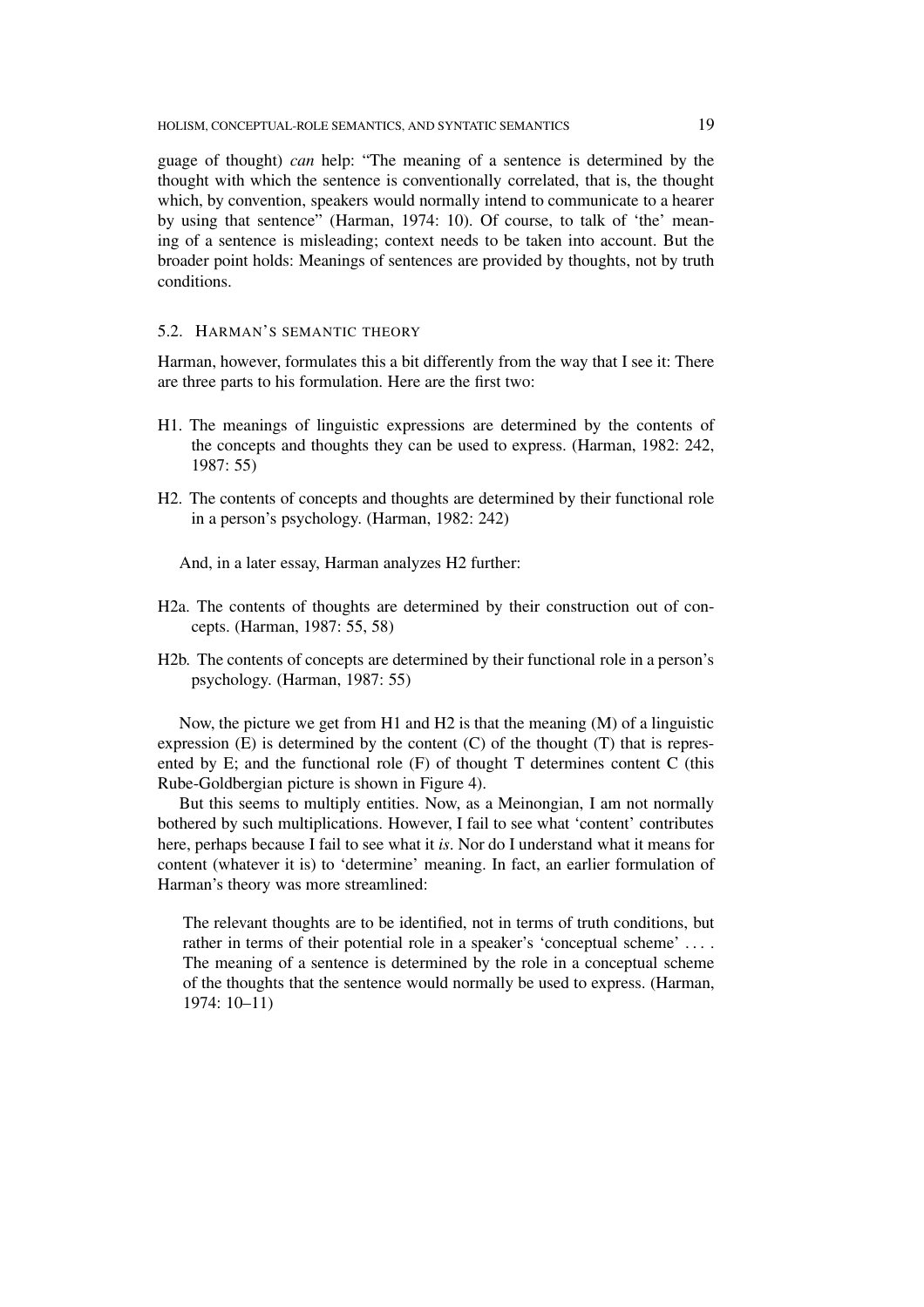guage of thought) *can* help: "The meaning of a sentence is determined by the thought with which the sentence is conventionally correlated, that is, the thought which, by convention, speakers would normally intend to communicate to a hearer by using that sentence" (Harman, 1974: 10). Of course, to talk of 'the' meaning of a sentence is misleading; context needs to be taken into account. But the broader point holds: Meanings of sentences are provided by thoughts, not by truth conditions.

### 5.2. Harman's semantic theory

Harman, however, formulates this a bit differently from the way that I see it: There are three parts to his formulation. Here are the first two:

H1. The meanings of linguistic expressions are determined by the contents of the concepts and thoughts they can be used to express. (Harman, 1982: 242, 1987: 55)

H2. The contents of concepts and thoughts are determined by their functional role in a person's psychology. (Harman, 1982: 242)

And, in a later essay, Harman analyzes H2 further:

H2a. The contents of thoughts are determined by their construction out of concepts. (Harman, 1987: 55, 58)

H2b. The contents of concepts are determined by their functional role in a person's psychology. (Harman, 1987: 55)

Now, the picture we get from H1 and H2 is that the meaning (M) of a linguistic expression (E) is determined by the content (C) of the thought (T) that is represented by E; and the functional role (F) of thought T determines content C (this Rube-Goldbergian picture is shown in Figure 4).

But this seems to multiply entities. Now, as a Meinongian, I am not normally bothered by such multiplications. However, I fail to see what 'content' contributes here, perhaps because I fail to see what it *is*. Nor do I understand what it means for content (whatever it is) to 'determine' meaning. In fact, an earlier formulation of Harman's theory was more streamlined:

> The relevant thoughts are to be identified, not in terms of truth conditions, but rather in terms of their potential role in a speaker's 'conceptual scheme' . . . . The meaning of a sentence is determined by the role in a conceptual scheme of the thoughts that the sentence would normally be used to express. (Harman, 1974: 10–11)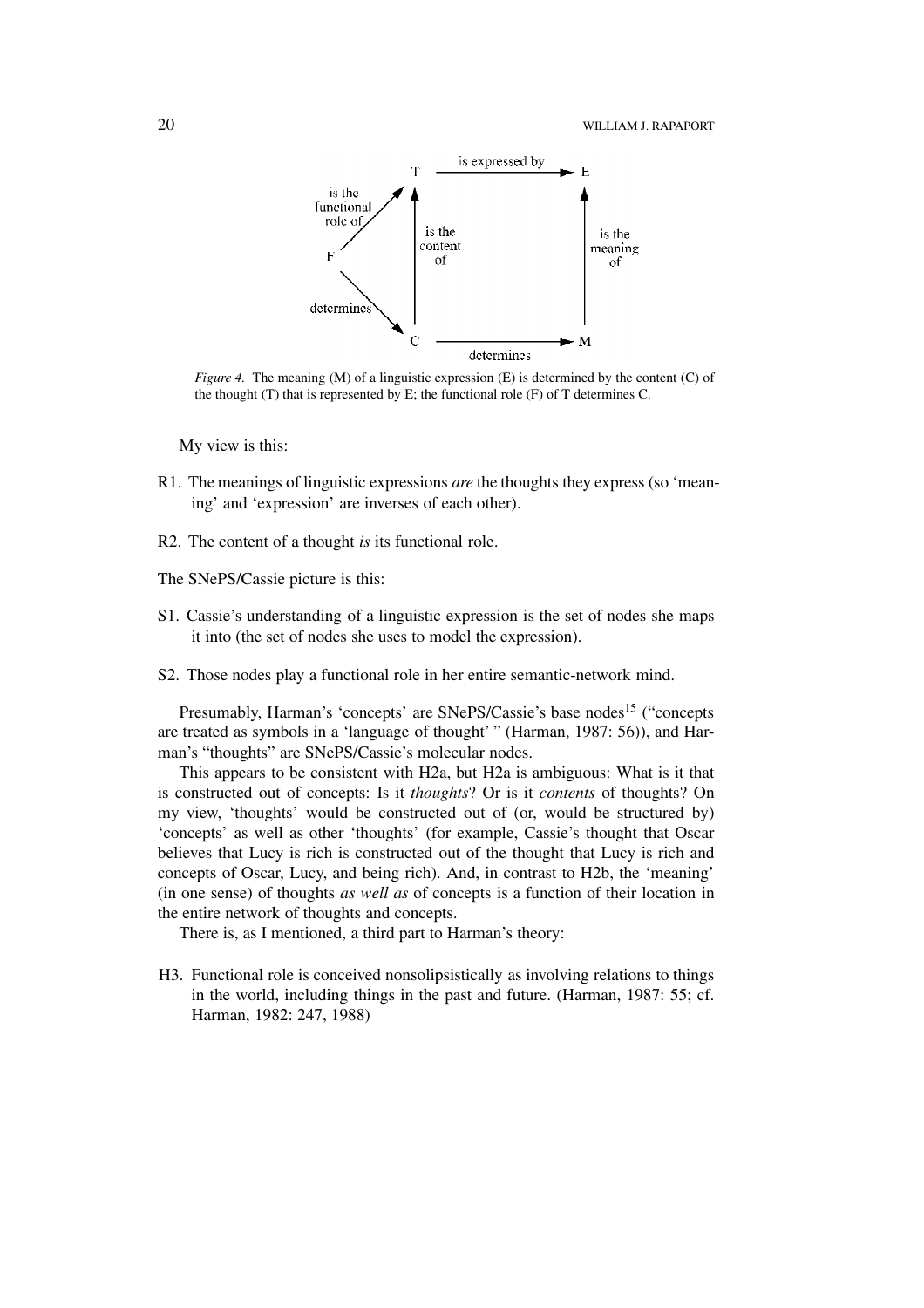*Figure 4.* The meaning (M) of a linguistic expression (E) is determined by the content (C) of the thought (T) that is represented by E; the functional role (F) of T determines C.

My view is this:

R1. The meanings of linguistic expressions *are* the thoughts they express (so 'meaning' and 'expression' are inverses of each other).

R2. The content of a thought *is* its functional role.

The SNePS/Cassie picture is this:

S1. Cassie's understanding of a linguistic expression is the set of nodes she maps it into (the set of nodes she uses to model the expression).

S2. Those nodes play a functional role in her entire semantic-network mind.

Presumably, Harman's 'concepts' are SNePS/Cassie's base nodes[15] ("concepts are treated as symbols in a 'language of thought' " (Harman, 1987: 56)), and Harman's "thoughts" are SNePS/Cassie's molecular nodes.

This appears to be consistent with H2a, but H2a is ambiguous: What is it that is constructed out of concepts: Is it *thoughts*? Or is it *contents* of thoughts? On my view, 'thoughts' would be constructed out of (or, would be structured by) 'concepts' as well as other 'thoughts' (for example, Cassie's thought that Oscar believes that Lucy is rich is constructed out of the thought that Lucy is rich and concepts of Oscar, Lucy, and being rich). And, in contrast to H2b, the 'meaning' (in one sense) of thoughts *as well as* of concepts is a function of their location in the entire network of thoughts and concepts.

There is, as I mentioned, a third part to Harman's theory:

H3. Functional role is conceived nonsolipsistically as involving relations to things in the world, including things in the past and future. (Harman, 1987: 55; cf. Harman, 1982: 247, 1988)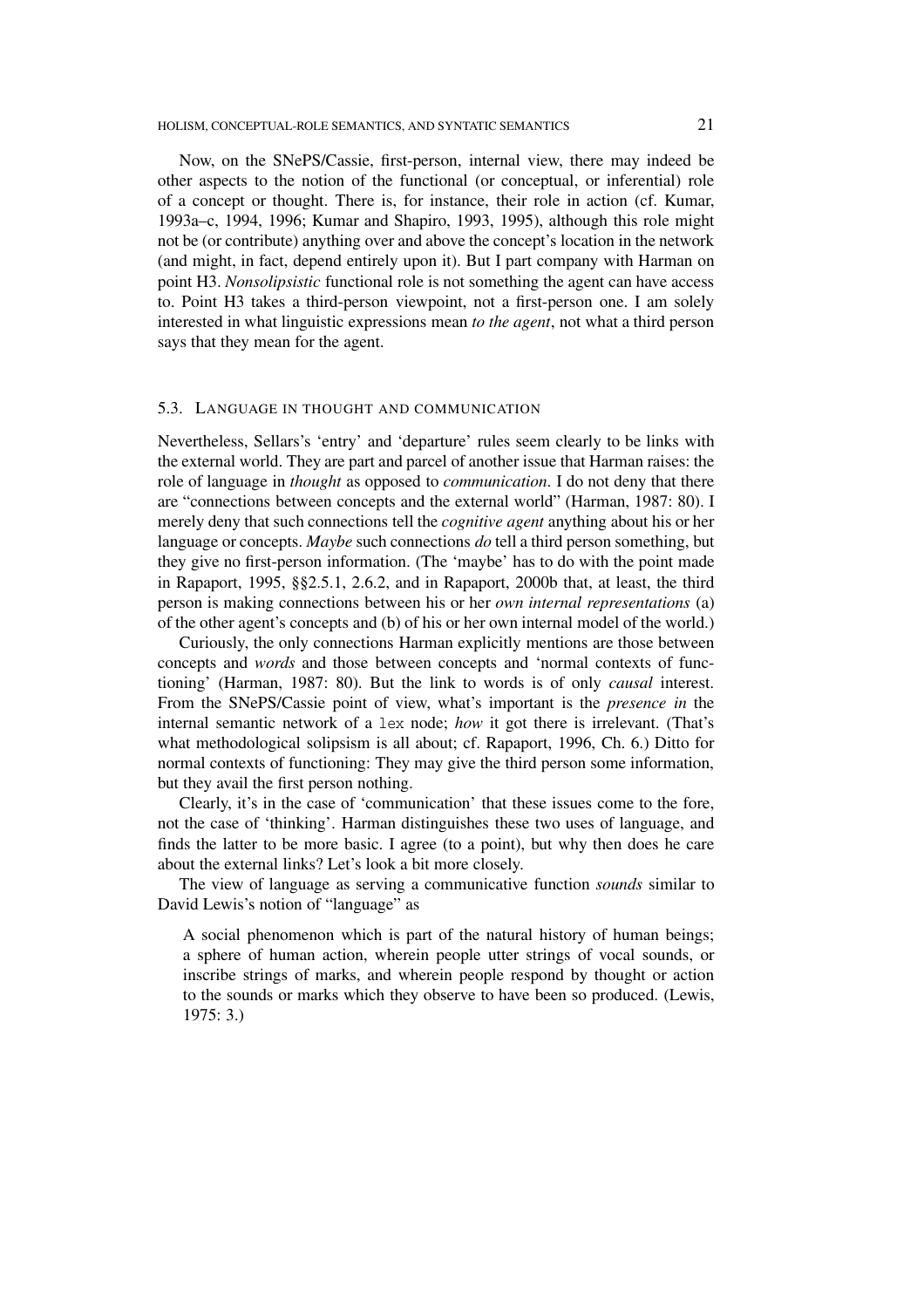Now, on the SNePS/Cassie, first-person, internal view, there may indeed be other aspects to the notion of the functional (or conceptual, or inferential) role of a concept or thought. There is, for instance, their role in action (cf. Kumar, 1993a–c, 1994, 1996; Kumar and Shapiro, 1993, 1995), although this role might not be (or contribute) anything over and above the concept's location in the network (and might, in fact, depend entirely upon it). But I part company with Harman on point H3. *Nonsolipsistic* functional role is not something the agent can have access to. Point H3 takes a third-person viewpoint, not a first-person one. I am solely interested in what linguistic expressions mean *to the agent*, not what a third person says that they mean for the agent.

### 5.3. LANGUAGE IN THOUGHT AND COMMUNICATION

Nevertheless, Sellars's 'entry' and 'departure' rules seem clearly to be links with the external world. They are part and parcel of another issue that Harman raises: the role of language in *thought* as opposed to *communication*. I do not deny that there are "connections between concepts and the external world" (Harman, 1987: 80). I merely deny that such connections tell the *cognitive agent* anything about his or her language or concepts. *Maybe* such connections *do* tell a third person something, but they give no first-person information. (The 'maybe' has to do with the point made in Rapaport, 1995, §§2.5.1, 2.6.2, and in Rapaport, 2000b that, at least, the third person is making connections between his or her *own internal representations* (a) of the other agent's concepts and (b) of his or her own internal model of the world.)

Curiously, the only connections Harman explicitly mentions are those between concepts and *words* and those between concepts and 'normal contexts of functioning' (Harman, 1987: 80). But the link to words is of only *causal* interest. From the SNePS/Cassie point of view, what's important is the *presence in* the internal semantic network of a `lex` node; *how* it got there is irrelevant. (That's what methodological solipsism is all about; cf. Rapaport, 1996, Ch. 6.) Ditto for normal contexts of functioning: They may give the third person some information, but they avail the first person nothing.

Clearly, it's in the case of 'communication' that these issues come to the fore, not the case of 'thinking'. Harman distinguishes these two uses of language, and finds the latter to be more basic. I agree (to a point), but why then does he care about the external links? Let's look a bit more closely.

The view of language as serving a communicative function *sounds* similar to David Lewis's notion of "language" as

> A social phenomenon which is part of the natural history of human beings; a sphere of human action, wherein people utter strings of vocal sounds, or inscribe strings of marks, and wherein people respond by thought or action to the sounds or marks which they observe to have been so produced. (Lewis, 1975: 3.)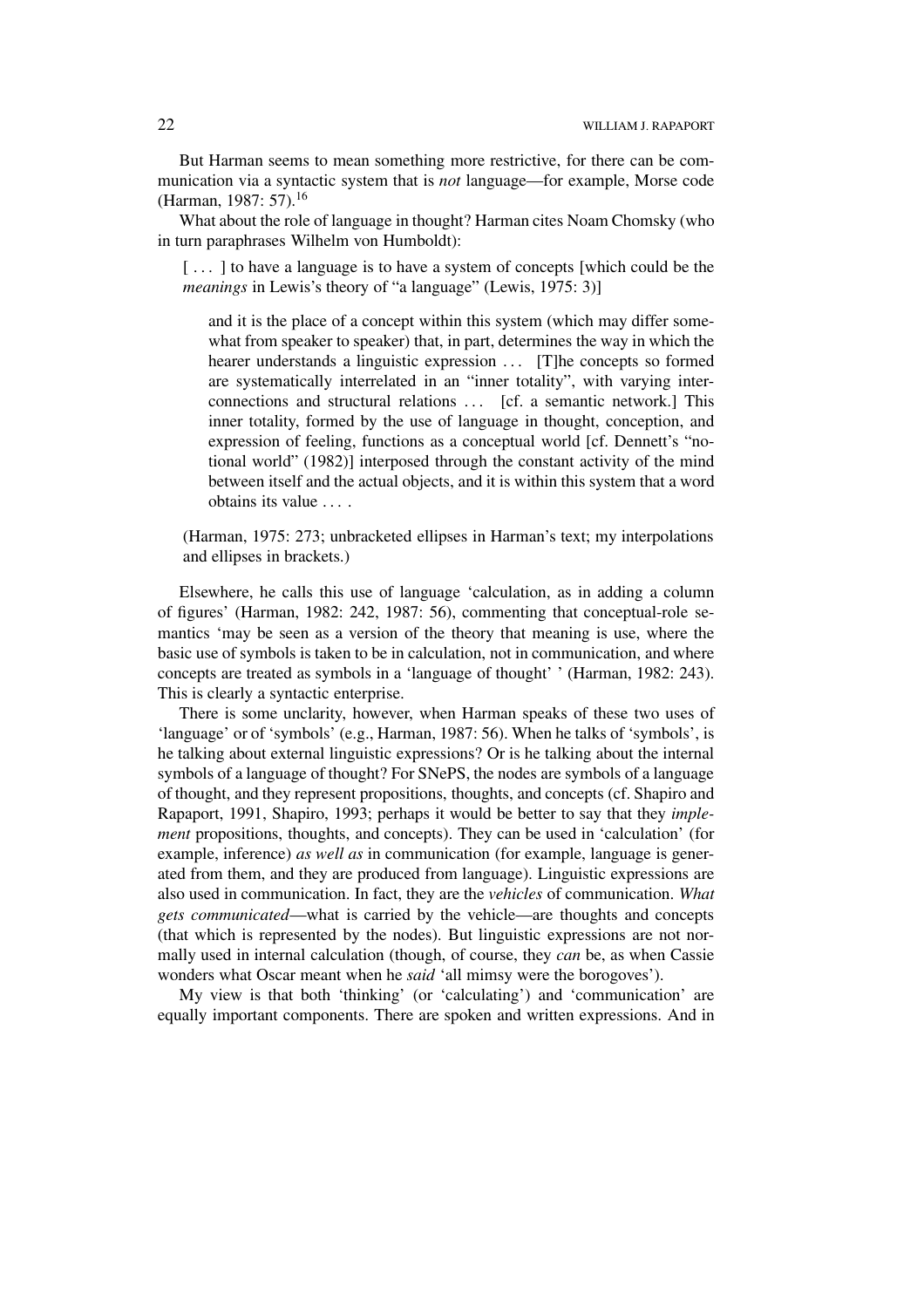But Harman seems to mean something more restrictive, for there can be communication via a syntactic system that is *not* language—for example, Morse code (Harman, 1987: 57).[16]

What about the role of language in thought? Harman cites Noam Chomsky (who in turn paraphrases Wilhelm von Humboldt):

> [ . . . ] to have a language is to have a system of concepts [which could be the *meanings* in Lewis's theory of "a language" (Lewis, 1975: 3)]
>
> > and it is the place of a concept within this system (which may differ somewhat from speaker to speaker) that, in part, determines the way in which the hearer understands a linguistic expression . . . [T]he concepts so formed are systematically interrelated in an "inner totality", with varying interconnections and structural relations . . . [cf. a semantic network.] This inner totality, formed by the use of language in thought, conception, and expression of feeling, functions as a conceptual world [cf. Dennett's "notional world" (1982)] interposed through the constant activity of the mind between itself and the actual objects, and it is within this system that a word obtains its value . . . .
>
> (Harman, 1975: 273; unbracketed ellipses in Harman's text; my interpolations and ellipses in brackets.)

Elsewhere, he calls this use of language 'calculation, as in adding a column of figures' (Harman, 1982: 242, 1987: 56), commenting that conceptual-role semantics 'may be seen as a version of the theory that meaning is use, where the basic use of symbols is taken to be in calculation, not in communication, and where concepts are treated as symbols in a 'language of thought' ' (Harman, 1982: 243). This is clearly a syntactic enterprise.

There is some unclarity, however, when Harman speaks of these two uses of 'language' or of 'symbols' (e.g., Harman, 1987: 56). When he talks of 'symbols', is he talking about external linguistic expressions? Or is he talking about the internal symbols of a language of thought? For SNePS, the nodes are symbols of a language of thought, and they represent propositions, thoughts, and concepts (cf. Shapiro and Rapaport, 1991, Shapiro, 1993; perhaps it would be better to say that they *implement* propositions, thoughts, and concepts). They can be used in 'calculation' (for example, inference) *as well as* in communication (for example, language is generated from them, and they are produced from language). Linguistic expressions are also used in communication. In fact, they are the *vehicles* of communication. *What gets communicated*—what is carried by the vehicle—are thoughts and concepts (that which is represented by the nodes). But linguistic expressions are not normally used in internal calculation (though, of course, they *can* be, as when Cassie wonders what Oscar meant when he *said* 'all mimsy were the borogoves').

My view is that both 'thinking' (or 'calculating') and 'communication' are equally important components. There are spoken and written expressions. And in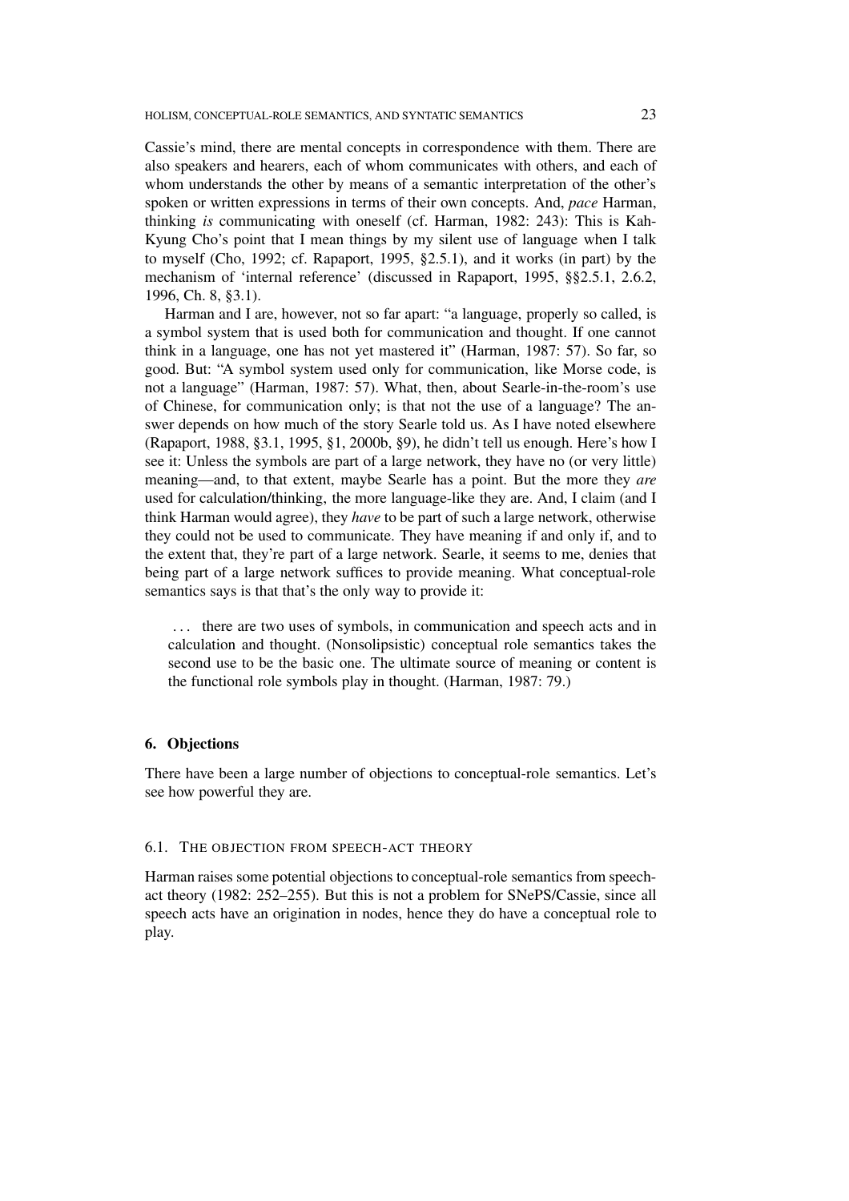Cassie's mind, there are mental concepts in correspondence with them. There are also speakers and hearers, each of whom communicates with others, and each of whom understands the other by means of a semantic interpretation of the other's spoken or written expressions in terms of their own concepts. And, *pace* Harman, thinking *is* communicating with oneself (cf. Harman, 1982: 243): This is Kah-Kyung Cho's point that I mean things by my silent use of language when I talk to myself (Cho, 1992; cf. Rapaport, 1995, §2.5.1), and it works (in part) by the mechanism of 'internal reference' (discussed in Rapaport, 1995, §§2.5.1, 2.6.2, 1996, Ch. 8, §3.1).

Harman and I are, however, not so far apart: "a language, properly so called, is a symbol system that is used both for communication and thought. If one cannot think in a language, one has not yet mastered it" (Harman, 1987: 57). So far, so good. But: "A symbol system used only for communication, like Morse code, is not a language" (Harman, 1987: 57). What, then, about Searle-in-the-room's use of Chinese, for communication only; is that not the use of a language? The answer depends on how much of the story Searle told us. As I have noted elsewhere (Rapaport, 1988, §3.1, 1995, §1, 2000b, §9), he didn't tell us enough. Here's how I see it: Unless the symbols are part of a large network, they have no (or very little) meaning—and, to that extent, maybe Searle has a point. But the more they *are* used for calculation/thinking, the more language-like they are. And, I claim (and I think Harman would agree), they *have* to be part of such a large network, otherwise they could not be used to communicate. They have meaning if and only if, and to the extent that, they're part of a large network. Searle, it seems to me, denies that being part of a large network suffices to provide meaning. What conceptual-role semantics says is that that's the only way to provide it:

> ... there are two uses of symbols, in communication and speech acts and in calculation and thought. (Nonsolipsistic) conceptual role semantics takes the second use to be the basic one. The ultimate source of meaning or content is the functional role symbols play in thought. (Harman, 1987: 79.)

## 6. Objections

There have been a large number of objections to conceptual-role semantics. Let's see how powerful they are.

### 6.1. The objection from speech-act theory

Harman raises some potential objections to conceptual-role semantics from speech-act theory (1982: 252–255). But this is not a problem for SNePS/Cassie, since all speech acts have an origination in nodes, hence they do have a conceptual role to play.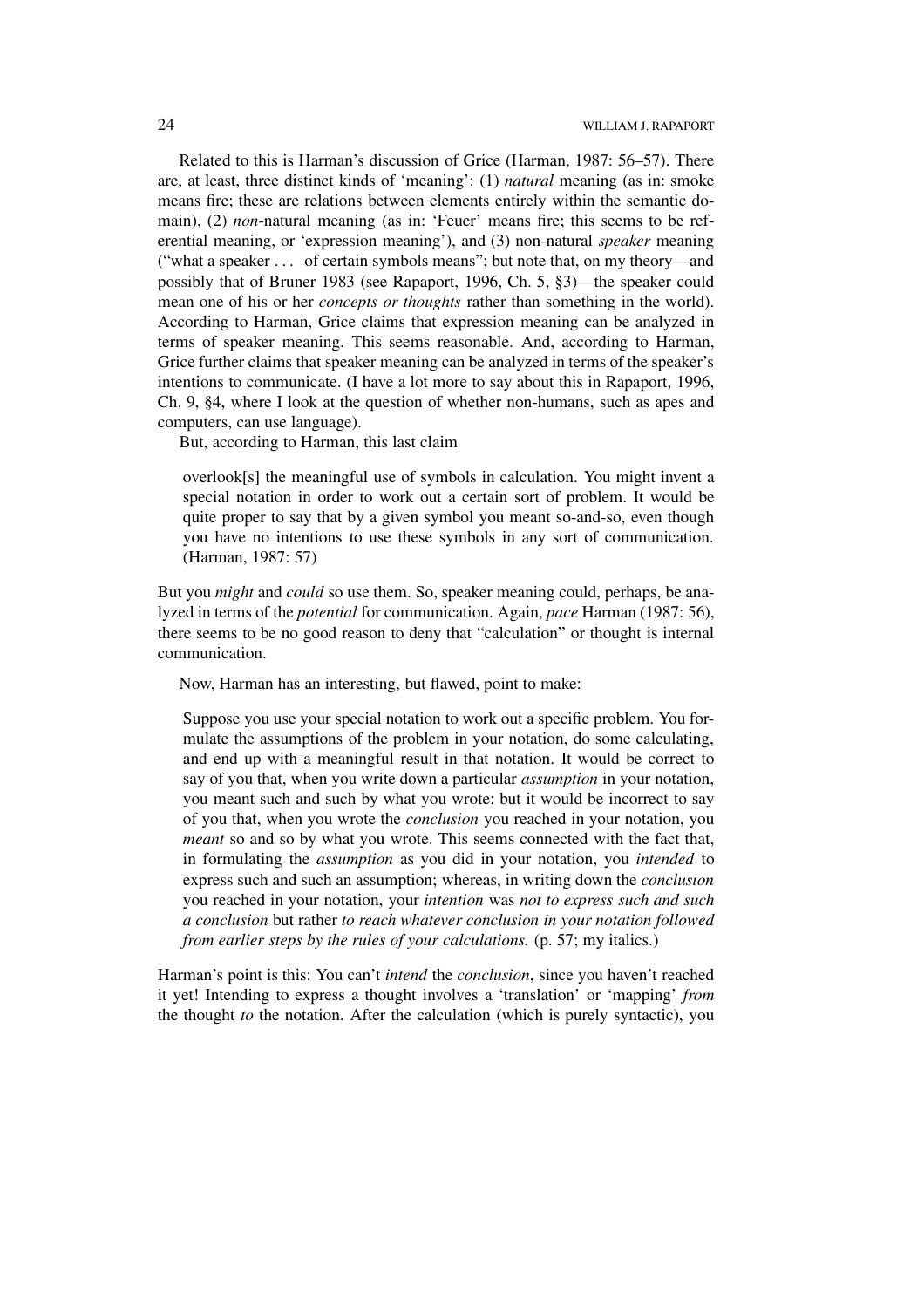Related to this is Harman's discussion of Grice (Harman, 1987: 56–57). There are, at least, three distinct kinds of 'meaning': (1) *natural* meaning (as in: smoke means fire; these are relations between elements entirely within the semantic domain), (2) *non*-natural meaning (as in: 'Feuer' means fire; this seems to be referential meaning, or 'expression meaning'), and (3) non-natural *speaker* meaning ("what a speaker ... of certain symbols means"; but note that, on my theory—and possibly that of Bruner 1983 (see Rapaport, 1996, Ch. 5, §3)—the speaker could mean one of his or her *concepts or thoughts* rather than something in the world). According to Harman, Grice claims that expression meaning can be analyzed in terms of speaker meaning. This seems reasonable. And, according to Harman, Grice further claims that speaker meaning can be analyzed in terms of the speaker's intentions to communicate. (I have a lot more to say about this in Rapaport, 1996, Ch. 9, §4, where I look at the question of whether non-humans, such as apes and computers, can use language).

But, according to Harman, this last claim

> overlook[s] the meaningful use of symbols in calculation. You might invent a special notation in order to work out a certain sort of problem. It would be quite proper to say that by a given symbol you meant so-and-so, even though you have no intentions to use these symbols in any sort of communication. (Harman, 1987: 57)

But you *might* and *could* so use them. So, speaker meaning could, perhaps, be analyzed in terms of the *potential* for communication. Again, *pace* Harman (1987: 56), there seems to be no good reason to deny that "calculation" or thought is internal communication.

Now, Harman has an interesting, but flawed, point to make:

> Suppose you use your special notation to work out a specific problem. You formulate the assumptions of the problem in your notation, do some calculating, and end up with a meaningful result in that notation. It would be correct to say of you that, when you write down a particular *assumption* in your notation, you meant such and such by what you wrote: but it would be incorrect to say of you that, when you wrote the *conclusion* you reached in your notation, you *meant* so and so by what you wrote. This seems connected with the fact that, in formulating the *assumption* as you did in your notation, you *intended* to express such and such an assumption; whereas, in writing down the *conclusion* you reached in your notation, your *intention* was *not to express such and such a conclusion* but rather *to reach whatever conclusion in your notation followed from earlier steps by the rules of your calculations.* (p. 57; my italics.)

Harman's point is this: You can't *intend* the *conclusion*, since you haven't reached it yet! Intending to express a thought involves a 'translation' or 'mapping' *from* the thought *to* the notation. After the calculation (which is purely syntactic), you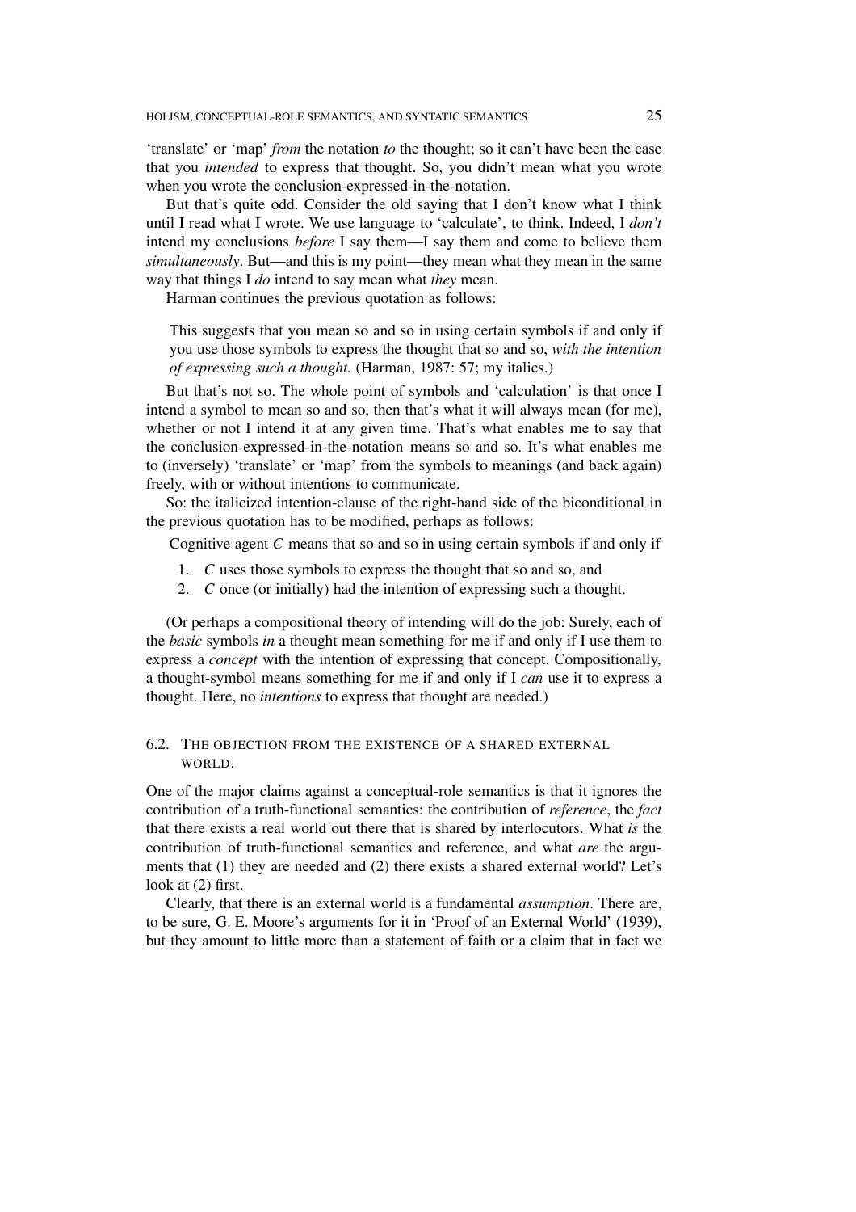'translate' or 'map' *from* the notation *to* the thought; so it can't have been the case that you *intended* to express that thought. So, you didn't mean what you wrote when you wrote the conclusion-expressed-in-the-notation.

But that's quite odd. Consider the old saying that I don't know what I think until I read what I wrote. We use language to 'calculate', to think. Indeed, I *don't* intend my conclusions *before* I say them—I say them and come to believe them *simultaneously*. But—and this is my point—they mean what they mean in the same way that things I *do* intend to say mean what *they* mean.

Harman continues the previous quotation as follows:

> This suggests that you mean so and so in using certain symbols if and only if you use those symbols to express the thought that so and so, *with the intention of expressing such a thought.* (Harman, 1987: 57; my italics.)

But that's not so. The whole point of symbols and 'calculation' is that once I intend a symbol to mean so and so, then that's what it will always mean (for me), whether or not I intend it at any given time. That's what enables me to say that the conclusion-expressed-in-the-notation means so and so. It's what enables me to (inversely) 'translate' or 'map' from the symbols to meanings (and back again) freely, with or without intentions to communicate.

So: the italicized intention-clause of the right-hand side of the biconditional in the previous quotation has to be modified, perhaps as follows:

Cognitive agent *C* means that so and so in using certain symbols if and only if

1. *C* uses those symbols to express the thought that so and so, and
2. *C* once (or initially) had the intention of expressing such a thought.

(Or perhaps a compositional theory of intending will do the job: Surely, each of the *basic* symbols *in* a thought mean something for me if and only if I use them to express a *concept* with the intention of expressing that concept. Compositionally, a thought-symbol means something for me if and only if I *can* use it to express a thought. Here, no *intentions* to express that thought are needed.)

### 6.2. The objection from the existence of a shared external world.

One of the major claims against a conceptual-role semantics is that it ignores the contribution of a truth-functional semantics: the contribution of *reference*, the *fact* that there exists a real world out there that is shared by interlocutors. What *is* the contribution of truth-functional semantics and reference, and what *are* the arguments that (1) they are needed and (2) there exists a shared external world? Let's look at (2) first.

Clearly, that there is an external world is a fundamental *assumption*. There are, to be sure, G. E. Moore's arguments for it in 'Proof of an External World' (1939), but they amount to little more than a statement of faith or a claim that in fact we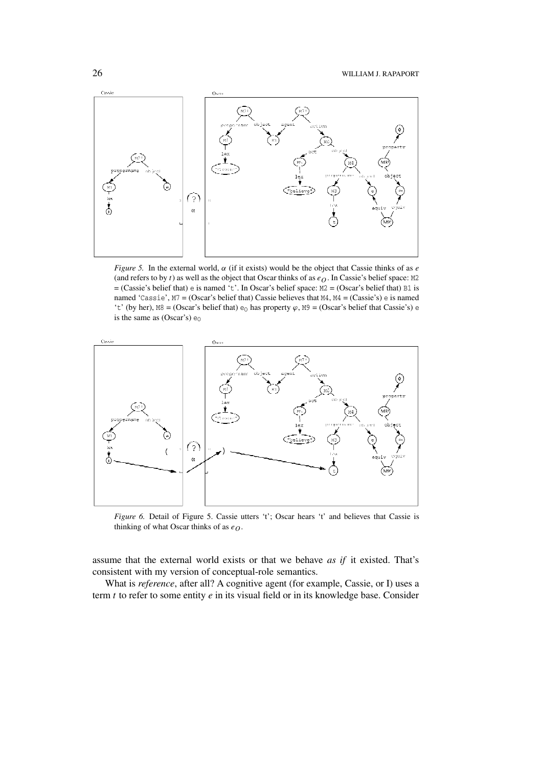*Figure 5.* In the external world, $\alpha$ (if it exists) would be the object that Cassie thinks of as $e$ (and refers to by $t$) as well as the object that Oscar thinks of as $e_O$. In Cassie's belief space: `M2` = (Cassie's belief that) `e` is named '`t`'. In Oscar's belief space: `M2` = (Oscar's belief that) `B1` is named '`Cassie`', `M7` = (Oscar's belief that) Cassie believes that `M4`, `M4` = (Cassie's) `e` is named '`t`' (by her), `M8` = (Oscar's belief that) $e_O$ has property $\varphi$, `M9` = (Oscar's belief that Cassie's) `e` is the same as (Oscar's) $e_O$

*Figure 6.* Detail of Figure 5. Cassie utters 't'; Oscar hears 't' and believes that Cassie is thinking of what Oscar thinks of as $e_O$.

assume that the external world exists or that we behave *as if* it existed. That's consistent with my version of conceptual-role semantics.

What is *reference*, after all? A cognitive agent (for example, Cassie, or I) uses a term $t$ to refer to some entity $e$ in its visual field or in its knowledge base. Consider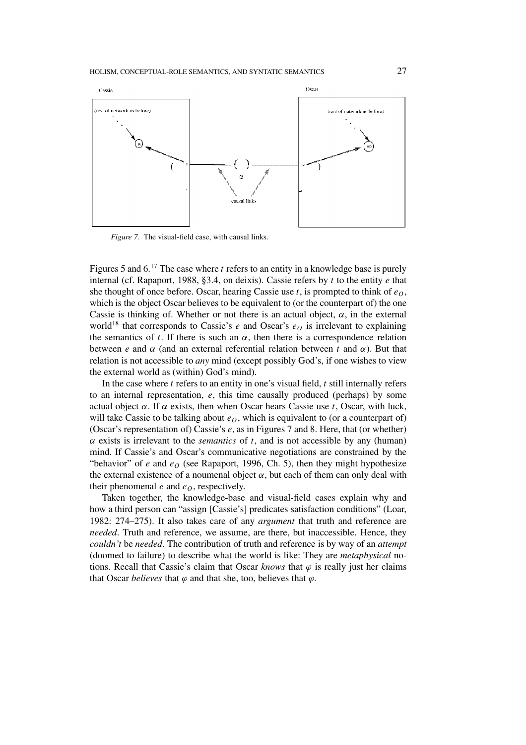*Figure 7.* The visual-field case, with causal links.

Figures 5 and 6.[17] The case where $t$ refers to an entity in a knowledge base is purely internal (cf. Rapaport, 1988, §3.4, on deixis). Cassie refers by $t$ to the entity $e$ that she thought of once before. Oscar, hearing Cassie use $t$, is prompted to think of $e_O$, which is the object Oscar believes to be equivalent to (or the counterpart of) the one Cassie is thinking of. Whether or not there is an actual object, $\alpha$, in the external world[18] that corresponds to Cassie's $e$ and Oscar's $e_O$ is irrelevant to explaining the semantics of $t$. If there is such an $\alpha$, then there is a correspondence relation between $e$ and $\alpha$ (and an external referential relation between $t$ and $\alpha$). But that relation is not accessible to *any* mind (except possibly God's, if one wishes to view the external world as (within) God's mind).

In the case where $t$ refers to an entity in one's visual field, $t$ still internally refers to an internal representation, $e$, this time causally produced (perhaps) by some actual object $\alpha$. If $\alpha$ exists, then when Oscar hears Cassie use $t$, Oscar, with luck, will take Cassie to be talking about $e_O$, which is equivalent to (or a counterpart of) (Oscar's representation of) Cassie's $e$, as in Figures 7 and 8. Here, that (or whether) $\alpha$ exists is irrelevant to the *semantics* of $t$, and is not accessible by any (human) mind. If Cassie's and Oscar's communicative negotiations are constrained by the "behavior" of $e$ and $e_O$ (see Rapaport, 1996, Ch. 5), then they might hypothesize the external existence of a noumenal object $\alpha$, but each of them can only deal with their phenomenal $e$ and $e_O$, respectively.

Taken together, the knowledge-base and visual-field cases explain why and how a third person can "assign [Cassie's] predicates satisfaction conditions" (Loar, 1982: 274–275). It also takes care of any *argument* that truth and reference are *needed*. Truth and reference, we assume, are there, but inaccessible. Hence, they *couldn't* be *needed*. The contribution of truth and reference is by way of an *attempt* (doomed to failure) to describe what the world is like: They are *metaphysical* notions. Recall that Cassie's claim that Oscar *knows* that $\varphi$ is really just her claims that Oscar *believes* that $\varphi$ and that she, too, believes that $\varphi$.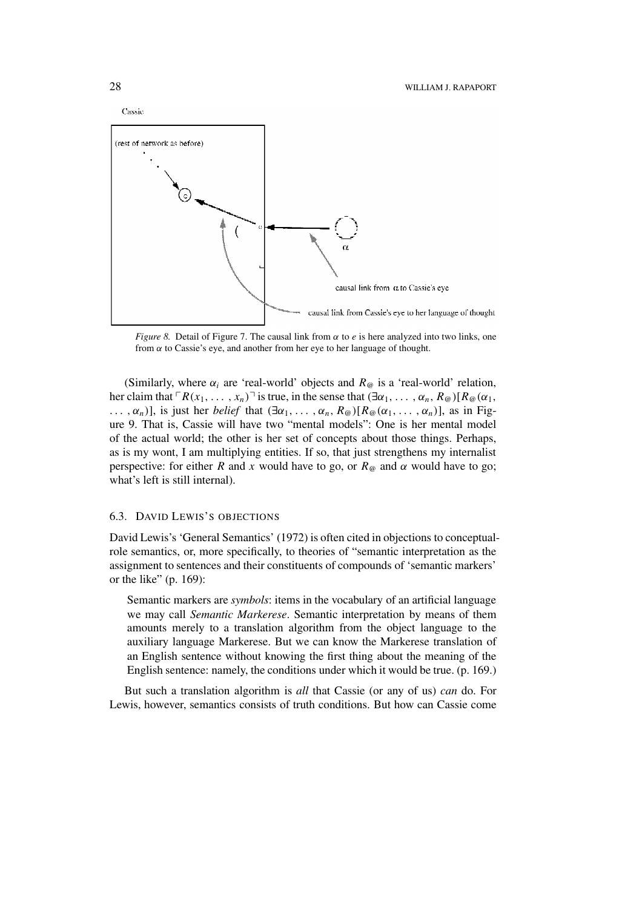*Figure 8.* Detail of Figure 7. The causal link from $\alpha$ to $e$ is here analyzed into two links, one from $\alpha$ to Cassie's eye, and another from her eye to her language of thought.

(Similarly, where $\alpha_i$ are 'real-world' objects and $R_@$ is a 'real-world' relation, her claim that $\ulcorner R(x_1, \ldots, x_n) \urcorner$ is true, in the sense that $(\exists \alpha_1, \ldots, \alpha_n, R_@)[R_@(\alpha_1, \ldots, \alpha_n)]$, is just her *belief* that $(\exists \alpha_1, \ldots, \alpha_n, R_@)[R_@(\alpha_1, \ldots, \alpha_n)]$, as in Figure 9. That is, Cassie will have two "mental models": One is her mental model of the actual world; the other is her set of concepts about those things. Perhaps, as is my wont, I am multiplying entities. If so, that just strengthens my internalist perspective: for either $R$ and $x$ would have to go, or $R_@$ and $\alpha$ would have to go; what's left is still internal).

### 6.3. David Lewis's Objections

David Lewis's 'General Semantics' (1972) is often cited in objections to conceptual-role semantics, or, more specifically, to theories of "semantic interpretation as the assignment to sentences and their constituents of compounds of 'semantic markers' or the like" (p. 169):

> Semantic markers are *symbols*: items in the vocabulary of an artificial language we may call *Semantic Markerese*. Semantic interpretation by means of them amounts merely to a translation algorithm from the object language to the auxiliary language Markerese. But we can know the Markerese translation of an English sentence without knowing the first thing about the meaning of the English sentence: namely, the conditions under which it would be true. (p. 169.)

But such a translation algorithm is *all* that Cassie (or any of us) *can* do. For Lewis, however, semantics consists of truth conditions. But how can Cassie come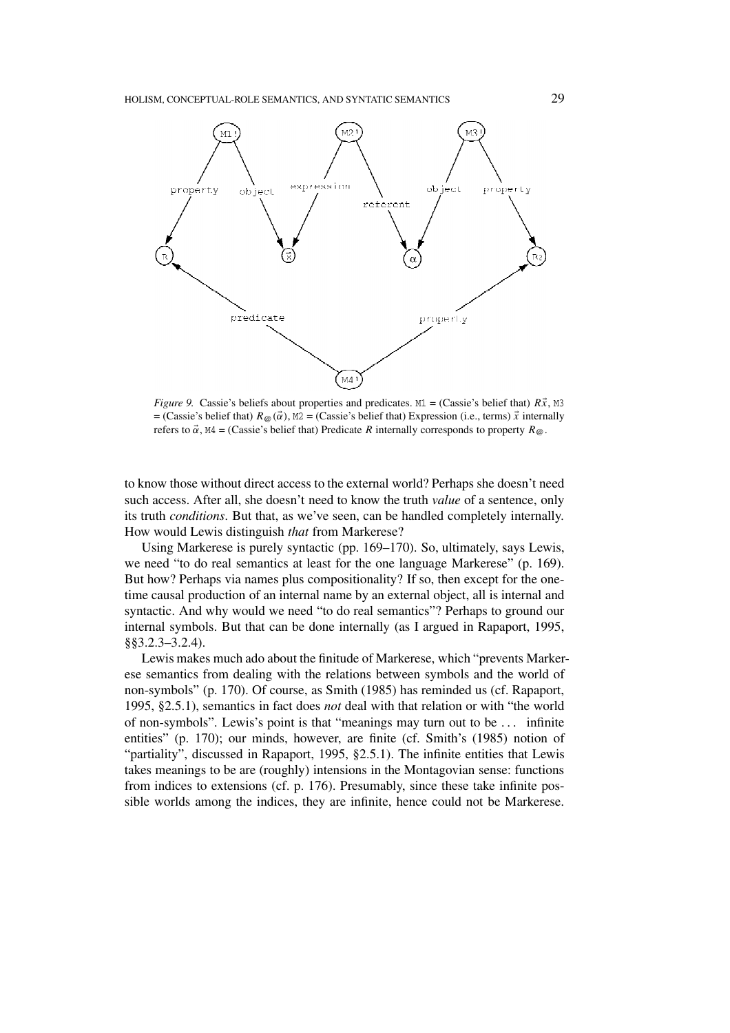*Figure 9.* Cassie's beliefs about properties and predicates. M1 = (Cassie's belief that) $R\vec{x}$, M3 = (Cassie's belief that) $R_{@}(\vec{\alpha})$, M2 = (Cassie's belief that) Expression (i.e., terms) $\vec{x}$ internally refers to $\vec{\alpha}$, M4 = (Cassie's belief that) Predicate $R$ internally corresponds to property $R_{@}$.

to know those without direct access to the external world? Perhaps she doesn't need such access. After all, she doesn't need to know the truth *value* of a sentence, only its truth *conditions*. But that, as we've seen, can be handled completely internally. How would Lewis distinguish *that* from Markerese?

Using Markerese is purely syntactic (pp. 169–170). So, ultimately, says Lewis, we need "to do real semantics at least for the one language Markerese" (p. 169). But how? Perhaps via names plus compositionality? If so, then except for the one-time causal production of an internal name by an external object, all is internal and syntactic. And why would we need "to do real semantics"? Perhaps to ground our internal symbols. But that can be done internally (as I argued in Rapaport, 1995, §§3.2.3–3.2.4).

Lewis makes much ado about the finitude of Markerese, which "prevents Markerese semantics from dealing with the relations between symbols and the world of non-symbols" (p. 170). Of course, as Smith (1985) has reminded us (cf. Rapaport, 1995, §2.5.1), semantics in fact does *not* deal with that relation or with "the world of non-symbols". Lewis's point is that "meanings may turn out to be ... infinite entities" (p. 170); our minds, however, are finite (cf. Smith's (1985) notion of "partiality", discussed in Rapaport, 1995, §2.5.1). The infinite entities that Lewis takes meanings to be are (roughly) intensions in the Montagovian sense: functions from indices to extensions (cf. p. 176). Presumably, since these take infinite possible worlds among the indices, they are infinite, hence could not be Markerese.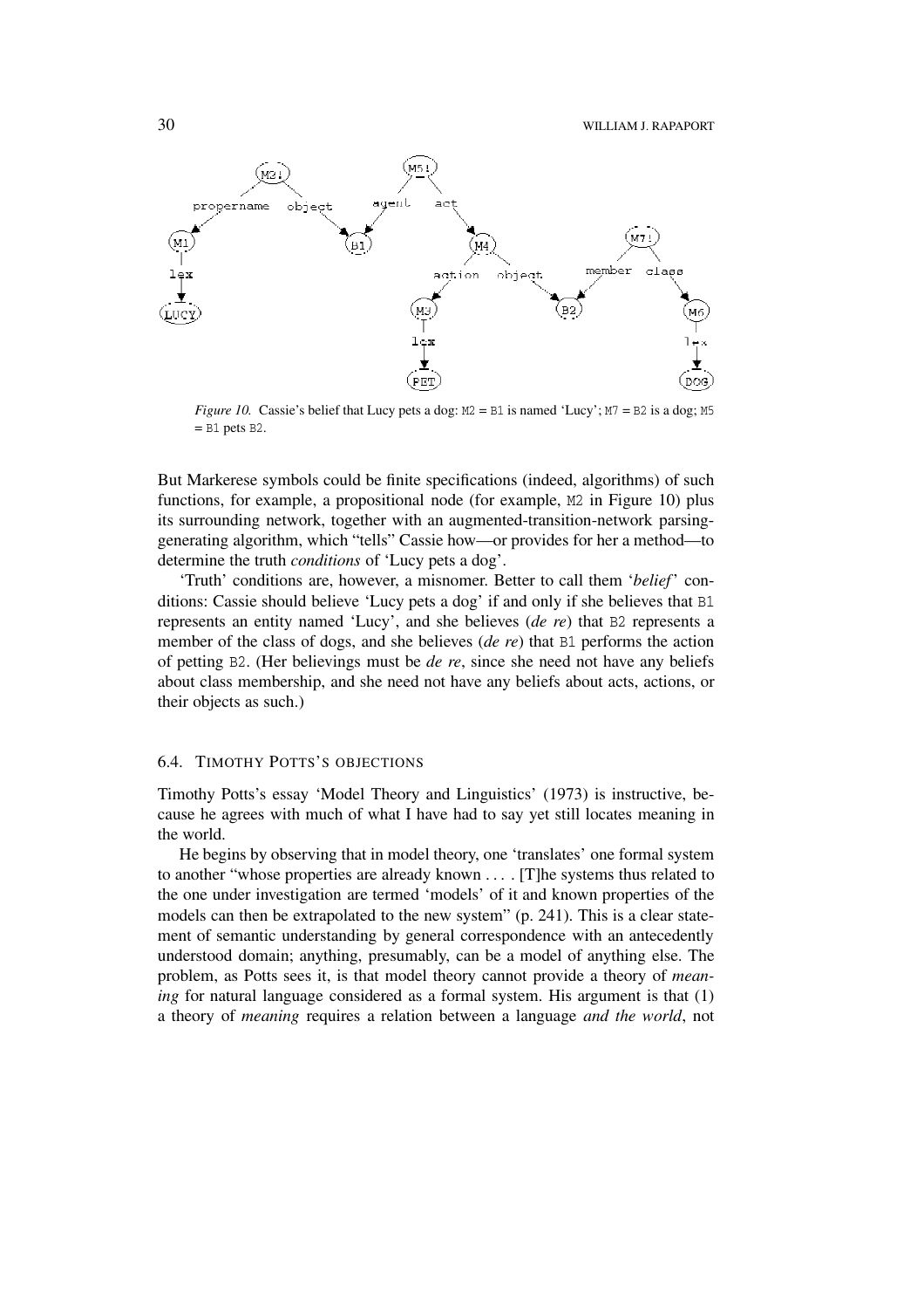*Figure 10.* Cassie's belief that Lucy pets a dog: M2 = B1 is named 'Lucy'; M7 = B2 is a dog; M5 = B1 pets B2.

But Markerese symbols could be finite specifications (indeed, algorithms) of such functions, for example, a propositional node (for example, M2 in Figure 10) plus its surrounding network, together with an augmented-transition-network parsing-generating algorithm, which "tells" Cassie how—or provides for her a method—to determine the truth *conditions* of 'Lucy pets a dog'.

'Truth' conditions are, however, a misnomer. Better to call them '*belief*' conditions: Cassie should believe 'Lucy pets a dog' if and only if she believes that B1 represents an entity named 'Lucy', and she believes (*de re*) that B2 represents a member of the class of dogs, and she believes (*de re*) that B1 performs the action of petting B2. (Her believings must be *de re*, since she need not have any beliefs about class membership, and she need not have any beliefs about acts, actions, or their objects as such.)

### 6.4. Timothy Potts's Objections

Timothy Potts's essay 'Model Theory and Linguistics' (1973) is instructive, because he agrees with much of what I have had to say yet still locates meaning in the world.

He begins by observing that in model theory, one 'translates' one formal system to another "whose properties are already known . . . . [T]he systems thus related to the one under investigation are termed 'models' of it and known properties of the models can then be extrapolated to the new system" (p. 241). This is a clear statement of semantic understanding by general correspondence with an antecedently understood domain; anything, presumably, can be a model of anything else. The problem, as Potts sees it, is that model theory cannot provide a theory of *meaning* for natural language considered as a formal system. His argument is that (1) a theory of *meaning* requires a relation between a language *and the world*, not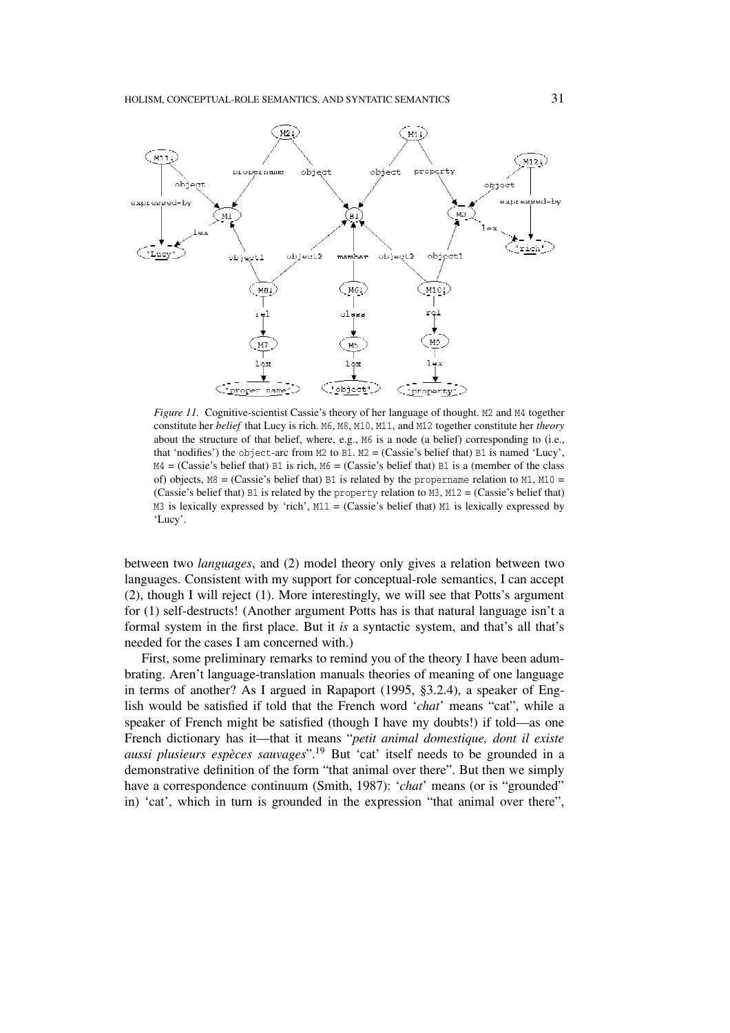*Figure 11.* Cognitive-scientist Cassie's theory of her language of thought. M2 and M4 together constitute her *belief* that Lucy is rich. M6, M8, M10, M11, and M12 together constitute her *theory* about the structure of that belief, where, e.g., M6 is a node (a belief) corresponding to (i.e., that 'nodifies') the object-arc from M2 to B1. M2 = (Cassie's belief that) B1 is named 'Lucy', M4 = (Cassie's belief that) B1 is rich, M6 = (Cassie's belief that) B1 is a (member of the class of) objects, M8 = (Cassie's belief that) B1 is related by the propername relation to M1, M10 = (Cassie's belief that) B1 is related by the property relation to M3, M12 = (Cassie's belief that) M3 is lexically expressed by 'rich', M11 = (Cassie's belief that) M1 is lexically expressed by 'Lucy'.

between two *languages*, and (2) model theory only gives a relation between two languages. Consistent with my support for conceptual-role semantics, I can accept (2), though I will reject (1). More interestingly, we will see that Potts's argument for (1) self-destructs! (Another argument Potts has is that natural language isn't a formal system in the first place. But it *is* a syntactic system, and that's all that's needed for the cases I am concerned with.)

First, some preliminary remarks to remind you of the theory I have been adumbrating. Aren't language-translation manuals theories of meaning of one language in terms of another? As I argued in Rapaport (1995, §3.2.4), a speaker of English would be satisfied if told that the French word '*chat*' means "cat", while a speaker of French might be satisfied (though I have my doubts!) if told—as one French dictionary has it—that it means "*petit animal domestique, dont il existe aussi plusieurs espèces sauvages*".[19] But 'cat' itself needs to be grounded in a demonstrative definition of the form "that animal over there". But then we simply have a correspondence continuum (Smith, 1987): '*chat*' means (or is "grounded" in) 'cat', which in turn is grounded in the expression "that animal over there",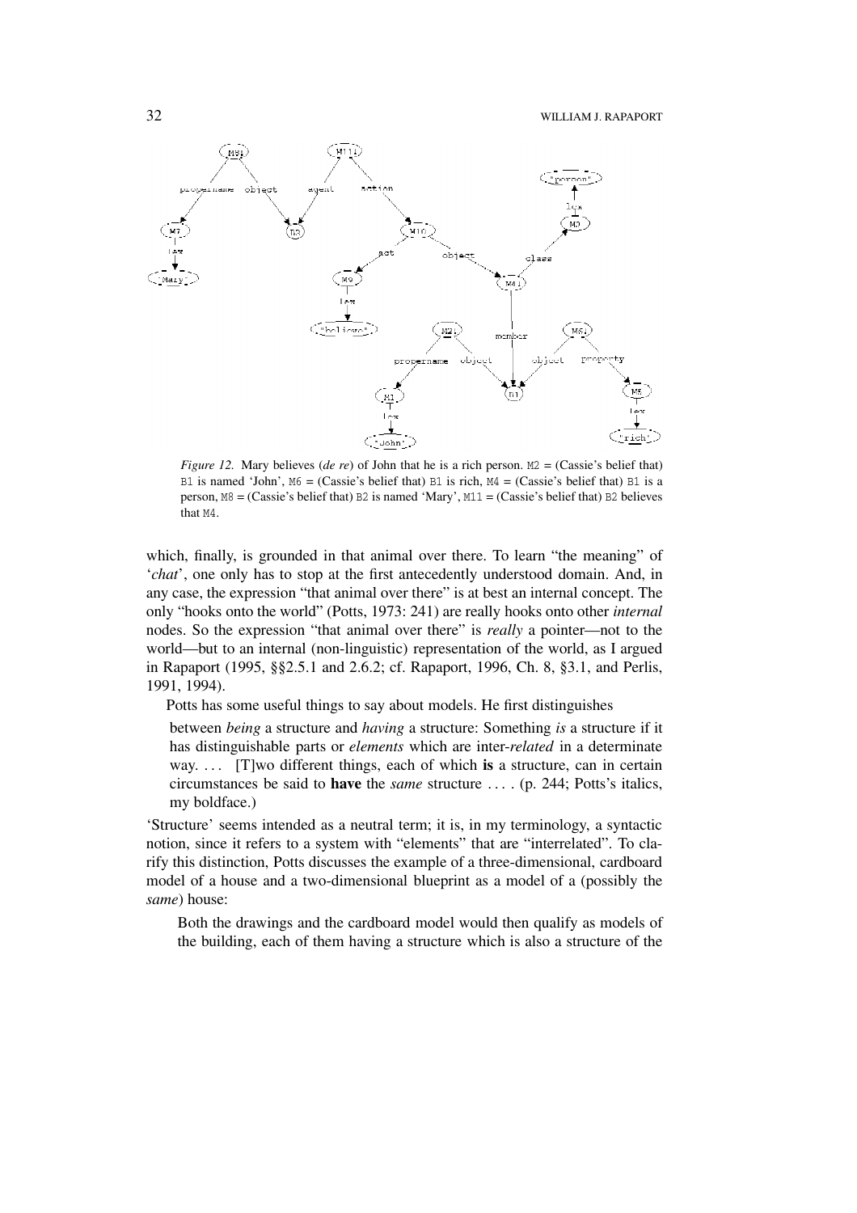*Figure 12.* Mary believes (*de re*) of John that he is a rich person. M2 = (Cassie's belief that) B1 is named 'John', M6 = (Cassie's belief that) B1 is rich, M4 = (Cassie's belief that) B1 is a person, M8 = (Cassie's belief that) B2 is named 'Mary', M11 = (Cassie's belief that) B2 believes that M4.

which, finally, is grounded in that animal over there. To learn "the meaning" of '*chat*', one only has to stop at the first antecedently understood domain. And, in any case, the expression "that animal over there" is at best an internal concept. The only "hooks onto the world" (Potts, 1973: 241) are really hooks onto other *internal* nodes. So the expression "that animal over there" is *really* a pointer—not to the world—but to an internal (non-linguistic) representation of the world, as I argued in Rapaport (1995, §§2.5.1 and 2.6.2; cf. Rapaport, 1996, Ch. 8, §3.1, and Perlis, 1991, 1994).

Potts has some useful things to say about models. He first distinguishes

> between *being* a structure and *having* a structure: Something *is* a structure if it has distinguishable parts or *elements* which are inter-*related* in a determinate way. ... [T]wo different things, each of which **is** a structure, can in certain circumstances be said to **have** the *same* structure ... . (p. 244; Potts's italics, my boldface.)

'Structure' seems intended as a neutral term; it is, in my terminology, a syntactic notion, since it refers to a system with "elements" that are "interrelated". To clarify this distinction, Potts discusses the example of a three-dimensional, cardboard model of a house and a two-dimensional blueprint as a model of a (possibly the *same*) house:

> Both the drawings and the cardboard model would then qualify as models of the building, each of them having a structure which is also a structure of the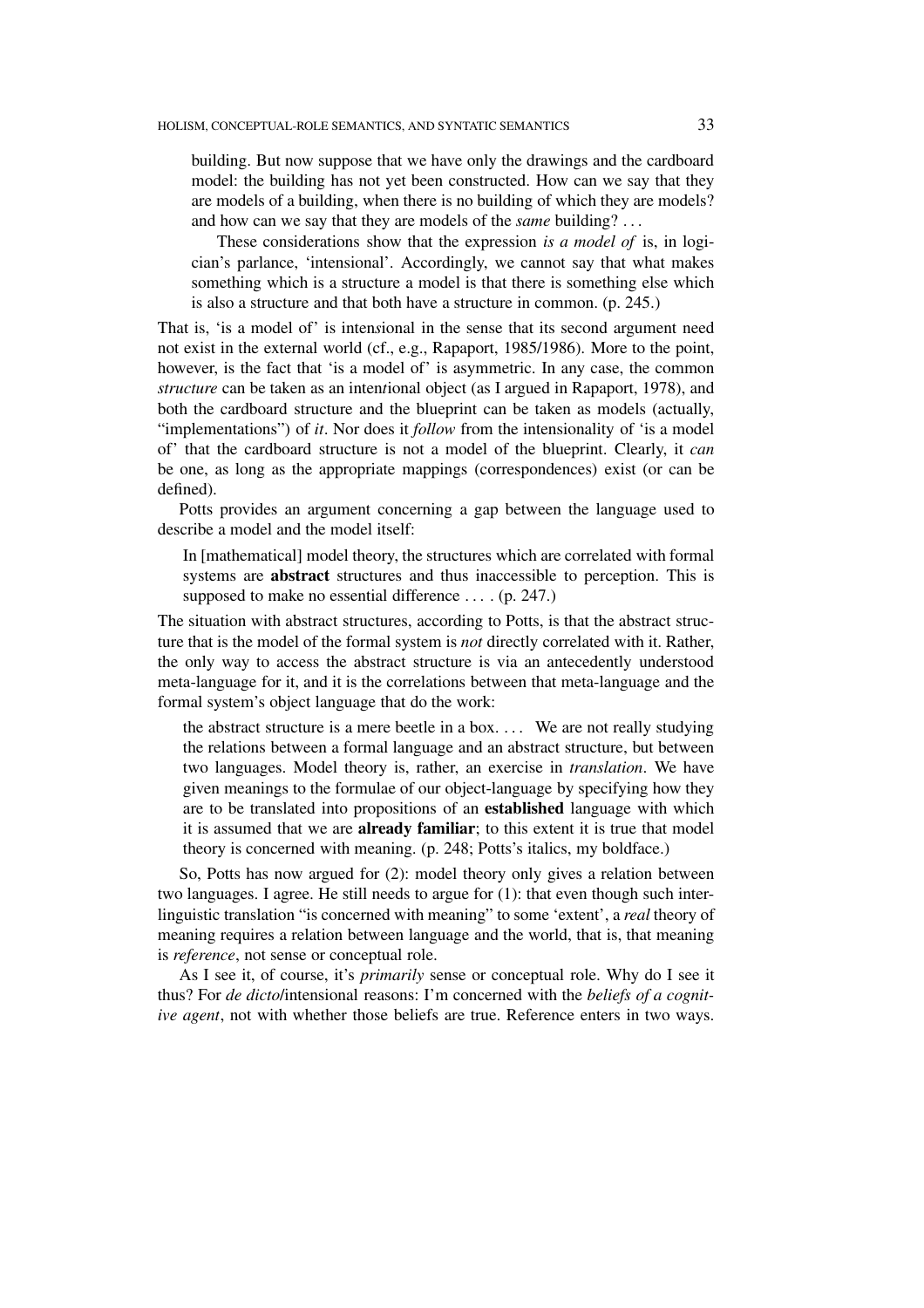building. But now suppose that we have only the drawings and the cardboard model: the building has not yet been constructed. How can we say that they are models of a building, when there is no building of which they are models? and how can we say that they are models of the *same* building? . . .

> These considerations show that the expression *is a model of* is, in logician's parlance, 'intensional'. Accordingly, we cannot say that what makes something which is a structure a model is that there is something else which is also a structure and that both have a structure in common. (p. 245.)

That is, 'is a model of' is inten*s*ional in the sense that its second argument need not exist in the external world (cf., e.g., Rapaport, 1985/1986). More to the point, however, is the fact that 'is a model of' is asymmetric. In any case, the common *structure* can be taken as an inten*t*ional object (as I argued in Rapaport, 1978), and both the cardboard structure and the blueprint can be taken as models (actually, "implementations") of *it*. Nor does it *follow* from the intensionality of 'is a model of' that the cardboard structure is not a model of the blueprint. Clearly, it *can* be one, as long as the appropriate mappings (correspondences) exist (or can be defined).

Potts provides an argument concerning a gap between the language used to describe a model and the model itself:

> In [mathematical] model theory, the structures which are correlated with formal systems are **abstract** structures and thus inaccessible to perception. This is supposed to make no essential difference . . . . (p. 247.)

The situation with abstract structures, according to Potts, is that the abstract structure that is the model of the formal system is *not* directly correlated with it. Rather, the only way to access the abstract structure is via an antecedently understood meta-language for it, and it is the correlations between that meta-language and the formal system's object language that do the work:

> the abstract structure is a mere beetle in a box. . . . We are not really studying the relations between a formal language and an abstract structure, but between two languages. Model theory is, rather, an exercise in *translation*. We have given meanings to the formulae of our object-language by specifying how they are to be translated into propositions of an **established** language with which it is assumed that we are **already familiar**; to this extent it is true that model theory is concerned with meaning. (p. 248; Potts's italics, my boldface.)

So, Potts has now argued for (2): model theory only gives a relation between two languages. I agree. He still needs to argue for (1): that even though such interlinguistic translation "is concerned with meaning" to some 'extent', a *real* theory of meaning requires a relation between language and the world, that is, that meaning is *reference*, not sense or conceptual role.

As I see it, of course, it's *primarily* sense or conceptual role. Why do I see it thus? For *de dicto*/intensional reasons: I'm concerned with the *beliefs of a cognitive agent*, not with whether those beliefs are true. Reference enters in two ways.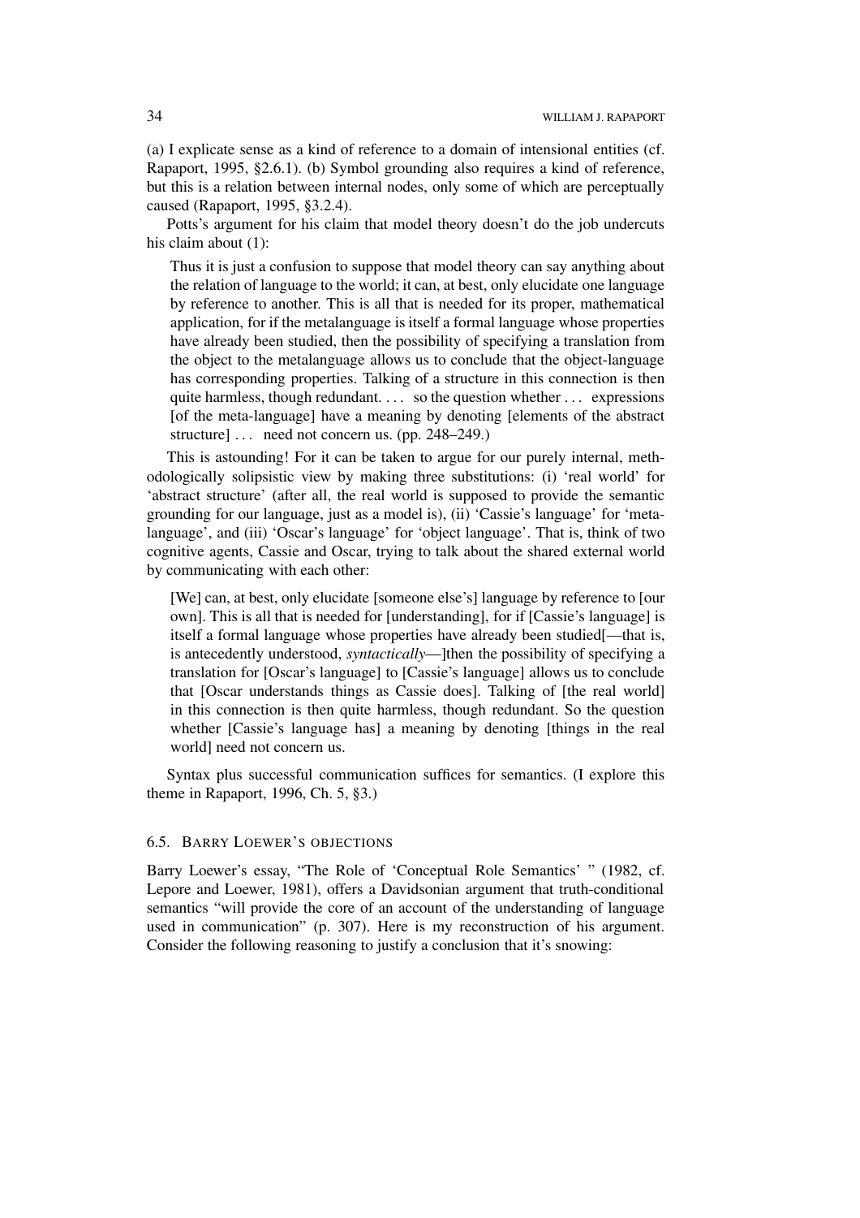(a) I explicate sense as a kind of reference to a domain of intensional entities (cf. Rapaport, 1995, §2.6.1). (b) Symbol grounding also requires a kind of reference, but this is a relation between internal nodes, only some of which are perceptually caused (Rapaport, 1995, §3.2.4).

Potts's argument for his claim that model theory doesn't do the job undercuts his claim about (1):

> Thus it is just a confusion to suppose that model theory can say anything about the relation of language to the world; it can, at best, only elucidate one language by reference to another. This is all that is needed for its proper, mathematical application, for if the metalanguage is itself a formal language whose properties have already been studied, then the possibility of specifying a translation from the object to the metalanguage allows us to conclude that the object-language has corresponding properties. Talking of a structure in this connection is then quite harmless, though redundant. . . . so the question whether . . . expressions [of the meta-language] have a meaning by denoting [elements of the abstract structure] . . . need not concern us. (pp. 248–249.)

This is astounding! For it can be taken to argue for our purely internal, methodologically solipsistic view by making three substitutions: (i) 'real world' for 'abstract structure' (after all, the real world is supposed to provide the semantic grounding for our language, just as a model is), (ii) 'Cassie's language' for 'metalanguage', and (iii) 'Oscar's language' for 'object language'. That is, think of two cognitive agents, Cassie and Oscar, trying to talk about the shared external world by communicating with each other:

> [We] can, at best, only elucidate [someone else's] language by reference to [our own]. This is all that is needed for [understanding], for if [Cassie's language] is itself a formal language whose properties have already been studied[—that is, is antecedently understood, *syntactically*—]then the possibility of specifying a translation for [Oscar's language] to [Cassie's language] allows us to conclude that [Oscar understands things as Cassie does]. Talking of [the real world] in this connection is then quite harmless, though redundant. So the question whether [Cassie's language has] a meaning by denoting [things in the real world] need not concern us.

Syntax plus successful communication suffices for semantics. (I explore this theme in Rapaport, 1996, Ch. 5, §3.)

### 6.5. Barry Loewer's Objections

Barry Loewer's essay, "The Role of 'Conceptual Role Semantics' " (1982, cf. Lepore and Loewer, 1981), offers a Davidsonian argument that truth-conditional semantics "will provide the core of an account of the understanding of language used in communication" (p. 307). Here is my reconstruction of his argument. Consider the following reasoning to justify a conclusion that it's snowing: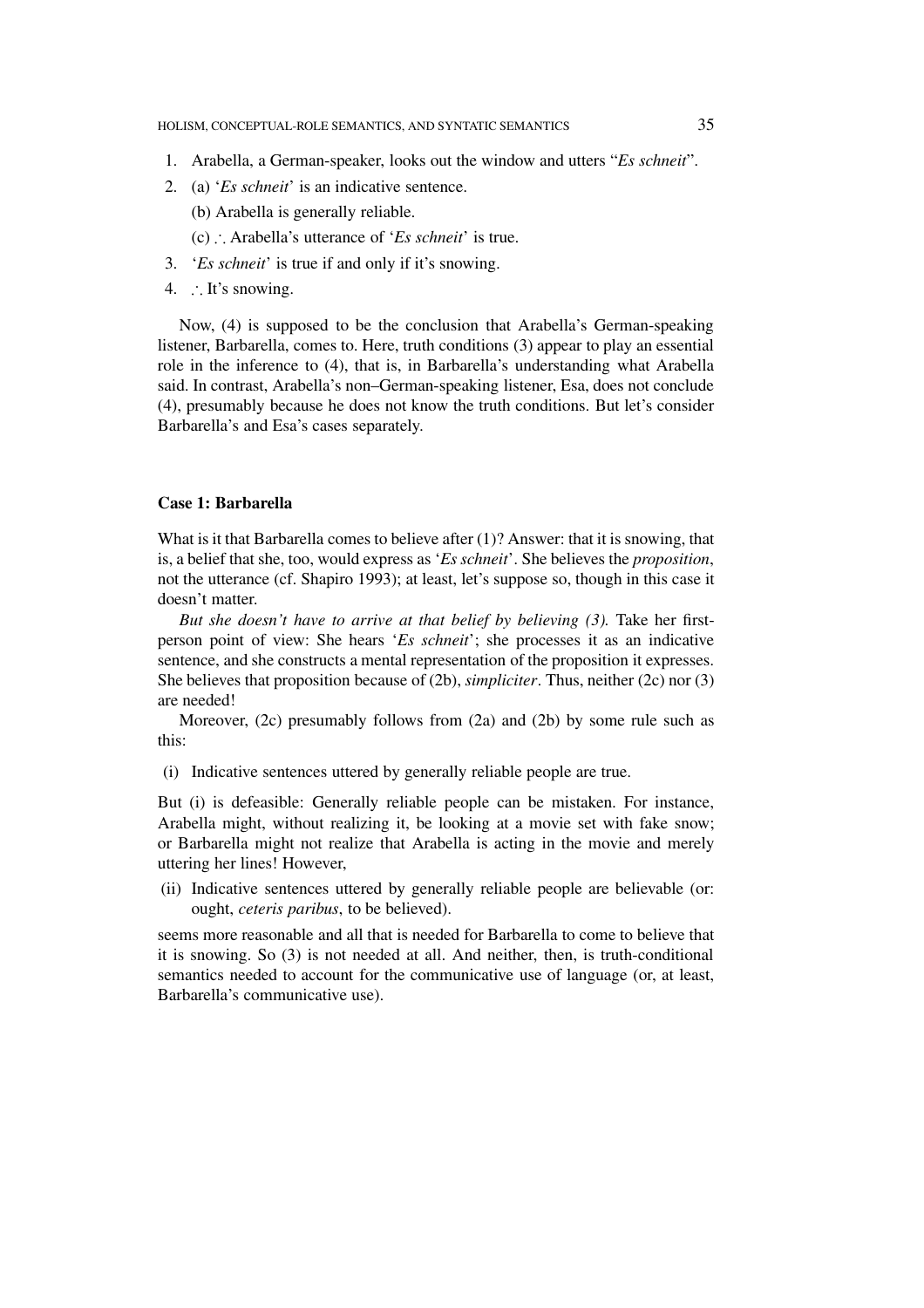1. Arabella, a German-speaker, looks out the window and utters "*Es schneit*".
2. (a) '*Es schneit*' is an indicative sentence.

   (b) Arabella is generally reliable.

   (c) ∴ Arabella's utterance of '*Es schneit*' is true.
3. '*Es schneit*' is true if and only if it's snowing.
4. ∴ It's snowing.

Now, (4) is supposed to be the conclusion that Arabella's German-speaking listener, Barbarella, comes to. Here, truth conditions (3) appear to play an essential role in the inference to (4), that is, in Barbarella's understanding what Arabella said. In contrast, Arabella's non–German-speaking listener, Esa, does not conclude (4), presumably because he does not know the truth conditions. But let's consider Barbarella's and Esa's cases separately.

### Case 1: Barbarella

What is it that Barbarella comes to believe after (1)? Answer: that it is snowing, that is, a belief that she, too, would express as '*Es schneit*'. She believes the *proposition*, not the utterance (cf. Shapiro 1993); at least, let's suppose so, though in this case it doesn't matter.

*But she doesn't have to arrive at that belief by believing (3).* Take her first-person point of view: She hears '*Es schneit*'; she processes it as an indicative sentence, and she constructs a mental representation of the proposition it expresses. She believes that proposition because of (2b), *simpliciter*. Thus, neither (2c) nor (3) are needed!

Moreover, (2c) presumably follows from (2a) and (2b) by some rule such as this:

(i) Indicative sentences uttered by generally reliable people are true.

But (i) is defeasible: Generally reliable people can be mistaken. For instance, Arabella might, without realizing it, be looking at a movie set with fake snow; or Barbarella might not realize that Arabella is acting in the movie and merely uttering her lines! However,

(ii) Indicative sentences uttered by generally reliable people are believable (or: ought, *ceteris paribus*, to be believed).

seems more reasonable and all that is needed for Barbarella to come to believe that it is snowing. So (3) is not needed at all. And neither, then, is truth-conditional semantics needed to account for the communicative use of language (or, at least, Barbarella's communicative use).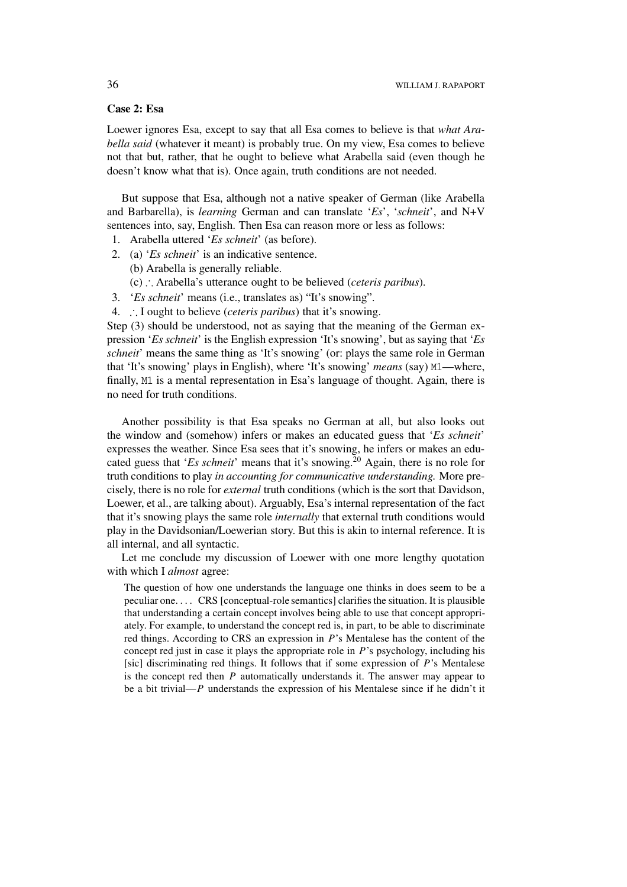**Case 2: Esa**

Loewer ignores Esa, except to say that all Esa comes to believe is that *what Arabella said* (whatever it meant) is probably true. On my view, Esa comes to believe not that but, rather, that he ought to believe what Arabella said (even though he doesn't know what that is). Once again, truth conditions are not needed.

But suppose that Esa, although not a native speaker of German (like Arabella and Barbarella), is *learning* German and can translate '*Es*', '*schneit*', and N+V sentences into, say, English. Then Esa can reason more or less as follows:

1. Arabella uttered '*Es schneit*' (as before).
2. (a) '*Es schneit*' is an indicative sentence.
   (b) Arabella is generally reliable.
   (c) ∴ Arabella's utterance ought to be believed (*ceteris paribus*).
3. '*Es schneit*' means (i.e., translates as) "It's snowing".
4. ∴ I ought to believe (*ceteris paribus*) that it's snowing.

Step (3) should be understood, not as saying that the meaning of the German expression '*Es schneit*' is the English expression 'It's snowing', but as saying that '*Es schneit*' means the same thing as 'It's snowing' (or: plays the same role in German that 'It's snowing' plays in English), where 'It's snowing' *means* (say) `M1`—where, finally, `M1` is a mental representation in Esa's language of thought. Again, there is no need for truth conditions.

Another possibility is that Esa speaks no German at all, but also looks out the window and (somehow) infers or makes an educated guess that '*Es schneit*' expresses the weather. Since Esa sees that it's snowing, he infers or makes an educated guess that '*Es schneit*' means that it's snowing.[20] Again, there is no role for truth conditions to play *in accounting for communicative understanding.* More precisely, there is no role for *external* truth conditions (which is the sort that Davidson, Loewer, et al., are talking about). Arguably, Esa's internal representation of the fact that it's snowing plays the same role *internally* that external truth conditions would play in the Davidsonian/Loewerian story. But this is akin to internal reference. It is all internal, and all syntactic.

Let me conclude my discussion of Loewer with one more lengthy quotation with which I *almost* agree:

> The question of how one understands the language one thinks in does seem to be a peculiar one. . . . CRS [conceptual-role semantics] clarifies the situation. It is plausible that understanding a certain concept involves being able to use that concept appropriately. For example, to understand the concept red is, in part, to be able to discriminate red things. According to CRS an expression in *P*'s Mentalese has the content of the concept red just in case it plays the appropriate role in *P*'s psychology, including his [sic] discriminating red things. It follows that if some expression of *P*'s Mentalese is the concept red then *P* automatically understands it. The answer may appear to be a bit trivial—*P* understands the expression of his Mentalese since if he didn't it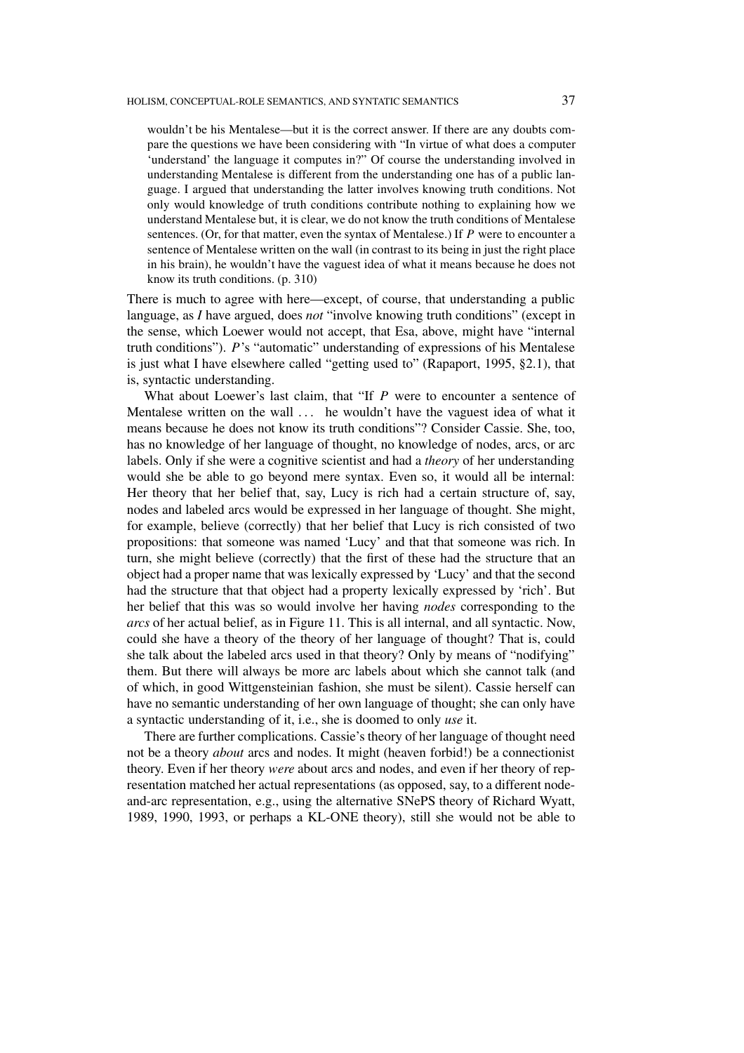> wouldn't be his Mentalese—but it is the correct answer. If there are any doubts compare the questions we have been considering with "In virtue of what does a computer 'understand' the language it computes in?" Of course the understanding involved in understanding Mentalese is different from the understanding one has of a public language. I argued that understanding the latter involves knowing truth conditions. Not only would knowledge of truth conditions contribute nothing to explaining how we understand Mentalese but, it is clear, we do not know the truth conditions of Mentalese sentences. (Or, for that matter, even the syntax of Mentalese.) If *P* were to encounter a sentence of Mentalese written on the wall (in contrast to its being in just the right place in his brain), he wouldn't have the vaguest idea of what it means because he does not know its truth conditions. (p. 310)

There is much to agree with here—except, of course, that understanding a public language, as *I* have argued, does *not* "involve knowing truth conditions" (except in the sense, which Loewer would not accept, that Esa, above, might have "internal truth conditions"). *P*'s "automatic" understanding of expressions of his Mentalese is just what I have elsewhere called "getting used to" (Rapaport, 1995, §2.1), that is, syntactic understanding.

What about Loewer's last claim, that "If *P* were to encounter a sentence of Mentalese written on the wall ... he wouldn't have the vaguest idea of what it means because he does not know its truth conditions"? Consider Cassie. She, too, has no knowledge of her language of thought, no knowledge of nodes, arcs, or arc labels. Only if she were a cognitive scientist and had a *theory* of her understanding would she be able to go beyond mere syntax. Even so, it would all be internal: Her theory that her belief that, say, Lucy is rich had a certain structure of, say, nodes and labeled arcs would be expressed in her language of thought. She might, for example, believe (correctly) that her belief that Lucy is rich consisted of two propositions: that someone was named 'Lucy' and that that someone was rich. In turn, she might believe (correctly) that the first of these had the structure that an object had a proper name that was lexically expressed by 'Lucy' and that the second had the structure that that object had a property lexically expressed by 'rich'. But her belief that this was so would involve her having *nodes* corresponding to the *arcs* of her actual belief, as in Figure 11. This is all internal, and all syntactic. Now, could she have a theory of the theory of her language of thought? That is, could she talk about the labeled arcs used in that theory? Only by means of "nodifying" them. But there will always be more arc labels about which she cannot talk (and of which, in good Wittgensteinian fashion, she must be silent). Cassie herself can have no semantic understanding of her own language of thought; she can only have a syntactic understanding of it, i.e., she is doomed to only *use* it.

There are further complications. Cassie's theory of her language of thought need not be a theory *about* arcs and nodes. It might (heaven forbid!) be a connectionist theory. Even if her theory *were* about arcs and nodes, and even if her theory of representation matched her actual representations (as opposed, say, to a different node-and-arc representation, e.g., using the alternative SNePS theory of Richard Wyatt, 1989, 1990, 1993, or perhaps a KL-ONE theory), still she would not be able to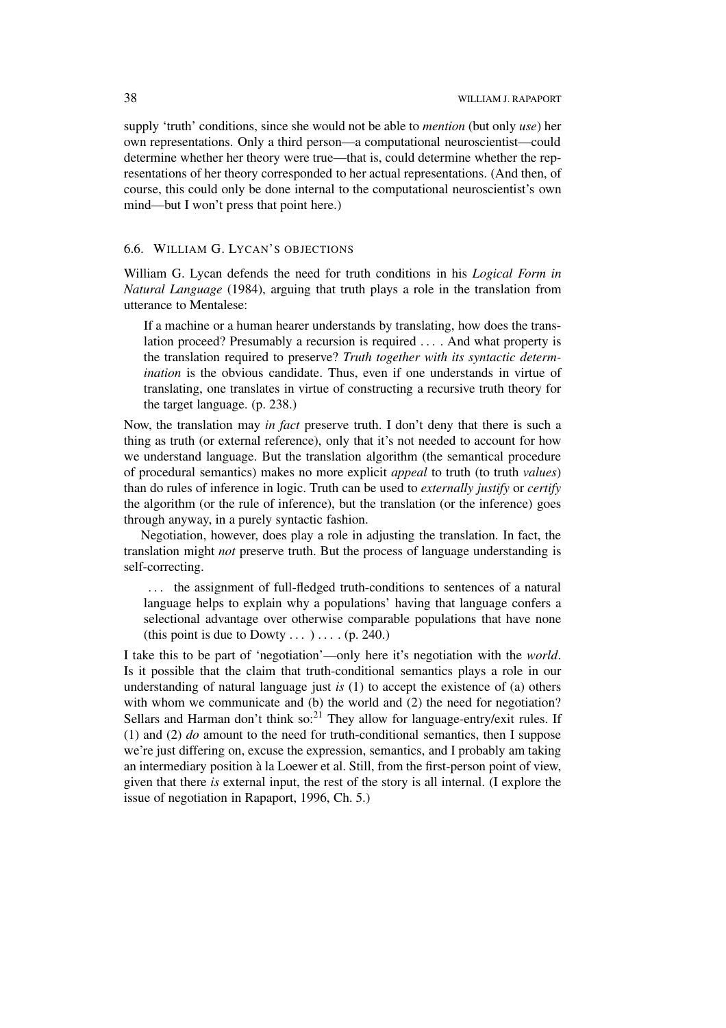supply 'truth' conditions, since she would not be able to *mention* (but only *use*) her own representations. Only a third person—a computational neuroscientist—could determine whether her theory were true—that is, could determine whether the representations of her theory corresponded to her actual representations. (And then, of course, this could only be done internal to the computational neuroscientist's own mind—but I won't press that point here.)

### 6.6. William G. Lycan's Objections

William G. Lycan defends the need for truth conditions in his *Logical Form in Natural Language* (1984), arguing that truth plays a role in the translation from utterance to Mentalese:

> If a machine or a human hearer understands by translating, how does the translation proceed? Presumably a recursion is required . . . . And what property is the translation required to preserve? *Truth together with its syntactic determination* is the obvious candidate. Thus, even if one understands in virtue of translating, one translates in virtue of constructing a recursive truth theory for the target language. (p. 238.)

Now, the translation may *in fact* preserve truth. I don't deny that there is such a thing as truth (or external reference), only that it's not needed to account for how we understand language. But the translation algorithm (the semantical procedure of procedural semantics) makes no more explicit *appeal* to truth (to truth *values*) than do rules of inference in logic. Truth can be used to *externally justify* or *certify* the algorithm (or the rule of inference), but the translation (or the inference) goes through anyway, in a purely syntactic fashion.

Negotiation, however, does play a role in adjusting the translation. In fact, the translation might *not* preserve truth. But the process of language understanding is self-correcting.

> . . . the assignment of full-fledged truth-conditions to sentences of a natural language helps to explain why a populations' having that language confers a selectional advantage over otherwise comparable populations that have none (this point is due to Dowty . . . ) . . . . (p. 240.)

I take this to be part of 'negotiation'—only here it's negotiation with the *world*. Is it possible that the claim that truth-conditional semantics plays a role in our understanding of natural language just *is* (1) to accept the existence of (a) others with whom we communicate and (b) the world and (2) the need for negotiation? Sellars and Harman don't think so:[21] They allow for language-entry/exit rules. If (1) and (2) *do* amount to the need for truth-conditional semantics, then I suppose we're just differing on, excuse the expression, semantics, and I probably am taking an intermediary position à la Loewer et al. Still, from the first-person point of view, given that there *is* external input, the rest of the story is all internal. (I explore the issue of negotiation in Rapaport, 1996, Ch. 5.)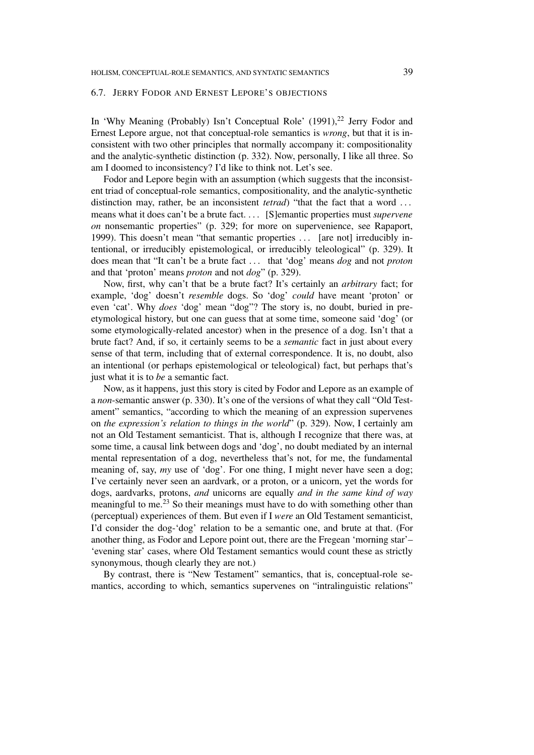### 6.7. Jerry Fodor and Ernest Lepore's objections

In 'Why Meaning (Probably) Isn't Conceptual Role' (1991),[22] Jerry Fodor and Ernest Lepore argue, not that conceptual-role semantics is *wrong*, but that it is inconsistent with two other principles that normally accompany it: compositionality and the analytic-synthetic distinction (p. 332). Now, personally, I like all three. So am I doomed to inconsistency? I'd like to think not. Let's see.

Fodor and Lepore begin with an assumption (which suggests that the inconsistent triad of conceptual-role semantics, compositionality, and the analytic-synthetic distinction may, rather, be an inconsistent *tetrad*) "that the fact that a word ... means what it does can't be a brute fact. ... [S]emantic properties must *supervene on* nonsemantic properties" (p. 329; for more on supervenience, see Rapaport, 1999). This doesn't mean "that semantic properties ... [are not] irreducibly intentional, or irreducibly epistemological, or irreducibly teleological" (p. 329). It does mean that "It can't be a brute fact ... that 'dog' means *dog* and not *proton* and that 'proton' means *proton* and not *dog*" (p. 329).

Now, first, why can't that be a brute fact? It's certainly an *arbitrary* fact; for example, 'dog' doesn't *resemble* dogs. So 'dog' *could* have meant 'proton' or even 'cat'. Why *does* 'dog' mean "dog"? The story is, no doubt, buried in pre-etymological history, but one can guess that at some time, someone said 'dog' (or some etymologically-related ancestor) when in the presence of a dog. Isn't that a brute fact? And, if so, it certainly seems to be a *semantic* fact in just about every sense of that term, including that of external correspondence. It is, no doubt, also an intentional (or perhaps epistemological or teleological) fact, but perhaps that's just what it is to *be* a semantic fact.

Now, as it happens, just this story is cited by Fodor and Lepore as an example of a *non*-semantic answer (p. 330). It's one of the versions of what they call "Old Testament" semantics, "according to which the meaning of an expression supervenes on *the expression's relation to things in the world*" (p. 329). Now, I certainly am not an Old Testament semanticist. That is, although I recognize that there was, at some time, a causal link between dogs and 'dog', no doubt mediated by an internal mental representation of a dog, nevertheless that's not, for me, the fundamental meaning of, say, *my* use of 'dog'. For one thing, I might never have seen a dog; I've certainly never seen an aardvark, or a proton, or a unicorn, yet the words for dogs, aardvarks, protons, *and* unicorns are equally *and in the same kind of way* meaningful to me.[23] So their meanings must have to do with something other than (perceptual) experiences of them. But even if I *were* an Old Testament semanticist, I'd consider the dog-'dog' relation to be a semantic one, and brute at that. (For another thing, as Fodor and Lepore point out, there are the Fregean 'morning star'–'evening star' cases, where Old Testament semantics would count these as strictly synonymous, though clearly they are not.)

By contrast, there is "New Testament" semantics, that is, conceptual-role semantics, according to which, semantics supervenes on "intralinguistic relations"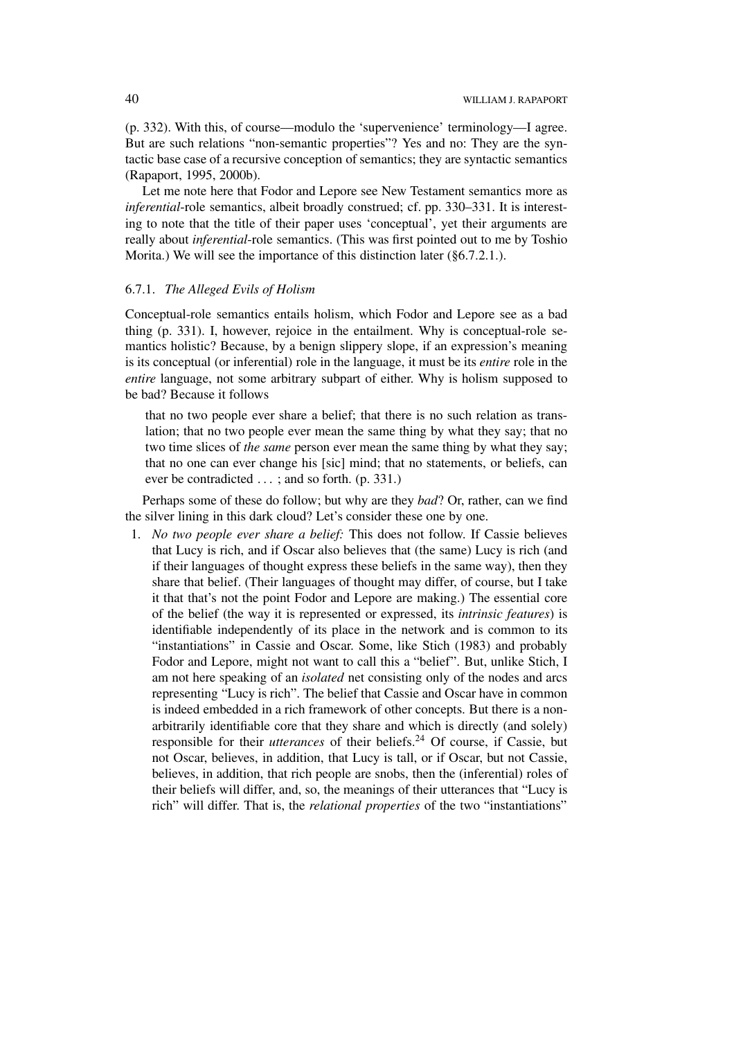(p. 332). With this, of course—modulo the 'supervenience' terminology—I agree. But are such relations "non-semantic properties"? Yes and no: They are the syntactic base case of a recursive conception of semantics; they are syntactic semantics (Rapaport, 1995, 2000b).

Let me note here that Fodor and Lepore see New Testament semantics more as *inferential*-role semantics, albeit broadly construed; cf. pp. 330–331. It is interesting to note that the title of their paper uses 'conceptual', yet their arguments are really about *inferential*-role semantics. (This was first pointed out to me by Toshio Morita.) We will see the importance of this distinction later (§6.7.2.1.).

### 6.7.1. *The Alleged Evils of Holism*

Conceptual-role semantics entails holism, which Fodor and Lepore see as a bad thing (p. 331). I, however, rejoice in the entailment. Why is conceptual-role semantics holistic? Because, by a benign slippery slope, if an expression's meaning is its conceptual (or inferential) role in the language, it must be its *entire* role in the *entire* language, not some arbitrary subpart of either. Why is holism supposed to be bad? Because it follows

> that no two people ever share a belief; that there is no such relation as translation; that no two people ever mean the same thing by what they say; that no two time slices of *the same* person ever mean the same thing by what they say; that no one can ever change his [sic] mind; that no statements, or beliefs, can ever be contradicted . . . ; and so forth. (p. 331.)

Perhaps some of these do follow; but why are they *bad*? Or, rather, can we find the silver lining in this dark cloud? Let's consider these one by one.

1. *No two people ever share a belief:* This does not follow. If Cassie believes that Lucy is rich, and if Oscar also believes that (the same) Lucy is rich (and if their languages of thought express these beliefs in the same way), then they share that belief. (Their languages of thought may differ, of course, but I take it that that's not the point Fodor and Lepore are making.) The essential core of the belief (the way it is represented or expressed, its *intrinsic features*) is identifiable independently of its place in the network and is common to its "instantiations" in Cassie and Oscar. Some, like Stich (1983) and probably Fodor and Lepore, might not want to call this a "belief". But, unlike Stich, I am not here speaking of an *isolated* net consisting only of the nodes and arcs representing "Lucy is rich". The belief that Cassie and Oscar have in common is indeed embedded in a rich framework of other concepts. But there is a non-arbitrarily identifiable core that they share and which is directly (and solely) responsible for their *utterances* of their beliefs.[24] Of course, if Cassie, but not Oscar, believes, in addition, that Lucy is tall, or if Oscar, but not Cassie, believes, in addition, that rich people are snobs, then the (inferential) roles of their beliefs will differ, and, so, the meanings of their utterances that "Lucy is rich" will differ. That is, the *relational properties* of the two "instantiations"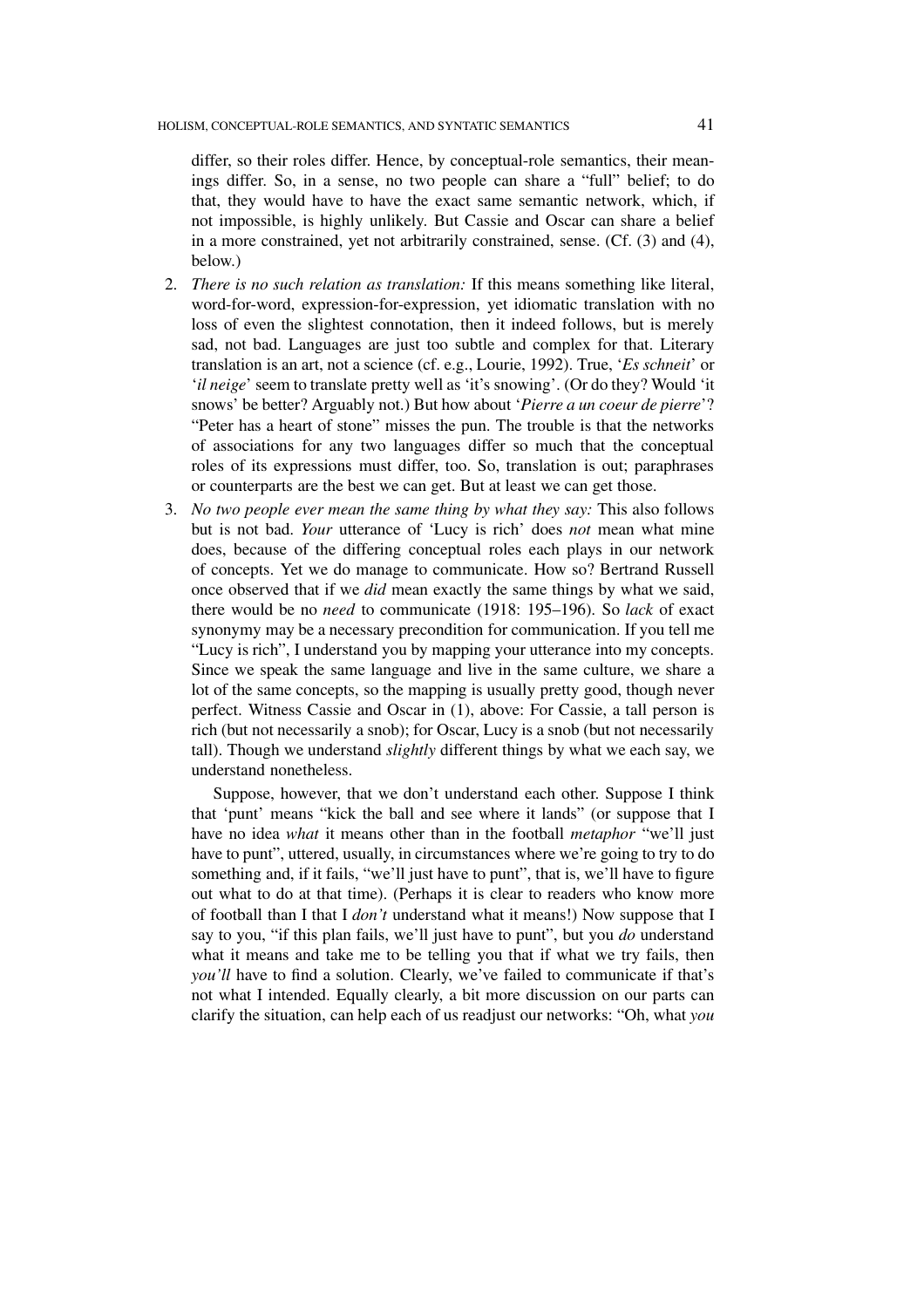differ, so their roles differ. Hence, by conceptual-role semantics, their meanings differ. So, in a sense, no two people can share a "full" belief; to do that, they would have to have the exact same semantic network, which, if not impossible, is highly unlikely. But Cassie and Oscar can share a belief in a more constrained, yet not arbitrarily constrained, sense. (Cf. (3) and (4), below.)

2. *There is no such relation as translation:* If this means something like literal, word-for-word, expression-for-expression, yet idiomatic translation with no loss of even the slightest connotation, then it indeed follows, but is merely sad, not bad. Languages are just too subtle and complex for that. Literary translation is an art, not a science (cf. e.g., Lourie, 1992). True, '*Es schneit*' or '*il neige*' seem to translate pretty well as 'it's snowing'. (Or do they? Would 'it snows' be better? Arguably not.) But how about '*Pierre a un coeur de pierre*'? "Peter has a heart of stone" misses the pun. The trouble is that the networks of associations for any two languages differ so much that the conceptual roles of its expressions must differ, too. So, translation is out; paraphrases or counterparts are the best we can get. But at least we can get those.

3. *No two people ever mean the same thing by what they say:* This also follows but is not bad. *Your* utterance of 'Lucy is rich' does *not* mean what mine does, because of the differing conceptual roles each plays in our network of concepts. Yet we do manage to communicate. How so? Bertrand Russell once observed that if we *did* mean exactly the same things by what we said, there would be no *need* to communicate (1918: 195–196). So *lack* of exact synonymy may be a necessary precondition for communication. If you tell me "Lucy is rich", I understand you by mapping your utterance into my concepts. Since we speak the same language and live in the same culture, we share a lot of the same concepts, so the mapping is usually pretty good, though never perfect. Witness Cassie and Oscar in (1), above: For Cassie, a tall person is rich (but not necessarily a snob); for Oscar, Lucy is a snob (but not necessarily tall). Though we understand *slightly* different things by what we each say, we understand nonetheless.

   Suppose, however, that we don't understand each other. Suppose I think that 'punt' means "kick the ball and see where it lands" (or suppose that I have no idea *what* it means other than in the football *metaphor* "we'll just have to punt", uttered, usually, in circumstances where we're going to try to do something and, if it fails, "we'll just have to punt", that is, we'll have to figure out what to do at that time). (Perhaps it is clear to readers who know more of football than I that I *don't* understand what it means!) Now suppose that I say to you, "if this plan fails, we'll just have to punt", but you *do* understand what it means and take me to be telling you that if what we try fails, then *you'll* have to find a solution. Clearly, we've failed to communicate if that's not what I intended. Equally clearly, a bit more discussion on our parts can clarify the situation, can help each of us readjust our networks: "Oh, what *you*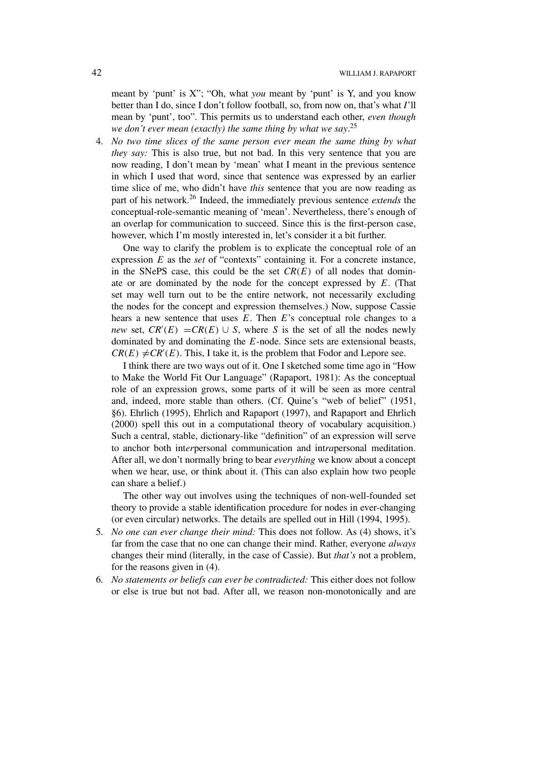meant by 'punt' is X"; "Oh, what *you* meant by 'punt' is Y, and you know better than I do, since I don't follow football, so, from now on, that's what *I*'ll mean by 'punt', too". This permits us to understand each other, *even though we don't ever mean (exactly) the same thing by what we say*.[25]

4. *No two time slices of the same person ever mean the same thing by what they say:* This is also true, but not bad. In this very sentence that you are now reading, I don't mean by 'mean' what I meant in the previous sentence in which I used that word, since that sentence was expressed by an earlier time slice of me, who didn't have *this* sentence that you are now reading as part of his network.[26] Indeed, the immediately previous sentence *extends* the conceptual-role-semantic meaning of 'mean'. Nevertheless, there's enough of an overlap for communication to succeed. Since this is the first-person case, however, which I'm mostly interested in, let's consider it a bit further.

   One way to clarify the problem is to explicate the conceptual role of an expression $E$ as the *set* of "contexts" containing it. For a concrete instance, in the SNePS case, this could be the set $CR(E)$ of all nodes that dominate or are dominated by the node for the concept expressed by $E$. (That set may well turn out to be the entire network, not necessarily excluding the nodes for the concept and expression themselves.) Now, suppose Cassie hears a new sentence that uses $E$. Then $E$'s conceptual role changes to a *new* set, $CR'(E) = CR(E) \cup S$, where $S$ is the set of all the nodes newly dominated by and dominating the $E$-node. Since sets are extensional beasts, $CR(E) \neq CR'(E)$. This, I take it, is the problem that Fodor and Lepore see.

   I think there are two ways out of it. One I sketched some time ago in "How to Make the World Fit Our Language" (Rapaport, 1981): As the conceptual role of an expression grows, some parts of it will be seen as more central and, indeed, more stable than others. (Cf. Quine's "web of belief" (1951, §6). Ehrlich (1995), Ehrlich and Rapaport (1997), and Rapaport and Ehrlich (2000) spell this out in a computational theory of vocabulary acquisition.) Such a central, stable, dictionary-like "definition" of an expression will serve to anchor both int*er*personal communication and int*ra*personal meditation. After all, we don't normally bring to bear *everything* we know about a concept when we hear, use, or think about it. (This can also explain how two people can share a belief.)

   The other way out involves using the techniques of non-well-founded set theory to provide a stable identification procedure for nodes in ever-changing (or even circular) networks. The details are spelled out in Hill (1994, 1995).

5. *No one can ever change their mind:* This does not follow. As (4) shows, it's far from the case that no one can change their mind. Rather, everyone *always* changes their mind (literally, in the case of Cassie). But *that's* not a problem, for the reasons given in (4).

6. *No statements or beliefs can ever be contradicted:* This either does not follow or else is true but not bad. After all, we reason non-monotonically and are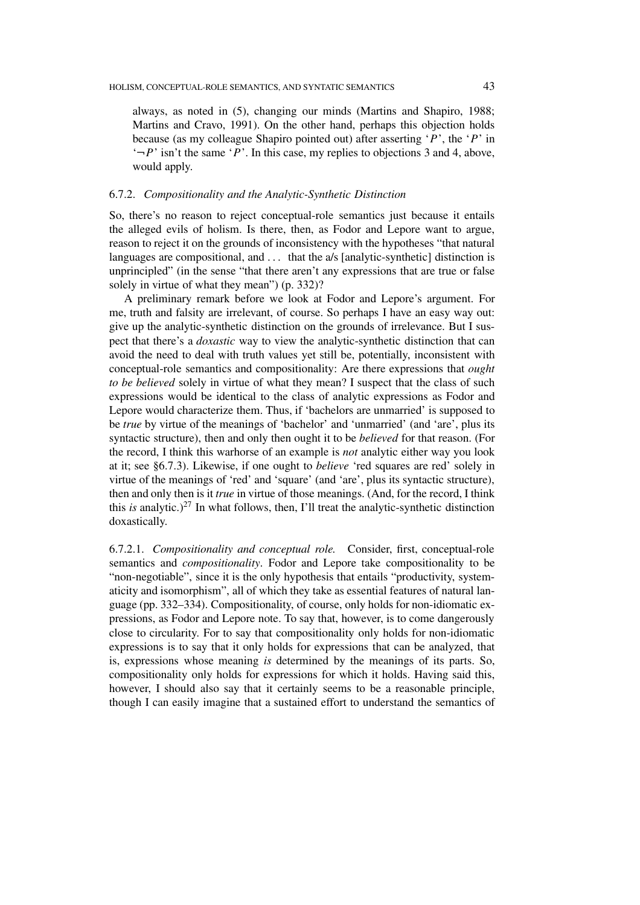always, as noted in (5), changing our minds (Martins and Shapiro, 1988; Martins and Cravo, 1991). On the other hand, perhaps this objection holds because (as my colleague Shapiro pointed out) after asserting '$P$', the '$P$' in '$\neg P$' isn't the same '$P$'. In this case, my replies to objections 3 and 4, above, would apply.

### 6.7.2. *Compositionality and the Analytic-Synthetic Distinction*

So, there's no reason to reject conceptual-role semantics just because it entails the alleged evils of holism. Is there, then, as Fodor and Lepore want to argue, reason to reject it on the grounds of inconsistency with the hypotheses "that natural languages are compositional, and ... that the a/s [analytic-synthetic] distinction is unprincipled" (in the sense "that there aren't any expressions that are true or false solely in virtue of what they mean") (p. 332)?

A preliminary remark before we look at Fodor and Lepore's argument. For me, truth and falsity are irrelevant, of course. So perhaps I have an easy way out: give up the analytic-synthetic distinction on the grounds of irrelevance. But I suspect that there's a *doxastic* way to view the analytic-synthetic distinction that can avoid the need to deal with truth values yet still be, potentially, inconsistent with conceptual-role semantics and compositionality: Are there expressions that *ought to be believed* solely in virtue of what they mean? I suspect that the class of such expressions would be identical to the class of analytic expressions as Fodor and Lepore would characterize them. Thus, if 'bachelors are unmarried' is supposed to be *true* by virtue of the meanings of 'bachelor' and 'unmarried' (and 'are', plus its syntactic structure), then and only then ought it to be *believed* for that reason. (For the record, I think this warhorse of an example is *not* analytic either way you look at it; see §6.7.3). Likewise, if one ought to *believe* 'red squares are red' solely in virtue of the meanings of 'red' and 'square' (and 'are', plus its syntactic structure), then and only then is it *true* in virtue of those meanings. (And, for the record, I think this *is* analytic.)[27] In what follows, then, I'll treat the analytic-synthetic distinction doxastically.

6.7.2.1. *Compositionality and conceptual role.* Consider, first, conceptual-role semantics and *compositionality*. Fodor and Lepore take compositionality to be "non-negotiable", since it is the only hypothesis that entails "productivity, systematicity and isomorphism", all of which they take as essential features of natural language (pp. 332–334). Compositionality, of course, only holds for non-idiomatic expressions, as Fodor and Lepore note. To say that, however, is to come dangerously close to circularity. For to say that compositionality only holds for non-idiomatic expressions is to say that it only holds for expressions that can be analyzed, that is, expressions whose meaning *is* determined by the meanings of its parts. So, compositionality only holds for expressions for which it holds. Having said this, however, I should also say that it certainly seems to be a reasonable principle, though I can easily imagine that a sustained effort to understand the semantics of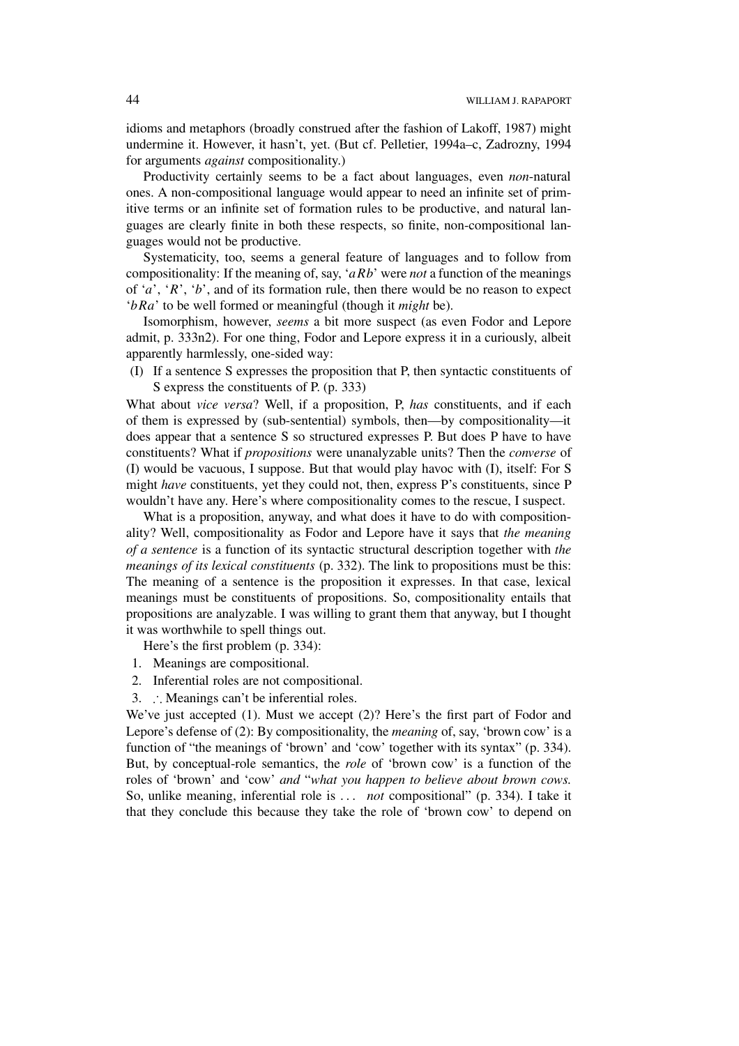idioms and metaphors (broadly construed after the fashion of Lakoff, 1987) might undermine it. However, it hasn't, yet. (But cf. Pelletier, 1994a–c, Zadrozny, 1994 for arguments *against* compositionality.)

Productivity certainly seems to be a fact about languages, even *non*-natural ones. A non-compositional language would appear to need an infinite set of primitive terms or an infinite set of formation rules to be productive, and natural languages are clearly finite in both these respects, so finite, non-compositional languages would not be productive.

Systematicity, too, seems a general feature of languages and to follow from compositionality: If the meaning of, say, '$aRb$' were *not* a function of the meanings of '$a$', '$R$', '$b$', and of its formation rule, then there would be no reason to expect '$bRa$' to be well formed or meaningful (though it *might* be).

Isomorphism, however, *seems* a bit more suspect (as even Fodor and Lepore admit, p. 333n2). For one thing, Fodor and Lepore express it in a curiously, albeit apparently harmlessly, one-sided way:

(I) If a sentence S expresses the proposition that P, then syntactic constituents of S express the constituents of P. (p. 333)

What about *vice versa*? Well, if a proposition, P, *has* constituents, and if each of them is expressed by (sub-sentential) symbols, then—by compositionality—it does appear that a sentence S so structured expresses P. But does P have to have constituents? What if *propositions* were unanalyzable units? Then the *converse* of (I) would be vacuous, I suppose. But that would play havoc with (I), itself: For S might *have* constituents, yet they could not, then, express P's constituents, since P wouldn't have any. Here's where compositionality comes to the rescue, I suspect.

What is a proposition, anyway, and what does it have to do with compositionality? Well, compositionality as Fodor and Lepore have it says that *the meaning of a sentence* is a function of its syntactic structural description together with *the meanings of its lexical constituents* (p. 332). The link to propositions must be this: The meaning of a sentence is the proposition it expresses. In that case, lexical meanings must be constituents of propositions. So, compositionality entails that propositions are analyzable. I was willing to grant them that anyway, but I thought it was worthwhile to spell things out.

Here's the first problem (p. 334):

1. Meanings are compositional.
2. Inferential roles are not compositional.
3. ∴ Meanings can't be inferential roles.

We've just accepted (1). Must we accept (2)? Here's the first part of Fodor and Lepore's defense of (2): By compositionality, the *meaning* of, say, 'brown cow' is a function of "the meanings of 'brown' and 'cow' together with its syntax" (p. 334). But, by conceptual-role semantics, the *role* of 'brown cow' is a function of the roles of 'brown' and 'cow' *and* "*what you happen to believe about brown cows.* So, unlike meaning, inferential role is ... *not* compositional" (p. 334). I take it that they conclude this because they take the role of 'brown cow' to depend on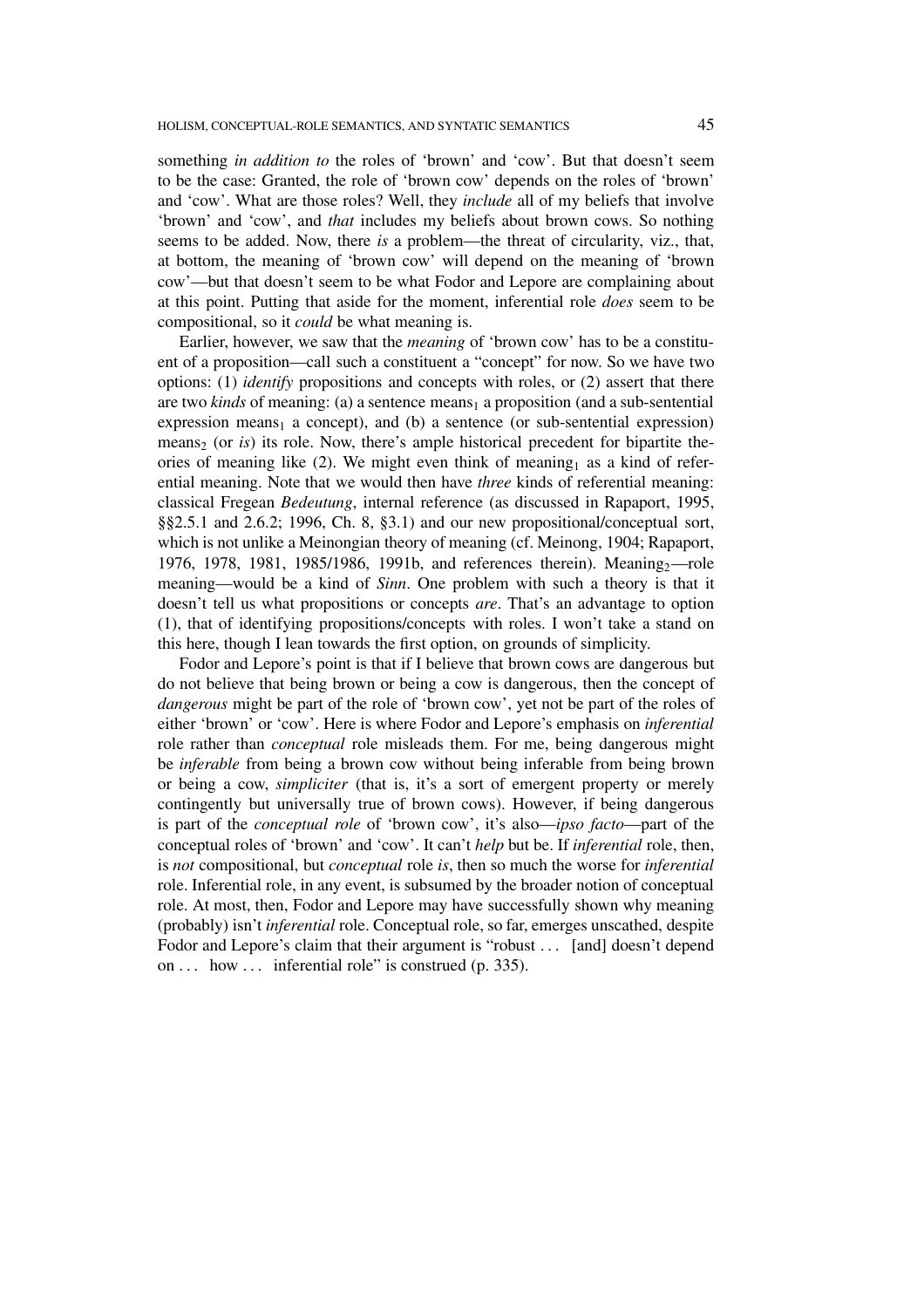something *in addition to* the roles of 'brown' and 'cow'. But that doesn't seem to be the case: Granted, the role of 'brown cow' depends on the roles of 'brown' and 'cow'. What are those roles? Well, they *include* all of my beliefs that involve 'brown' and 'cow', and *that* includes my beliefs about brown cows. So nothing seems to be added. Now, there *is* a problem—the threat of circularity, viz., that, at bottom, the meaning of 'brown cow' will depend on the meaning of 'brown cow'—but that doesn't seem to be what Fodor and Lepore are complaining about at this point. Putting that aside for the moment, inferential role *does* seem to be compositional, so it *could* be what meaning is.

Earlier, however, we saw that the *meaning* of 'brown cow' has to be a constituent of a proposition—call such a constituent a "concept" for now. So we have two options: (1) *identify* propositions and concepts with roles, or (2) assert that there are two *kinds* of meaning: (a) a sentence $\text{means}_1$ a proposition (and a sub-sentential expression $\text{means}_1$ a concept), and (b) a sentence (or sub-sentential expression) $\text{means}_2$ (or *is*) its role. Now, there's ample historical precedent for bipartite theories of meaning like (2). We might even think of $\text{meaning}_1$ as a kind of referential meaning. Note that we would then have *three* kinds of referential meaning: classical Fregean *Bedeutung*, internal reference (as discussed in Rapaport, 1995, §§2.5.1 and 2.6.2; 1996, Ch. 8, §3.1) and our new propositional/conceptual sort, which is not unlike a Meinongian theory of meaning (cf. Meinong, 1904; Rapaport, 1976, 1978, 1981, 1985/1986, 1991b, and references therein). $\text{Meaning}_2$—role meaning—would be a kind of *Sinn*. One problem with such a theory is that it doesn't tell us what propositions or concepts *are*. That's an advantage to option (1), that of identifying propositions/concepts with roles. I won't take a stand on this here, though I lean towards the first option, on grounds of simplicity.

Fodor and Lepore's point is that if I believe that brown cows are dangerous but do not believe that being brown or being a cow is dangerous, then the concept of *dangerous* might be part of the role of 'brown cow', yet not be part of the roles of either 'brown' or 'cow'. Here is where Fodor and Lepore's emphasis on *inferential* role rather than *conceptual* role misleads them. For me, being dangerous might be *inferable* from being a brown cow without being inferable from being brown or being a cow, *simpliciter* (that is, it's a sort of emergent property or merely contingently but universally true of brown cows). However, if being dangerous is part of the *conceptual role* of 'brown cow', it's also—*ipso facto*—part of the conceptual roles of 'brown' and 'cow'. It can't *help* but be. If *inferential* role, then, is *not* compositional, but *conceptual* role *is*, then so much the worse for *inferential* role. Inferential role, in any event, is subsumed by the broader notion of conceptual role. At most, then, Fodor and Lepore may have successfully shown why meaning (probably) isn't *inferential* role. Conceptual role, so far, emerges unscathed, despite Fodor and Lepore's claim that their argument is "robust ... [and] doesn't depend on ... how ... inferential role" is construed (p. 335).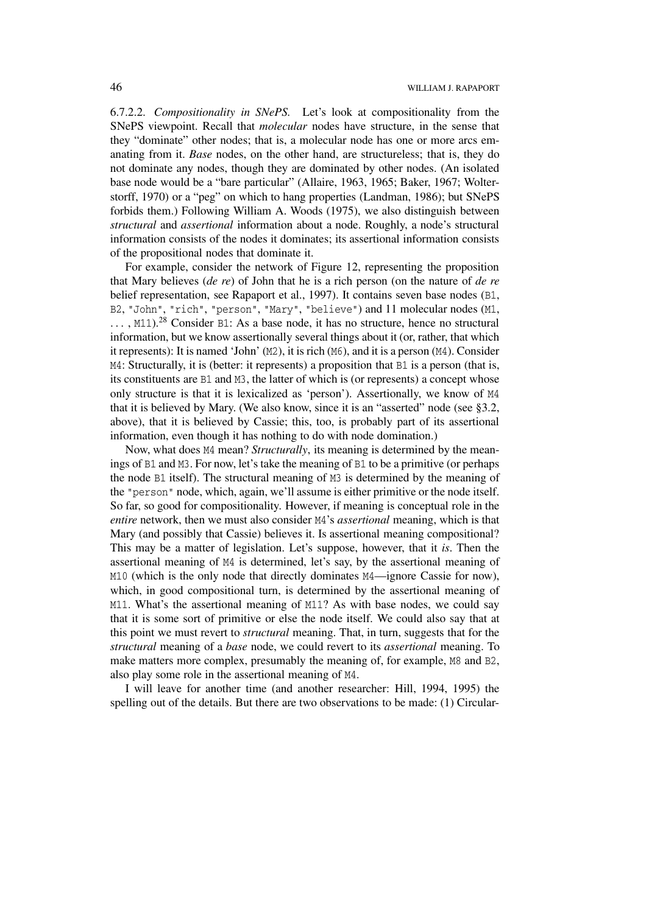6.7.2.2. *Compositionality in SNePS.* Let's look at compositionality from the SNePS viewpoint. Recall that *molecular* nodes have structure, in the sense that they "dominate" other nodes; that is, a molecular node has one or more arcs emanating from it. *Base* nodes, on the other hand, are structureless; that is, they do not dominate any nodes, though they are dominated by other nodes. (An isolated base node would be a "bare particular" (Allaire, 1963, 1965; Baker, 1967; Wolterstorff, 1970) or a "peg" on which to hang properties (Landman, 1986); but SNePS forbids them.) Following William A. Woods (1975), we also distinguish between *structural* and *assertional* information about a node. Roughly, a node's structural information consists of the nodes it dominates; its assertional information consists of the propositional nodes that dominate it.

For example, consider the network of Figure 12, representing the proposition that Mary believes (*de re*) of John that he is a rich person (on the nature of *de re* belief representation, see Rapaport et al., 1997). It contains seven base nodes (`B1`, `B2`, `"John"`, `"rich"`, `"person"`, `"Mary"`, `"believe"`) and 11 molecular nodes (`M1`, ..., `M11`).[28] Consider `B1`: As a base node, it has no structure, hence no structural information, but we know assertionally several things about it (or, rather, that which it represents): It is named 'John' (`M2`), it is rich (`M6`), and it is a person (`M4`). Consider `M4`: Structurally, it is (better: it represents) a proposition that `B1` is a person (that is, its constituents are `B1` and `M3`, the latter of which is (or represents) a concept whose only structure is that it is lexicalized as 'person'). Assertionally, we know of `M4` that it is believed by Mary. (We also know, since it is an "asserted" node (see §3.2, above), that it is believed by Cassie; this, too, is probably part of its assertional information, even though it has nothing to do with node domination.)

Now, what does `M4` mean? *Structurally*, its meaning is determined by the meanings of `B1` and `M3`. For now, let's take the meaning of `B1` to be a primitive (or perhaps the node `B1` itself). The structural meaning of `M3` is determined by the meaning of the `"person"` node, which, again, we'll assume is either primitive or the node itself. So far, so good for compositionality. However, if meaning is conceptual role in the *entire* network, then we must also consider `M4`'s *assertional* meaning, which is that Mary (and possibly that Cassie) believes it. Is assertional meaning compositional? This may be a matter of legislation. Let's suppose, however, that it *is*. Then the assertional meaning of `M4` is determined, let's say, by the assertional meaning of `M10` (which is the only node that directly dominates `M4`—ignore Cassie for now), which, in good compositional turn, is determined by the assertional meaning of `M11`. What's the assertional meaning of `M11`? As with base nodes, we could say that it is some sort of primitive or else the node itself. We could also say that at this point we must revert to *structural* meaning. That, in turn, suggests that for the *structural* meaning of a *base* node, we could revert to its *assertional* meaning. To make matters more complex, presumably the meaning of, for example, `M8` and `B2`, also play some role in the assertional meaning of `M4`.

I will leave for another time (and another researcher: Hill, 1994, 1995) the spelling out of the details. But there are two observations to be made: (1) Circular-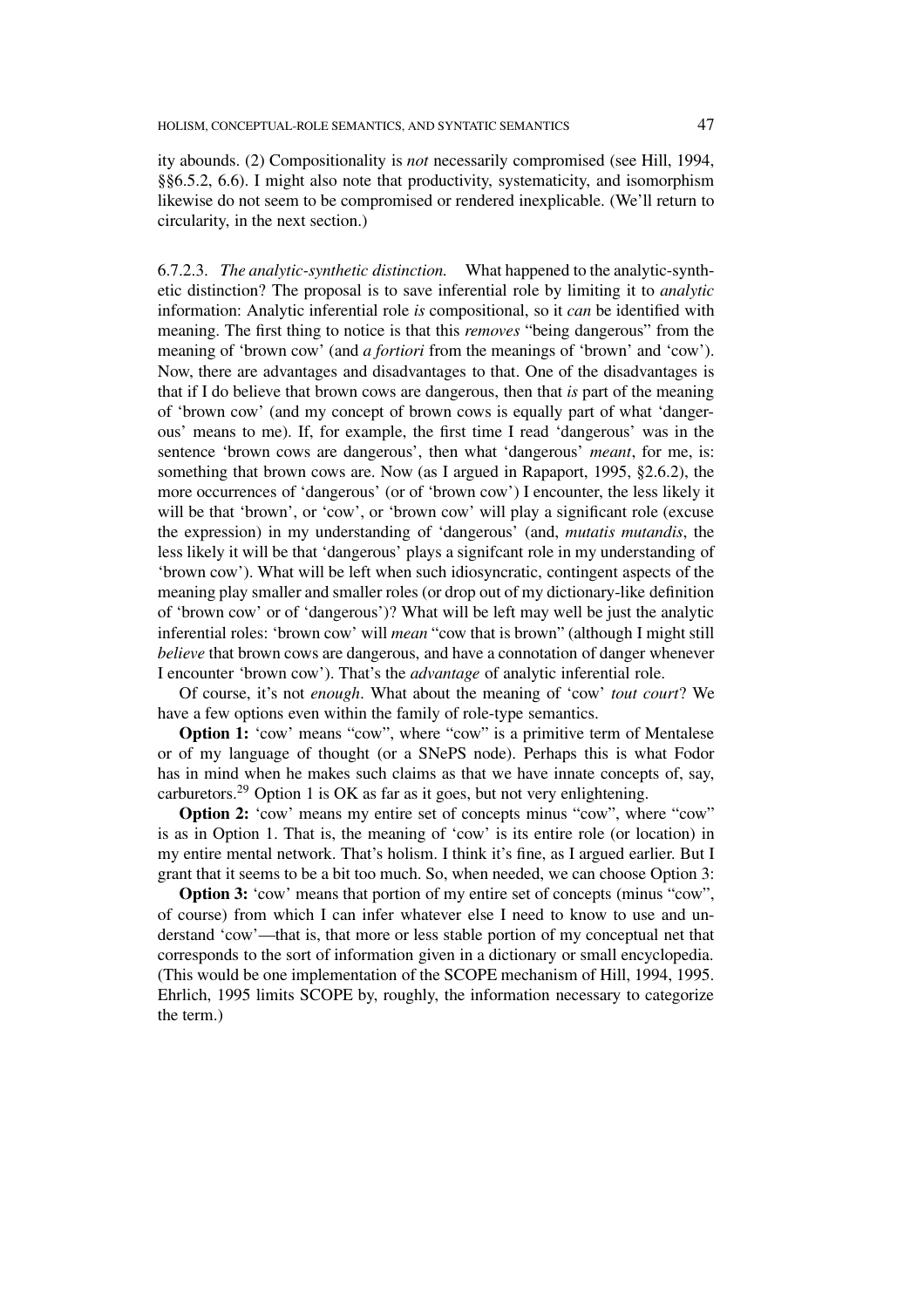ity abounds. (2) Compositionality is *not* necessarily compromised (see Hill, 1994, §§6.5.2, 6.6). I might also note that productivity, systematicity, and isomorphism likewise do not seem to be compromised or rendered inexplicable. (We'll return to circularity, in the next section.)

6.7.2.3. *The analytic-synthetic distinction.* What happened to the analytic-synthetic distinction? The proposal is to save inferential role by limiting it to *analytic* information: Analytic inferential role *is* compositional, so it *can* be identified with meaning. The first thing to notice is that this *removes* "being dangerous" from the meaning of 'brown cow' (and *a fortiori* from the meanings of 'brown' and 'cow'). Now, there are advantages and disadvantages to that. One of the disadvantages is that if I do believe that brown cows are dangerous, then that *is* part of the meaning of 'brown cow' (and my concept of brown cows is equally part of what 'dangerous' means to me). If, for example, the first time I read 'dangerous' was in the sentence 'brown cows are dangerous', then what 'dangerous' *meant*, for me, is: something that brown cows are. Now (as I argued in Rapaport, 1995, §2.6.2), the more occurrences of 'dangerous' (or of 'brown cow') I encounter, the less likely it will be that 'brown', or 'cow', or 'brown cow' will play a significant role (excuse the expression) in my understanding of 'dangerous' (and, *mutatis mutandis*, the less likely it will be that 'dangerous' plays a signifcant role in my understanding of 'brown cow'). What will be left when such idiosyncratic, contingent aspects of the meaning play smaller and smaller roles (or drop out of my dictionary-like definition of 'brown cow' or of 'dangerous')? What will be left may well be just the analytic inferential roles: 'brown cow' will *mean* "cow that is brown" (although I might still *believe* that brown cows are dangerous, and have a connotation of danger whenever I encounter 'brown cow'). That's the *advantage* of analytic inferential role.

Of course, it's not *enough*. What about the meaning of 'cow' *tout court*? We have a few options even within the family of role-type semantics.

**Option 1:** 'cow' means "cow", where "cow" is a primitive term of Mentalese or of my language of thought (or a SNePS node). Perhaps this is what Fodor has in mind when he makes such claims as that we have innate concepts of, say, carburetors.[29] Option 1 is OK as far as it goes, but not very enlightening.

**Option 2:** 'cow' means my entire set of concepts minus "cow", where "cow" is as in Option 1. That is, the meaning of 'cow' is its entire role (or location) in my entire mental network. That's holism. I think it's fine, as I argued earlier. But I grant that it seems to be a bit too much. So, when needed, we can choose Option 3:

**Option 3:** 'cow' means that portion of my entire set of concepts (minus "cow", of course) from which I can infer whatever else I need to know to use and understand 'cow'—that is, that more or less stable portion of my conceptual net that corresponds to the sort of information given in a dictionary or small encyclopedia. (This would be one implementation of the SCOPE mechanism of Hill, 1994, 1995. Ehrlich, 1995 limits SCOPE by, roughly, the information necessary to categorize the term.)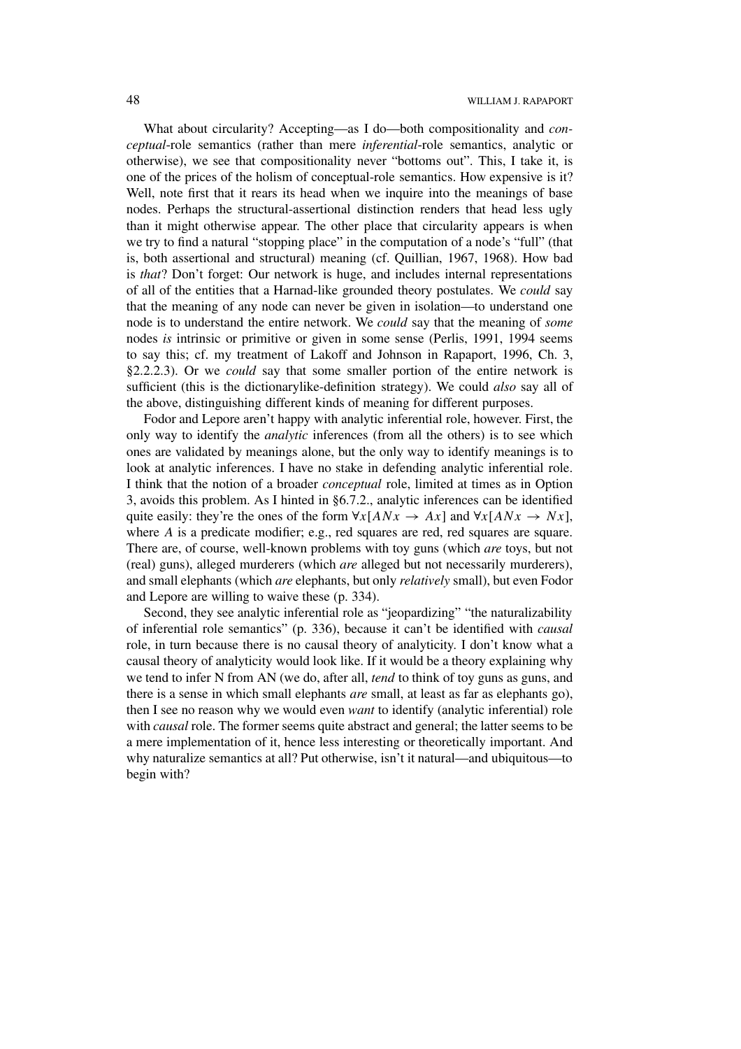What about circularity? Accepting—as I do—both compositionality and *conceptual*-role semantics (rather than mere *inferential*-role semantics, analytic or otherwise), we see that compositionality never "bottoms out". This, I take it, is one of the prices of the holism of conceptual-role semantics. How expensive is it? Well, note first that it rears its head when we inquire into the meanings of base nodes. Perhaps the structural-assertional distinction renders that head less ugly than it might otherwise appear. The other place that circularity appears is when we try to find a natural "stopping place" in the computation of a node's "full" (that is, both assertional and structural) meaning (cf. Quillian, 1967, 1968). How bad is *that*? Don't forget: Our network is huge, and includes internal representations of all of the entities that a Harnad-like grounded theory postulates. We *could* say that the meaning of any node can never be given in isolation—to understand one node is to understand the entire network. We *could* say that the meaning of *some* nodes *is* intrinsic or primitive or given in some sense (Perlis, 1991, 1994 seems to say this; cf. my treatment of Lakoff and Johnson in Rapaport, 1996, Ch. 3, §2.2.2.3). Or we *could* say that some smaller portion of the entire network is sufficient (this is the dictionarylike-definition strategy). We could *also* say all of the above, distinguishing different kinds of meaning for different purposes.

Fodor and Lepore aren't happy with analytic inferential role, however. First, the only way to identify the *analytic* inferences (from all the others) is to see which ones are validated by meanings alone, but the only way to identify meanings is to look at analytic inferences. I have no stake in defending analytic inferential role. I think that the notion of a broader *conceptual* role, limited at times as in Option 3, avoids this problem. As I hinted in §6.7.2., analytic inferences can be identified quite easily: they're the ones of the form $\forall x[ANx \rightarrow Ax]$ and $\forall x[ANx \rightarrow Nx]$, where $A$ is a predicate modifier; e.g., red squares are red, red squares are square. There are, of course, well-known problems with toy guns (which *are* toys, but not (real) guns), alleged murderers (which *are* alleged but not necessarily murderers), and small elephants (which *are* elephants, but only *relatively* small), but even Fodor and Lepore are willing to waive these (p. 334).

Second, they see analytic inferential role as "jeopardizing" "the naturalizability of inferential role semantics" (p. 336), because it can't be identified with *causal* role, in turn because there is no causal theory of analyticity. I don't know what a causal theory of analyticity would look like. If it would be a theory explaining why we tend to infer N from AN (we do, after all, *tend* to think of toy guns as guns, and there is a sense in which small elephants *are* small, at least as far as elephants go), then I see no reason why we would even *want* to identify (analytic inferential) role with *causal* role. The former seems quite abstract and general; the latter seems to be a mere implementation of it, hence less interesting or theoretically important. And why naturalize semantics at all? Put otherwise, isn't it natural—and ubiquitous—to begin with?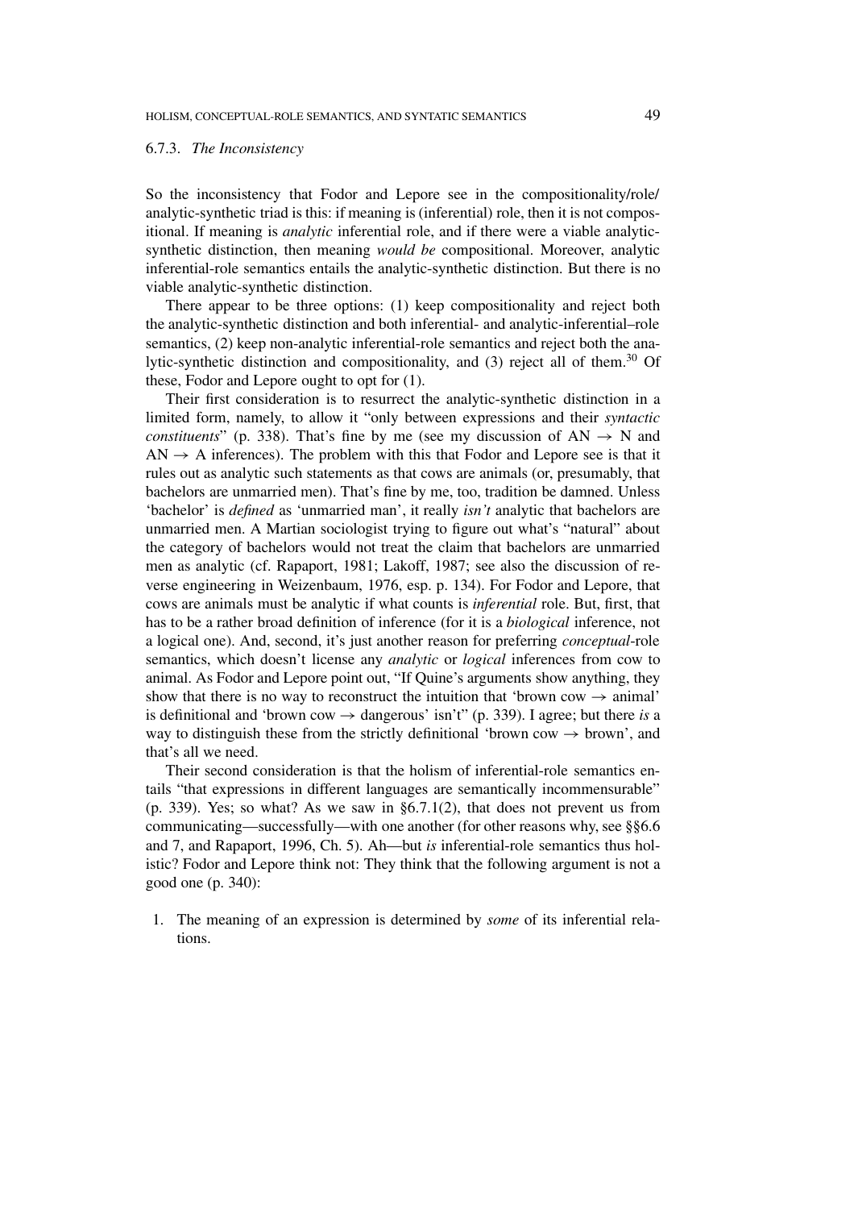### 6.7.3. *The Inconsistency*

So the inconsistency that Fodor and Lepore see in the compositionality/role/analytic-synthetic triad is this: if meaning is (inferential) role, then it is not compositional. If meaning is *analytic* inferential role, and if there were a viable analytic-synthetic distinction, then meaning *would be* compositional. Moreover, analytic inferential-role semantics entails the analytic-synthetic distinction. But there is no viable analytic-synthetic distinction.

There appear to be three options: (1) keep compositionality and reject both the analytic-synthetic distinction and both inferential- and analytic-inferential–role semantics, (2) keep non-analytic inferential-role semantics and reject both the analytic-synthetic distinction and compositionality, and (3) reject all of them.[30] Of these, Fodor and Lepore ought to opt for (1).

Their first consideration is to resurrect the analytic-synthetic distinction in a limited form, namely, to allow it "only between expressions and their *syntactic constituents*" (p. 338). That's fine by me (see my discussion of AN $\rightarrow$ N and AN $\rightarrow$ A inferences). The problem with this that Fodor and Lepore see is that it rules out as analytic such statements as that cows are animals (or, presumably, that bachelors are unmarried men). That's fine by me, too, tradition be damned. Unless 'bachelor' is *defined* as 'unmarried man', it really *isn't* analytic that bachelors are unmarried men. A Martian sociologist trying to figure out what's "natural" about the category of bachelors would not treat the claim that bachelors are unmarried men as analytic (cf. Rapaport, 1981; Lakoff, 1987; see also the discussion of reverse engineering in Weizenbaum, 1976, esp. p. 134). For Fodor and Lepore, that cows are animals must be analytic if what counts is *inferential* role. But, first, that has to be a rather broad definition of inference (for it is a *biological* inference, not a logical one). And, second, it's just another reason for preferring *conceptual*-role semantics, which doesn't license any *analytic* or *logical* inferences from cow to animal. As Fodor and Lepore point out, "If Quine's arguments show anything, they show that there is no way to reconstruct the intuition that 'brown cow $\rightarrow$ animal' is definitional and 'brown cow $\rightarrow$ dangerous' isn't" (p. 339). I agree; but there *is* a way to distinguish these from the strictly definitional 'brown cow $\rightarrow$ brown', and that's all we need.

Their second consideration is that the holism of inferential-role semantics entails "that expressions in different languages are semantically incommensurable" (p. 339). Yes; so what? As we saw in §6.7.1(2), that does not prevent us from communicating—successfully—with one another (for other reasons why, see §§6.6 and 7, and Rapaport, 1996, Ch. 5). Ah—but *is* inferential-role semantics thus holistic? Fodor and Lepore think not: They think that the following argument is not a good one (p. 340):

1. The meaning of an expression is determined by *some* of its inferential relations.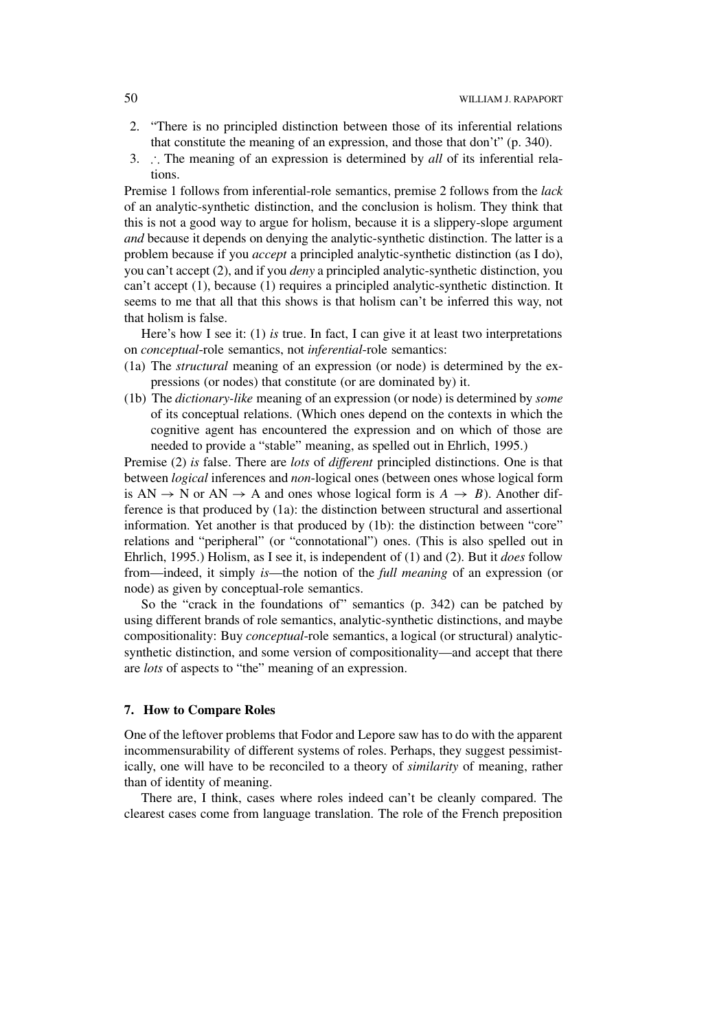2. "There is no principled distinction between those of its inferential relations that constitute the meaning of an expression, and those that don't" (p. 340).
3. ∴ The meaning of an expression is determined by *all* of its inferential relations.

Premise 1 follows from inferential-role semantics, premise 2 follows from the *lack* of an analytic-synthetic distinction, and the conclusion is holism. They think that this is not a good way to argue for holism, because it is a slippery-slope argument *and* because it depends on denying the analytic-synthetic distinction. The latter is a problem because if you *accept* a principled analytic-synthetic distinction (as I do), you can't accept (2), and if you *deny* a principled analytic-synthetic distinction, you can't accept (1), because (1) requires a principled analytic-synthetic distinction. It seems to me that all that this shows is that holism can't be inferred this way, not that holism is false.

Here's how I see it: (1) *is* true. In fact, I can give it at least two interpretations on *conceptual*-role semantics, not *inferential*-role semantics:

(1a) The *structural* meaning of an expression (or node) is determined by the expressions (or nodes) that constitute (or are dominated by) it.

(1b) The *dictionary-like* meaning of an expression (or node) is determined by *some* of its conceptual relations. (Which ones depend on the contexts in which the cognitive agent has encountered the expression and on which of those are needed to provide a "stable" meaning, as spelled out in Ehrlich, 1995.)

Premise (2) *is* false. There are *lots* of *different* principled distinctions. One is that between *logical* inferences and *non*-logical ones (between ones whose logical form is AN → N or AN → A and ones whose logical form is $A \rightarrow B$). Another difference is that produced by (1a): the distinction between structural and assertional information. Yet another is that produced by (1b): the distinction between "core" relations and "peripheral" (or "connotational") ones. (This is also spelled out in Ehrlich, 1995.) Holism, as I see it, is independent of (1) and (2). But it *does* follow from—indeed, it simply *is*—the notion of the *full meaning* of an expression (or node) as given by conceptual-role semantics.

So the "crack in the foundations of" semantics (p. 342) can be patched by using different brands of role semantics, analytic-synthetic distinctions, and maybe compositionality: Buy *conceptual*-role semantics, a logical (or structural) analytic-synthetic distinction, and some version of compositionality—and accept that there are *lots* of aspects to "the" meaning of an expression.

## 7. How to Compare Roles

One of the leftover problems that Fodor and Lepore saw has to do with the apparent incommensurability of different systems of roles. Perhaps, they suggest pessimistically, one will have to be reconciled to a theory of *similarity* of meaning, rather than of identity of meaning.

There are, I think, cases where roles indeed can't be cleanly compared. The clearest cases come from language translation. The role of the French preposition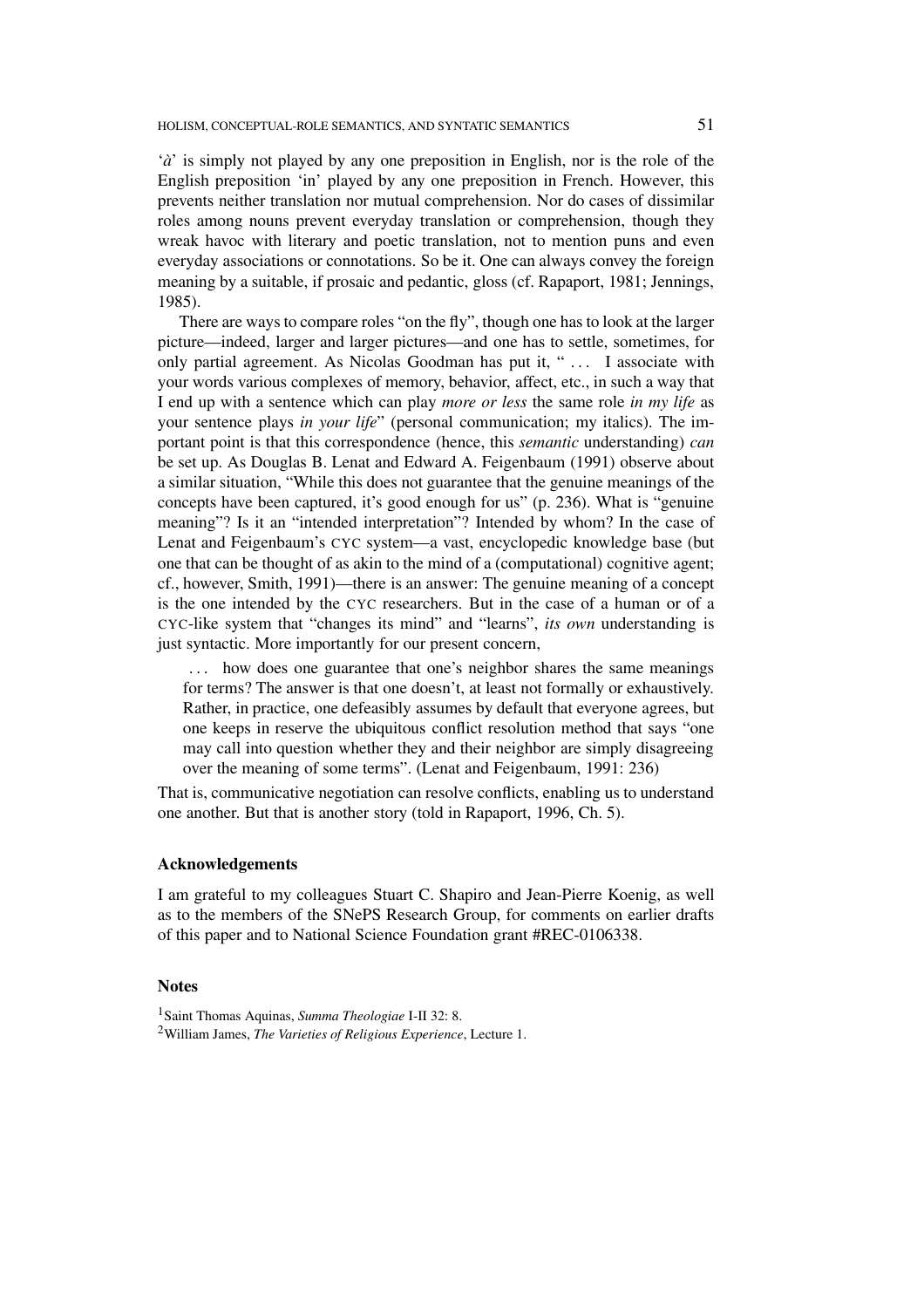'*à*' is simply not played by any one preposition in English, nor is the role of the English preposition 'in' played by any one preposition in French. However, this prevents neither translation nor mutual comprehension. Nor do cases of dissimilar roles among nouns prevent everyday translation or comprehension, though they wreak havoc with literary and poetic translation, not to mention puns and even everyday associations or connotations. So be it. One can always convey the foreign meaning by a suitable, if prosaic and pedantic, gloss (cf. Rapaport, 1981; Jennings, 1985).

There are ways to compare roles "on the fly", though one has to look at the larger picture—indeed, larger and larger pictures—and one has to settle, sometimes, for only partial agreement. As Nicolas Goodman has put it, " ... I associate with your words various complexes of memory, behavior, affect, etc., in such a way that I end up with a sentence which can play *more or less* the same role *in my life* as your sentence plays *in your life*" (personal communication; my italics). The important point is that this correspondence (hence, this *semantic* understanding) *can* be set up. As Douglas B. Lenat and Edward A. Feigenbaum (1991) observe about a similar situation, "While this does not guarantee that the genuine meanings of the concepts have been captured, it's good enough for us" (p. 236). What is "genuine meaning"? Is it an "intended interpretation"? Intended by whom? In the case of Lenat and Feigenbaum's CYC system—a vast, encyclopedic knowledge base (but one that can be thought of as akin to the mind of a (computational) cognitive agent; cf., however, Smith, 1991)—there is an answer: The genuine meaning of a concept is the one intended by the CYC researchers. But in the case of a human or of a CYC-like system that "changes its mind" and "learns", *its own* understanding is just syntactic. More importantly for our present concern,

> ... how does one guarantee that one's neighbor shares the same meanings for terms? The answer is that one doesn't, at least not formally or exhaustively. Rather, in practice, one defeasibly assumes by default that everyone agrees, but one keeps in reserve the ubiquitous conflict resolution method that says "one may call into question whether they and their neighbor are simply disagreeing over the meaning of some terms". (Lenat and Feigenbaum, 1991: 236)

That is, communicative negotiation can resolve conflicts, enabling us to understand one another. But that is another story (told in Rapaport, 1996, Ch. 5).

### Acknowledgements

I am grateful to my colleagues Stuart C. Shapiro and Jean-Pierre Koenig, as well as to the members of the SNePS Research Group, for comments on earlier drafts of this paper and to National Science Foundation grant #REC-0106338.

### Notes

[1] Saint Thomas Aquinas, *Summa Theologiae* I-II 32: 8.

[2] William James, *The Varieties of Religious Experience*, Lecture 1.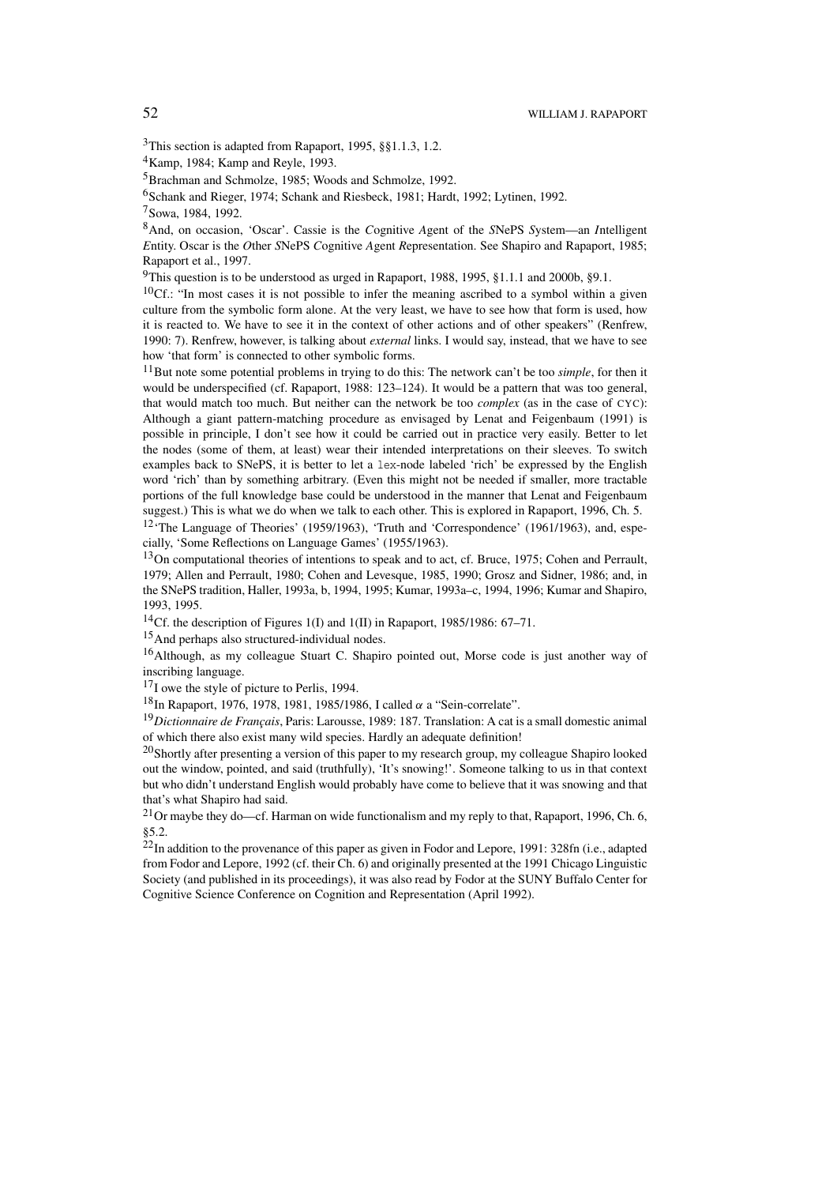[3]This section is adapted from Rapaport, 1995, §§1.1.3, 1.2.

[4]Kamp, 1984; Kamp and Reyle, 1993.

[5]Brachman and Schmolze, 1985; Woods and Schmolze, 1992.

[6]Schank and Rieger, 1974; Schank and Riesbeck, 1981; Hardt, 1992; Lytinen, 1992.

[7]Sowa, 1984, 1992.

[8]And, on occasion, 'Oscar'. Cassie is the *C*ognitive *A*gent of the *S*NePS *S*ystem—an *I*ntelligent *E*ntity. Oscar is the *O*ther *S*NePS *C*ognitive *A*gent *R*epresentation. See Shapiro and Rapaport, 1985; Rapaport et al., 1997.

[9]This question is to be understood as urged in Rapaport, 1988, 1995, §1.1.1 and 2000b, §9.1.

[10]Cf.: "In most cases it is not possible to infer the meaning ascribed to a symbol within a given culture from the symbolic form alone. At the very least, we have to see how that form is used, how it is reacted to. We have to see it in the context of other actions and of other speakers" (Renfrew, 1990: 7). Renfrew, however, is talking about *external* links. I would say, instead, that we have to see how 'that form' is connected to other symbolic forms.

[11]But note some potential problems in trying to do this: The network can't be too *simple*, for then it would be underspecified (cf. Rapaport, 1988: 123–124). It would be a pattern that was too general, that would match too much. But neither can the network be too *complex* (as in the case of CYC): Although a giant pattern-matching procedure as envisaged by Lenat and Feigenbaum (1991) is possible in principle, I don't see how it could be carried out in practice very easily. Better to let the nodes (some of them, at least) wear their intended interpretations on their sleeves. To switch examples back to SNePS, it is better to let a `lex`-node labeled 'rich' be expressed by the English word 'rich' than by something arbitrary. (Even this might not be needed if smaller, more tractable portions of the full knowledge base could be understood in the manner that Lenat and Feigenbaum suggest.) This is what we do when we talk to each other. This is explored in Rapaport, 1996, Ch. 5.

[12]'The Language of Theories' (1959/1963), 'Truth and 'Correspondence' (1961/1963), and, especially, 'Some Reflections on Language Games' (1955/1963).

[13]On computational theories of intentions to speak and to act, cf. Bruce, 1975; Cohen and Perrault, 1979; Allen and Perrault, 1980; Cohen and Levesque, 1985, 1990; Grosz and Sidner, 1986; and, in the SNePS tradition, Haller, 1993a, b, 1994, 1995; Kumar, 1993a–c, 1994, 1996; Kumar and Shapiro, 1993, 1995.

[14]Cf. the description of Figures 1(I) and 1(II) in Rapaport, 1985/1986: 67–71.

[15]And perhaps also structured-individual nodes.

[16]Although, as my colleague Stuart C. Shapiro pointed out, Morse code is just another way of inscribing language.

[17]I owe the style of picture to Perlis, 1994.

[18]In Rapaport, 1976, 1978, 1981, 1985/1986, I called $\alpha$ a "Sein-correlate".

[19]*Dictionnaire de Français*, Paris: Larousse, 1989: 187. Translation: A cat is a small domestic animal of which there also exist many wild species. Hardly an adequate definition!

[20]Shortly after presenting a version of this paper to my research group, my colleague Shapiro looked out the window, pointed, and said (truthfully), 'It's snowing!'. Someone talking to us in that context but who didn't understand English would probably have come to believe that it was snowing and that that's what Shapiro had said.

[21]Or maybe they do—cf. Harman on wide functionalism and my reply to that, Rapaport, 1996, Ch. 6, §5.2.

[22]In addition to the provenance of this paper as given in Fodor and Lepore, 1991: 328fn (i.e., adapted from Fodor and Lepore, 1992 (cf. their Ch. 6) and originally presented at the 1991 Chicago Linguistic Society (and published in its proceedings), it was also read by Fodor at the SUNY Buffalo Center for Cognitive Science Conference on Cognition and Representation (April 1992).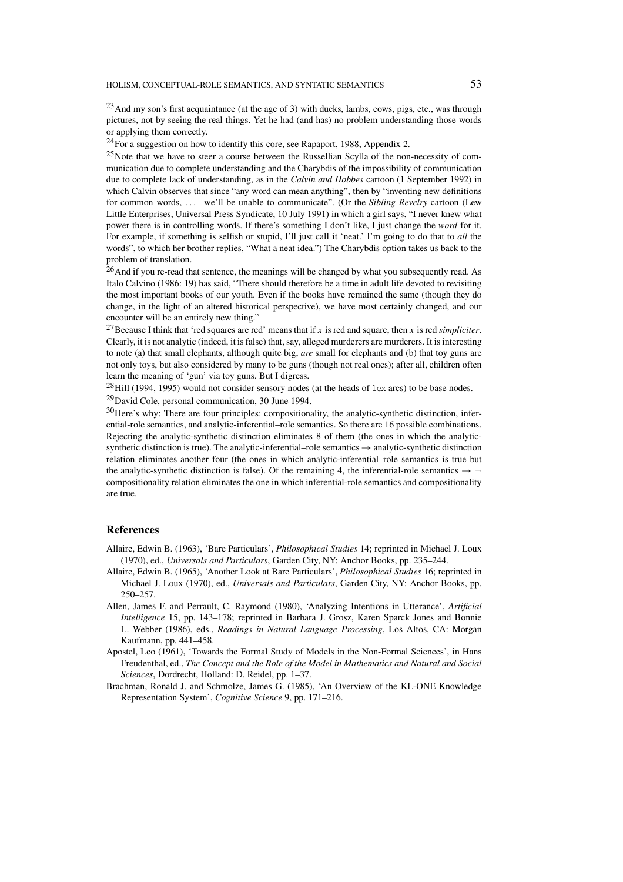[23]And my son's first acquaintance (at the age of 3) with ducks, lambs, cows, pigs, etc., was through pictures, not by seeing the real things. Yet he had (and has) no problem understanding those words or applying them correctly.

[24]For a suggestion on how to identify this core, see Rapaport, 1988, Appendix 2.

[25]Note that we have to steer a course between the Russellian Scylla of the non-necessity of communication due to complete understanding and the Charybdis of the impossibility of communication due to complete lack of understanding, as in the *Calvin and Hobbes* cartoon (1 September 1992) in which Calvin observes that since "any word can mean anything", then by "inventing new definitions for common words, ... we'll be unable to communicate". (Or the *Sibling Revelry* cartoon (Lew Little Enterprises, Universal Press Syndicate, 10 July 1991) in which a girl says, "I never knew what power there is in controlling words. If there's something I don't like, I just change the *word* for it. For example, if something is selfish or stupid, I'll just call it 'neat.' I'm going to do that to *all* the words", to which her brother replies, "What a neat idea.") The Charybdis option takes us back to the problem of translation.

[26]And if you re-read that sentence, the meanings will be changed by what you subsequently read. As Italo Calvino (1986: 19) has said, "There should therefore be a time in adult life devoted to revisiting the most important books of our youth. Even if the books have remained the same (though they do change, in the light of an altered historical perspective), we have most certainly changed, and our encounter will be an entirely new thing."

[27]Because I think that 'red squares are red' means that if $x$ is red and square, then $x$ is red *simpliciter*. Clearly, it is not analytic (indeed, it is false) that, say, alleged murderers are murderers. It is interesting to note (a) that small elephants, although quite big, *are* small for elephants and (b) that toy guns are not only toys, but also considered by many to be guns (though not real ones); after all, children often learn the meaning of 'gun' via toy guns. But I digress.

[28]Hill (1994, 1995) would not consider sensory nodes (at the heads of `lex` arcs) to be base nodes.

[29]David Cole, personal communication, 30 June 1994.

[30]Here's why: There are four principles: compositionality, the analytic-synthetic distinction, inferential-role semantics, and analytic-inferential–role semantics. So there are 16 possible combinations. Rejecting the analytic-synthetic distinction eliminates 8 of them (the ones in which the analytic-synthetic distinction is true). The analytic-inferential–role semantics $\rightarrow$ analytic-synthetic distinction relation eliminates another four (the ones in which analytic-inferential–role semantics is true but the analytic-synthetic distinction is false). Of the remaining 4, the inferential-role semantics $\rightarrow \neg$ compositionality relation eliminates the one in which inferential-role semantics and compositionality are true.

## References

Allaire, Edwin B. (1963), 'Bare Particulars', *Philosophical Studies* 14; reprinted in Michael J. Loux (1970), ed., *Universals and Particulars*, Garden City, NY: Anchor Books, pp. 235–244.

Allaire, Edwin B. (1965), 'Another Look at Bare Particulars', *Philosophical Studies* 16; reprinted in Michael J. Loux (1970), ed., *Universals and Particulars*, Garden City, NY: Anchor Books, pp. 250–257.

Allen, James F. and Perrault, C. Raymond (1980), 'Analyzing Intentions in Utterance', *Artificial Intelligence* 15, pp. 143–178; reprinted in Barbara J. Grosz, Karen Sparck Jones and Bonnie L. Webber (1986), eds., *Readings in Natural Language Processing*, Los Altos, CA: Morgan Kaufmann, pp. 441–458.

Apostel, Leo (1961), 'Towards the Formal Study of Models in the Non-Formal Sciences', in Hans Freudenthal, ed., *The Concept and the Role of the Model in Mathematics and Natural and Social Sciences*, Dordrecht, Holland: D. Reidel, pp. 1–37.

Brachman, Ronald J. and Schmolze, James G. (1985), 'An Overview of the KL-ONE Knowledge Representation System', *Cognitive Science* 9, pp. 171–216.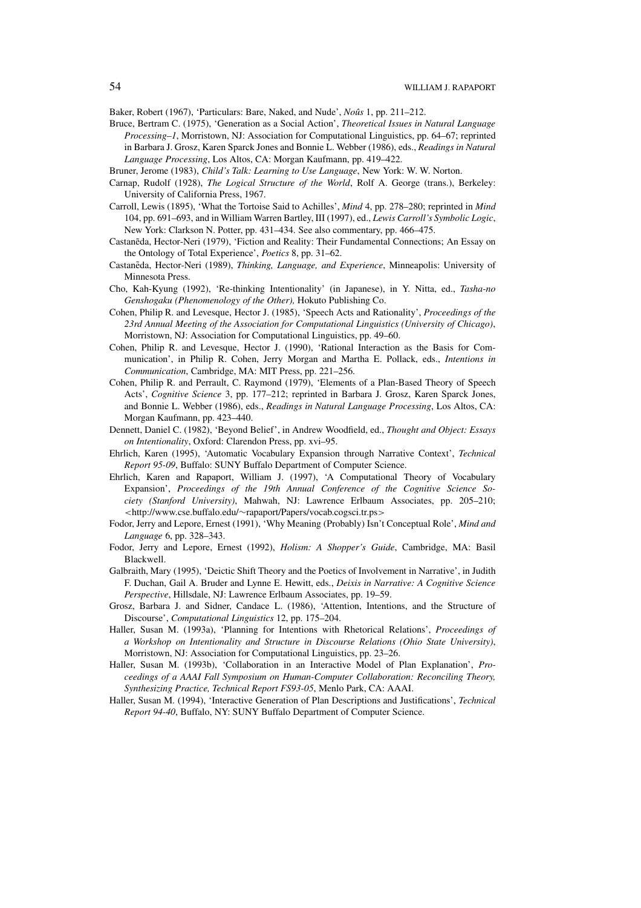Baker, Robert (1967), 'Particulars: Bare, Naked, and Nude', *Noûs* 1, pp. 211–212.

Bruce, Bertram C. (1975), 'Generation as a Social Action', *Theoretical Issues in Natural Language Processing–1*, Morristown, NJ: Association for Computational Linguistics, pp. 64–67; reprinted in Barbara J. Grosz, Karen Sparck Jones and Bonnie L. Webber (1986), eds., *Readings in Natural Language Processing*, Los Altos, CA: Morgan Kaufmann, pp. 419–422.

Bruner, Jerome (1983), *Child's Talk: Learning to Use Language*, New York: W. W. Norton.

Carnap, Rudolf (1928), *The Logical Structure of the World*, Rolf A. George (trans.), Berkeley: University of California Press, 1967.

Carroll, Lewis (1895), 'What the Tortoise Said to Achilles', *Mind* 4, pp. 278–280; reprinted in *Mind* 104, pp. 691–693, and in William Warren Bartley, III (1997), ed., *Lewis Carroll's Symbolic Logic*, New York: Clarkson N. Potter, pp. 431–434. See also commentary, pp. 466–475.

Castañeda, Hector-Neri (1979), 'Fiction and Reality: Their Fundamental Connections; An Essay on the Ontology of Total Experience', *Poetics* 8, pp. 31–62.

Castañeda, Hector-Neri (1989), *Thinking, Language, and Experience*, Minneapolis: University of Minnesota Press.

Cho, Kah-Kyung (1992), 'Re-thinking Intentionality' (in Japanese), in Y. Nitta, ed., *Tasha-no Genshogaku (Phenomenology of the Other),* Hokuto Publishing Co.

Cohen, Philip R. and Levesque, Hector J. (1985), 'Speech Acts and Rationality', *Proceedings of the 23rd Annual Meeting of the Association for Computational Linguistics (University of Chicago)*, Morristown, NJ: Association for Computational Linguistics, pp. 49–60.

Cohen, Philip R. and Levesque, Hector J. (1990), 'Rational Interaction as the Basis for Communication', in Philip R. Cohen, Jerry Morgan and Martha E. Pollack, eds., *Intentions in Communication*, Cambridge, MA: MIT Press, pp. 221–256.

Cohen, Philip R. and Perrault, C. Raymond (1979), 'Elements of a Plan-Based Theory of Speech Acts', *Cognitive Science* 3, pp. 177–212; reprinted in Barbara J. Grosz, Karen Sparck Jones, and Bonnie L. Webber (1986), eds., *Readings in Natural Language Processing*, Los Altos, CA: Morgan Kaufmann, pp. 423–440.

Dennett, Daniel C. (1982), 'Beyond Belief', in Andrew Woodfield, ed., *Thought and Object: Essays on Intentionality*, Oxford: Clarendon Press, pp. xvi–95.

Ehrlich, Karen (1995), 'Automatic Vocabulary Expansion through Narrative Context', *Technical Report 95-09*, Buffalo: SUNY Buffalo Department of Computer Science.

Ehrlich, Karen and Rapaport, William J. (1997), 'A Computational Theory of Vocabulary Expansion', *Proceedings of the 19th Annual Conference of the Cognitive Science Society (Stanford University)*, Mahwah, NJ: Lawrence Erlbaum Associates, pp. 205–210; <http://www.cse.buffalo.edu/~rapaport/Papers/vocab.cogsci.tr.ps>

Fodor, Jerry and Lepore, Ernest (1991), 'Why Meaning (Probably) Isn't Conceptual Role', *Mind and Language* 6, pp. 328–343.

Fodor, Jerry and Lepore, Ernest (1992), *Holism: A Shopper's Guide*, Cambridge, MA: Basil Blackwell.

Galbraith, Mary (1995), 'Deictic Shift Theory and the Poetics of Involvement in Narrative', in Judith F. Duchan, Gail A. Bruder and Lynne E. Hewitt, eds., *Deixis in Narrative: A Cognitive Science Perspective*, Hillsdale, NJ: Lawrence Erlbaum Associates, pp. 19–59.

Grosz, Barbara J. and Sidner, Candace L. (1986), 'Attention, Intentions, and the Structure of Discourse', *Computational Linguistics* 12, pp. 175–204.

Haller, Susan M. (1993a), 'Planning for Intentions with Rhetorical Relations', *Proceedings of a Workshop on Intentionality and Structure in Discourse Relations (Ohio State University)*, Morristown, NJ: Association for Computational Linguistics, pp. 23–26.

Haller, Susan M. (1993b), 'Collaboration in an Interactive Model of Plan Explanation', *Proceedings of a AAAI Fall Symposium on Human-Computer Collaboration: Reconciling Theory, Synthesizing Practice, Technical Report FS93-05*, Menlo Park, CA: AAAI.

Haller, Susan M. (1994), 'Interactive Generation of Plan Descriptions and Justifications', *Technical Report 94-40*, Buffalo, NY: SUNY Buffalo Department of Computer Science.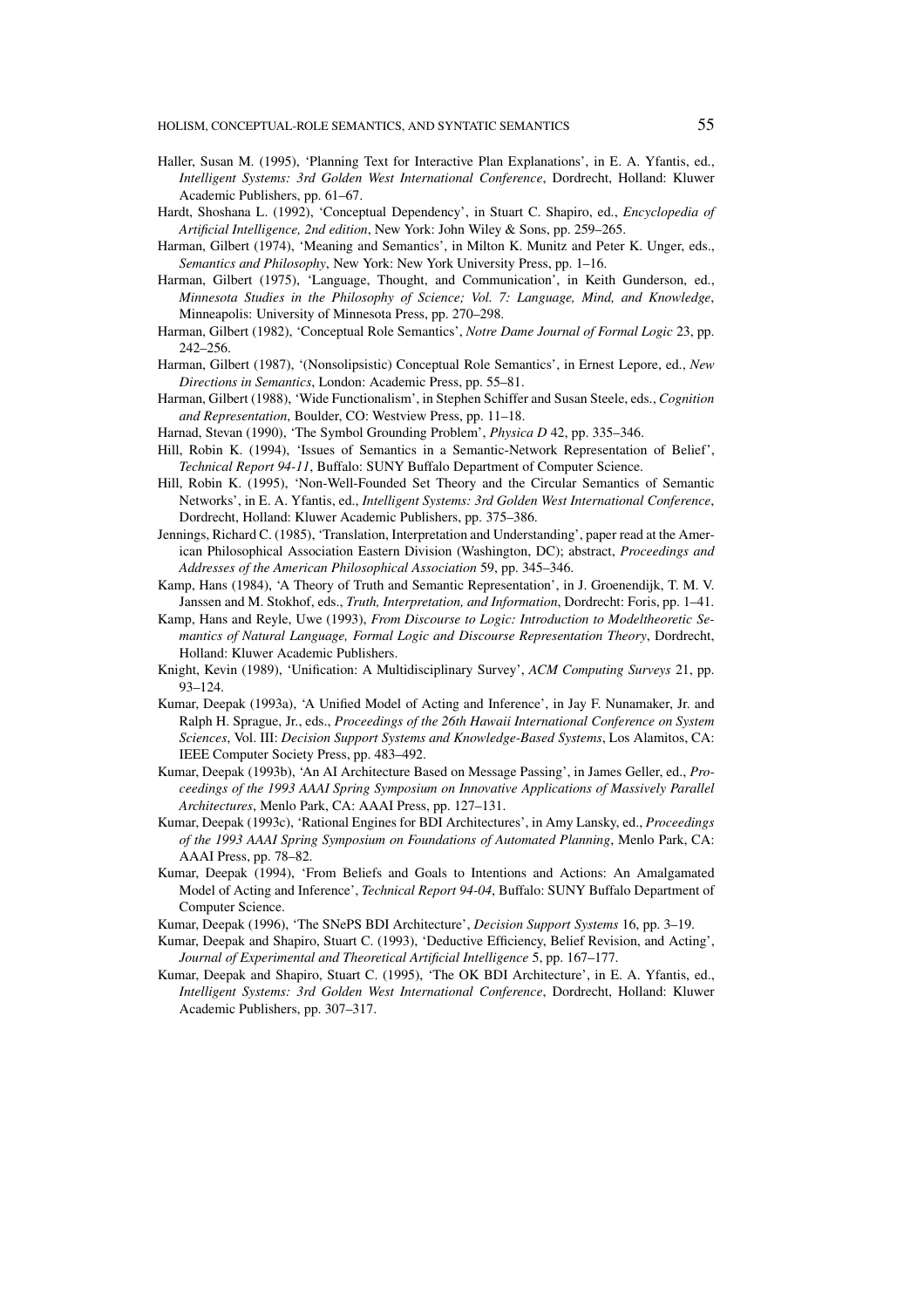Haller, Susan M. (1995), 'Planning Text for Interactive Plan Explanations', in E. A. Yfantis, ed., *Intelligent Systems: 3rd Golden West International Conference*, Dordrecht, Holland: Kluwer Academic Publishers, pp. 61–67.

Hardt, Shoshana L. (1992), 'Conceptual Dependency', in Stuart C. Shapiro, ed., *Encyclopedia of Artificial Intelligence, 2nd edition*, New York: John Wiley & Sons, pp. 259–265.

Harman, Gilbert (1974), 'Meaning and Semantics', in Milton K. Munitz and Peter K. Unger, eds., *Semantics and Philosophy*, New York: New York University Press, pp. 1–16.

Harman, Gilbert (1975), 'Language, Thought, and Communication', in Keith Gunderson, ed., *Minnesota Studies in the Philosophy of Science; Vol. 7: Language, Mind, and Knowledge*, Minneapolis: University of Minnesota Press, pp. 270–298.

Harman, Gilbert (1982), 'Conceptual Role Semantics', *Notre Dame Journal of Formal Logic* 23, pp. 242–256.

Harman, Gilbert (1987), '(Nonsolipsistic) Conceptual Role Semantics', in Ernest Lepore, ed., *New Directions in Semantics*, London: Academic Press, pp. 55–81.

Harman, Gilbert (1988), 'Wide Functionalism', in Stephen Schiffer and Susan Steele, eds., *Cognition and Representation*, Boulder, CO: Westview Press, pp. 11–18.

Harnad, Stevan (1990), 'The Symbol Grounding Problem', *Physica D* 42, pp. 335–346.

Hill, Robin K. (1994), 'Issues of Semantics in a Semantic-Network Representation of Belief', *Technical Report 94-11*, Buffalo: SUNY Buffalo Department of Computer Science.

Hill, Robin K. (1995), 'Non-Well-Founded Set Theory and the Circular Semantics of Semantic Networks', in E. A. Yfantis, ed., *Intelligent Systems: 3rd Golden West International Conference*, Dordrecht, Holland: Kluwer Academic Publishers, pp. 375–386.

Jennings, Richard C. (1985), 'Translation, Interpretation and Understanding', paper read at the American Philosophical Association Eastern Division (Washington, DC); abstract, *Proceedings and Addresses of the American Philosophical Association* 59, pp. 345–346.

Kamp, Hans (1984), 'A Theory of Truth and Semantic Representation', in J. Groenendijk, T. M. V. Janssen and M. Stokhof, eds., *Truth, Interpretation, and Information*, Dordrecht: Foris, pp. 1–41.

Kamp, Hans and Reyle, Uwe (1993), *From Discourse to Logic: Introduction to Modeltheoretic Semantics of Natural Language, Formal Logic and Discourse Representation Theory*, Dordrecht, Holland: Kluwer Academic Publishers.

Knight, Kevin (1989), 'Unification: A Multidisciplinary Survey', *ACM Computing Surveys* 21, pp. 93–124.

Kumar, Deepak (1993a), 'A Unified Model of Acting and Inference', in Jay F. Nunamaker, Jr. and Ralph H. Sprague, Jr., eds., *Proceedings of the 26th Hawaii International Conference on System Sciences*, Vol. III: *Decision Support Systems and Knowledge-Based Systems*, Los Alamitos, CA: IEEE Computer Society Press, pp. 483–492.

Kumar, Deepak (1993b), 'An AI Architecture Based on Message Passing', in James Geller, ed., *Proceedings of the 1993 AAAI Spring Symposium on Innovative Applications of Massively Parallel Architectures*, Menlo Park, CA: AAAI Press, pp. 127–131.

Kumar, Deepak (1993c), 'Rational Engines for BDI Architectures', in Amy Lansky, ed., *Proceedings of the 1993 AAAI Spring Symposium on Foundations of Automated Planning*, Menlo Park, CA: AAAI Press, pp. 78–82.

Kumar, Deepak (1994), 'From Beliefs and Goals to Intentions and Actions: An Amalgamated Model of Acting and Inference', *Technical Report 94-04*, Buffalo: SUNY Buffalo Department of Computer Science.

Kumar, Deepak (1996), 'The SNePS BDI Architecture', *Decision Support Systems* 16, pp. 3–19.

Kumar, Deepak and Shapiro, Stuart C. (1993), 'Deductive Efficiency, Belief Revision, and Acting', *Journal of Experimental and Theoretical Artificial Intelligence* 5, pp. 167–177.

Kumar, Deepak and Shapiro, Stuart C. (1995), 'The OK BDI Architecture', in E. A. Yfantis, ed., *Intelligent Systems: 3rd Golden West International Conference*, Dordrecht, Holland: Kluwer Academic Publishers, pp. 307–317.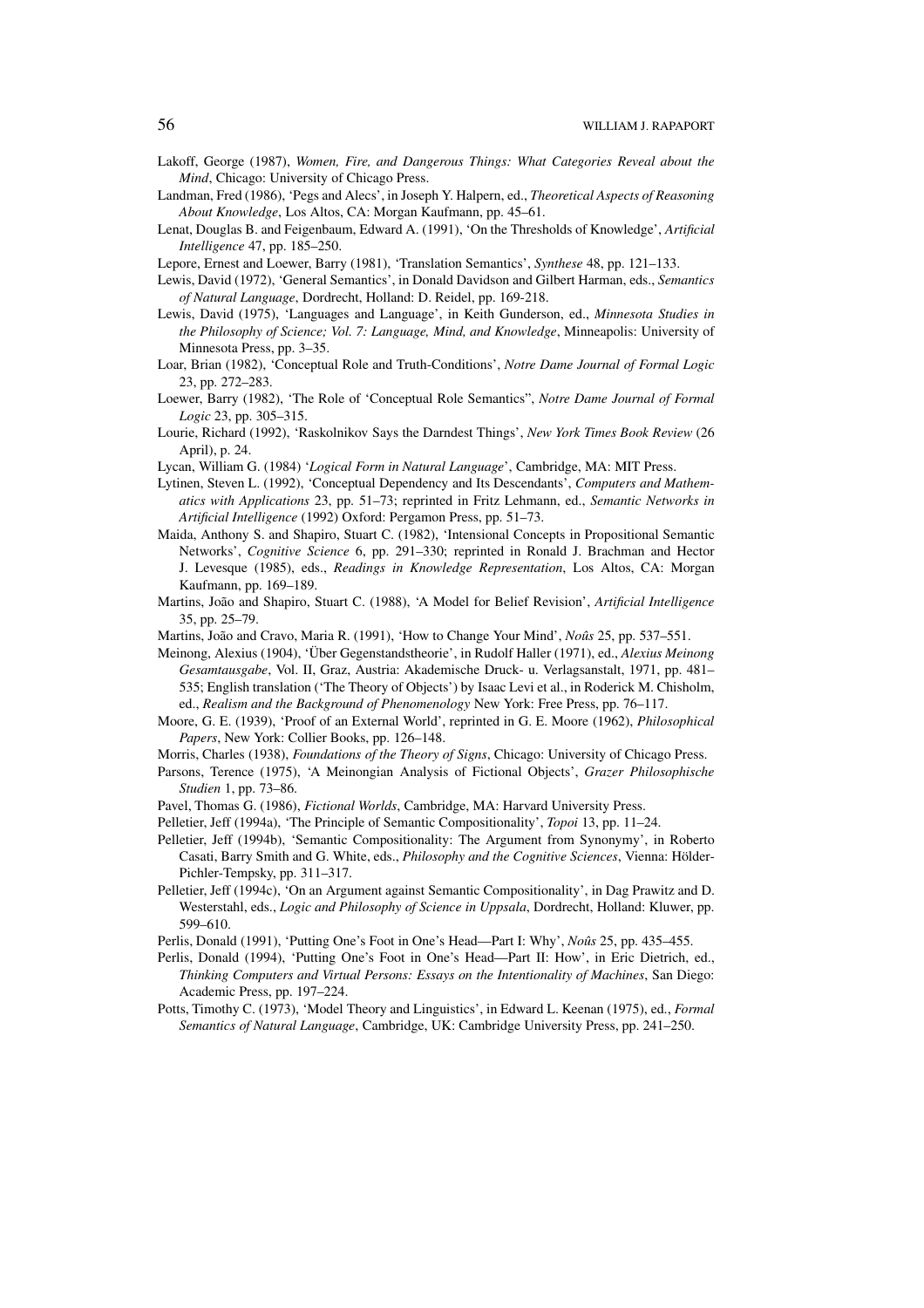Lakoff, George (1987), *Women, Fire, and Dangerous Things: What Categories Reveal about the Mind*, Chicago: University of Chicago Press.

Landman, Fred (1986), 'Pegs and Alecs', in Joseph Y. Halpern, ed., *Theoretical Aspects of Reasoning About Knowledge*, Los Altos, CA: Morgan Kaufmann, pp. 45–61.

Lenat, Douglas B. and Feigenbaum, Edward A. (1991), 'On the Thresholds of Knowledge', *Artificial Intelligence* 47, pp. 185–250.

Lepore, Ernest and Loewer, Barry (1981), 'Translation Semantics', *Synthese* 48, pp. 121–133.

Lewis, David (1972), 'General Semantics', in Donald Davidson and Gilbert Harman, eds., *Semantics of Natural Language*, Dordrecht, Holland: D. Reidel, pp. 169-218.

Lewis, David (1975), 'Languages and Language', in Keith Gunderson, ed., *Minnesota Studies in the Philosophy of Science; Vol. 7: Language, Mind, and Knowledge*, Minneapolis: University of Minnesota Press, pp. 3–35.

Loar, Brian (1982), 'Conceptual Role and Truth-Conditions', *Notre Dame Journal of Formal Logic* 23, pp. 272–283.

Loewer, Barry (1982), 'The Role of 'Conceptual Role Semantics'', *Notre Dame Journal of Formal Logic* 23, pp. 305–315.

Lourie, Richard (1992), 'Raskolnikov Says the Darndest Things', *New York Times Book Review* (26 April), p. 24.

Lycan, William G. (1984) '*Logical Form in Natural Language*', Cambridge, MA: MIT Press.

Lytinen, Steven L. (1992), 'Conceptual Dependency and Its Descendants', *Computers and Mathematics with Applications* 23, pp. 51–73; reprinted in Fritz Lehmann, ed., *Semantic Networks in Artificial Intelligence* (1992) Oxford: Pergamon Press, pp. 51–73.

Maida, Anthony S. and Shapiro, Stuart C. (1982), 'Intensional Concepts in Propositional Semantic Networks', *Cognitive Science* 6, pp. 291–330; reprinted in Ronald J. Brachman and Hector J. Levesque (1985), eds., *Readings in Knowledge Representation*, Los Altos, CA: Morgan Kaufmann, pp. 169–189.

Martins, João and Shapiro, Stuart C. (1988), 'A Model for Belief Revision', *Artificial Intelligence* 35, pp. 25–79.

Martins, João and Cravo, Maria R. (1991), 'How to Change Your Mind', *Noûs* 25, pp. 537–551.

Meinong, Alexius (1904), 'Über Gegenstandstheorie', in Rudolf Haller (1971), ed., *Alexius Meinong Gesamtausgabe*, Vol. II, Graz, Austria: Akademische Druck- u. Verlagsanstalt, 1971, pp. 481–535; English translation ('The Theory of Objects') by Isaac Levi et al., in Roderick M. Chisholm, ed., *Realism and the Background of Phenomenology* New York: Free Press, pp. 76–117.

Moore, G. E. (1939), 'Proof of an External World', reprinted in G. E. Moore (1962), *Philosophical Papers*, New York: Collier Books, pp. 126–148.

Morris, Charles (1938), *Foundations of the Theory of Signs*, Chicago: University of Chicago Press.

Parsons, Terence (1975), 'A Meinongian Analysis of Fictional Objects', *Grazer Philosophische Studien* 1, pp. 73–86.

Pavel, Thomas G. (1986), *Fictional Worlds*, Cambridge, MA: Harvard University Press.

Pelletier, Jeff (1994a), 'The Principle of Semantic Compositionality', *Topoi* 13, pp. 11–24.

Pelletier, Jeff (1994b), 'Semantic Compositionality: The Argument from Synonymy', in Roberto Casati, Barry Smith and G. White, eds., *Philosophy and the Cognitive Sciences*, Vienna: Hölder-Pichler-Tempsky, pp. 311–317.

Pelletier, Jeff (1994c), 'On an Argument against Semantic Compositionality', in Dag Prawitz and D. Westerstahl, eds., *Logic and Philosophy of Science in Uppsala*, Dordrecht, Holland: Kluwer, pp. 599–610.

Perlis, Donald (1991), 'Putting One's Foot in One's Head—Part I: Why', *Noûs* 25, pp. 435–455.

Perlis, Donald (1994), 'Putting One's Foot in One's Head—Part II: How', in Eric Dietrich, ed., *Thinking Computers and Virtual Persons: Essays on the Intentionality of Machines*, San Diego: Academic Press, pp. 197–224.

Potts, Timothy C. (1973), 'Model Theory and Linguistics', in Edward L. Keenan (1975), ed., *Formal Semantics of Natural Language*, Cambridge, UK: Cambridge University Press, pp. 241–250.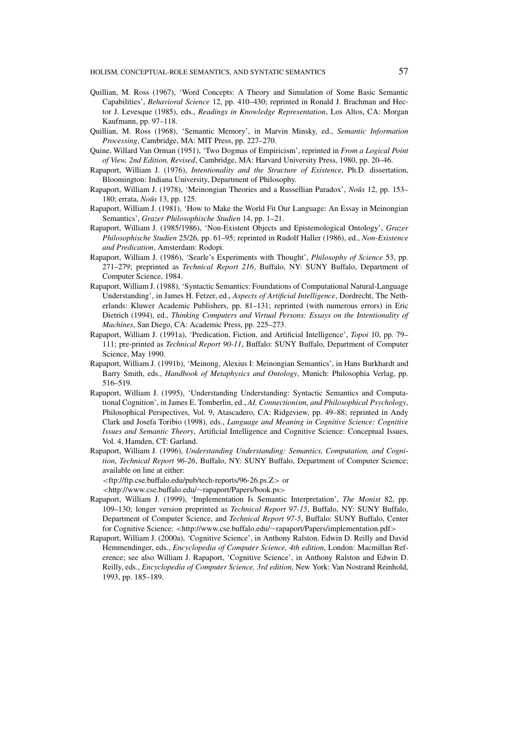Quillian, M. Ross (1967), 'Word Concepts: A Theory and Simulation of Some Basic Semantic Capabilities', *Behavioral Science* 12, pp. 410–430; reprinted in Ronald J. Brachman and Hector J. Levesque (1985), eds., *Readings in Knowledge Representation*, Los Altos, CA: Morgan Kaufmann, pp. 97–118.

Quillian, M. Ross (1968), 'Semantic Memory', in Marvin Minsky, ed., *Semantic Information Processing*, Cambridge, MA: MIT Press, pp. 227–270.

Quine, Willard Van Orman (1951), 'Two Dogmas of Empiricism', reprinted in *From a Logical Point of View, 2nd Edition, Revised*, Cambridge, MA: Harvard University Press, 1980, pp. 20–46.

Rapaport, William J. (1976), *Intentionality and the Structure of Existence*, Ph.D. dissertation, Bloomington: Indiana University, Department of Philosophy.

Rapaport, William J. (1978), 'Meinongian Theories and a Russellian Paradox', *Noûs* 12, pp. 153–180; errata, *Noûs* 13, pp. 125.

Rapaport, William J. (1981), 'How to Make the World Fit Our Language: An Essay in Meinongian Semantics', *Grazer Philosophische Studien* 14, pp. 1–21.

Rapaport, William J. (1985/1986), 'Non-Existent Objects and Epistemological Ontology', *Grazer Philosophische Studien* 25/26, pp. 61–95; reprinted in Rudolf Haller (1986), ed., *Non-Existence and Predication*, Amsterdam: Rodopi.

Rapaport, William J. (1986), 'Searle's Experiments with Thought', *Philosophy of Science* 53, pp. 271–279; preprinted as *Technical Report 216*, Buffalo, NY: SUNY Buffalo, Department of Computer Science, 1984.

Rapaport, William J. (1988), 'Syntactic Semantics: Foundations of Computational Natural-Language Understanding', in James H. Fetzer, ed., *Aspects of Artificial Intelligence*, Dordrecht, The Netherlands: Kluwer Academic Publishers, pp. 81–131; reprinted (with numerous errors) in Eric Dietrich (1994), ed., *Thinking Computers and Virtual Persons: Essays on the Intentionality of Machines*, San Diego, CA: Academic Press, pp. 225–273.

Rapaport, William J. (1991a), 'Predication, Fiction, and Artificial Intelligence', *Topoi* 10, pp. 79–111; pre-printed as *Technical Report 90-11*, Buffalo: SUNY Buffalo, Department of Computer Science, May 1990.

Rapaport, William J. (1991b), 'Meinong, Alexius I: Meinongian Semantics', in Hans Burkhardt and Barry Smith, eds., *Handbook of Metaphysics and Ontology*, Munich: Philosophia Verlag, pp. 516–519.

Rapaport, William J. (1995), 'Understanding Understanding: Syntactic Semantics and Computational Cognition', in James E. Tomberlin, ed., *AI, Connectionism, and Philosophical Psychology*, Philosophical Perspectives, Vol. 9, Atascadero, CA: Ridgeview, pp. 49–88; reprinted in Andy Clark and Josefa Toribio (1998), eds., *Language and Meaning in Cognitive Science: Cognitive Issues and Semantic Theory*, Artificial Intelligence and Cognitive Science: Conceptual Issues, Vol. 4, Hamden, CT: Garland.

Rapaport, William J. (1996), *Understanding Understanding: Semantics, Computation, and Cognition*, *Technical Report 96-26*, Buffalo, NY: SUNY Buffalo, Department of Computer Science; available on line at either:
<ftp://ftp.cse.buffalo.edu/pub/tech-reports/96-26.ps.Z> or
<http://www.cse.buffalo.edu/~rapaport/Papers/book.ps>

Rapaport, William J. (1999), 'Implementation Is Semantic Interpretation', *The Monist* 82, pp. 109–130; longer version preprinted as *Technical Report 97-15*, Buffalo, NY: SUNY Buffalo, Department of Computer Science, and *Technical Report 97-5*, Buffalo: SUNY Buffalo, Center for Cognitive Science: <http://www.cse.buffalo.edu/~rapaport/Papers/implementation.pdf>

Rapaport, William J. (2000a), 'Cognitive Science', in Anthony Ralston, Edwin D. Reilly and David Hemmendinger, eds., *Encyclopedia of Computer Science, 4th edition*, London: Macmillan Reference; see also William J. Rapaport, 'Cognitive Science', in Anthony Ralston and Edwin D. Reilly, eds., *Encyclopedia of Computer Science, 3rd edition*, New York: Van Nostrand Reinhold, 1993, pp. 185–189.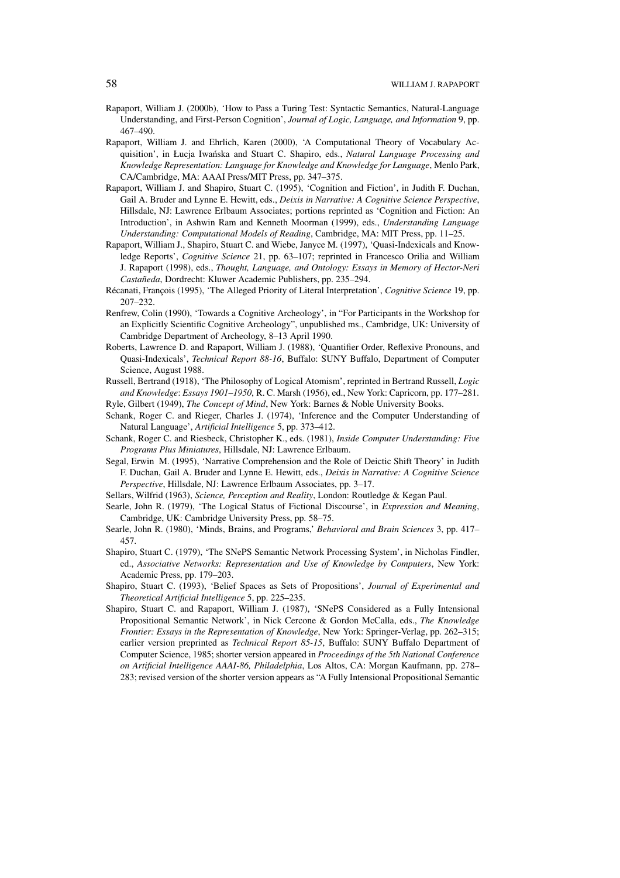Rapaport, William J. (2000b), 'How to Pass a Turing Test: Syntactic Semantics, Natural-Language Understanding, and First-Person Cognition', *Journal of Logic, Language, and Information* 9, pp. 467–490.

Rapaport, William J. and Ehrlich, Karen (2000), 'A Computational Theory of Vocabulary Acquisition', in Łucja Iwańska and Stuart C. Shapiro, eds., *Natural Language Processing and Knowledge Representation: Language for Knowledge and Knowledge for Language*, Menlo Park, CA/Cambridge, MA: AAAI Press/MIT Press, pp. 347–375.

Rapaport, William J. and Shapiro, Stuart C. (1995), 'Cognition and Fiction', in Judith F. Duchan, Gail A. Bruder and Lynne E. Hewitt, eds., *Deixis in Narrative: A Cognitive Science Perspective*, Hillsdale, NJ: Lawrence Erlbaum Associates; portions reprinted as 'Cognition and Fiction: An Introduction', in Ashwin Ram and Kenneth Moorman (1999), eds., *Understanding Language Understanding: Computational Models of Reading*, Cambridge, MA: MIT Press, pp. 11–25.

Rapaport, William J., Shapiro, Stuart C. and Wiebe, Janyce M. (1997), 'Quasi-Indexicals and Knowledge Reports', *Cognitive Science* 21, pp. 63–107; reprinted in Francesco Orilia and William J. Rapaport (1998), eds., *Thought, Language, and Ontology: Essays in Memory of Hector-Neri Castañeda*, Dordrecht: Kluwer Academic Publishers, pp. 235–294.

Récanati, François (1995), 'The Alleged Priority of Literal Interpretation', *Cognitive Science* 19, pp. 207–232.

Renfrew, Colin (1990), 'Towards a Cognitive Archeology', in "For Participants in the Workshop for an Explicitly Scientific Cognitive Archeology", unpublished ms., Cambridge, UK: University of Cambridge Department of Archeology, 8–13 April 1990.

Roberts, Lawrence D. and Rapaport, William J. (1988), 'Quantifier Order, Reflexive Pronouns, and Quasi-Indexicals', *Technical Report 88-16*, Buffalo: SUNY Buffalo, Department of Computer Science, August 1988.

Russell, Bertrand (1918), 'The Philosophy of Logical Atomism', reprinted in Bertrand Russell, *Logic and Knowledge*: *Essays 1901–1950*, R. C. Marsh (1956), ed., New York: Capricorn, pp. 177–281.

Ryle, Gilbert (1949), *The Concept of Mind*, New York: Barnes & Noble University Books.

Schank, Roger C. and Rieger, Charles J. (1974), 'Inference and the Computer Understanding of Natural Language', *Artificial Intelligence* 5, pp. 373–412.

Schank, Roger C. and Riesbeck, Christopher K., eds. (1981), *Inside Computer Understanding: Five Programs Plus Miniatures*, Hillsdale, NJ: Lawrence Erlbaum.

Segal, Erwin M. (1995), 'Narrative Comprehension and the Role of Deictic Shift Theory' in Judith F. Duchan, Gail A. Bruder and Lynne E. Hewitt, eds., *Deixis in Narrative: A Cognitive Science Perspective*, Hillsdale, NJ: Lawrence Erlbaum Associates, pp. 3–17.

Sellars, Wilfrid (1963), *Science, Perception and Reality*, London: Routledge & Kegan Paul.

Searle, John R. (1979), 'The Logical Status of Fictional Discourse', in *Expression and Meaning*, Cambridge, UK: Cambridge University Press, pp. 58–75.

Searle, John R. (1980), 'Minds, Brains, and Programs,' *Behavioral and Brain Sciences* 3, pp. 417–457.

Shapiro, Stuart C. (1979), 'The SNePS Semantic Network Processing System', in Nicholas Findler, ed., *Associative Networks: Representation and Use of Knowledge by Computers*, New York: Academic Press, pp. 179–203.

Shapiro, Stuart C. (1993), 'Belief Spaces as Sets of Propositions', *Journal of Experimental and Theoretical Artificial Intelligence* 5, pp. 225–235.

Shapiro, Stuart C. and Rapaport, William J. (1987), 'SNePS Considered as a Fully Intensional Propositional Semantic Network', in Nick Cercone & Gordon McCalla, eds., *The Knowledge Frontier: Essays in the Representation of Knowledge*, New York: Springer-Verlag, pp. 262–315; earlier version preprinted as *Technical Report 85-15*, Buffalo: SUNY Buffalo Department of Computer Science, 1985; shorter version appeared in *Proceedings of the 5th National Conference on Artificial Intelligence AAAI-86, Philadelphia*, Los Altos, CA: Morgan Kaufmann, pp. 278–283; revised version of the shorter version appears as "A Fully Intensional Propositional Semantic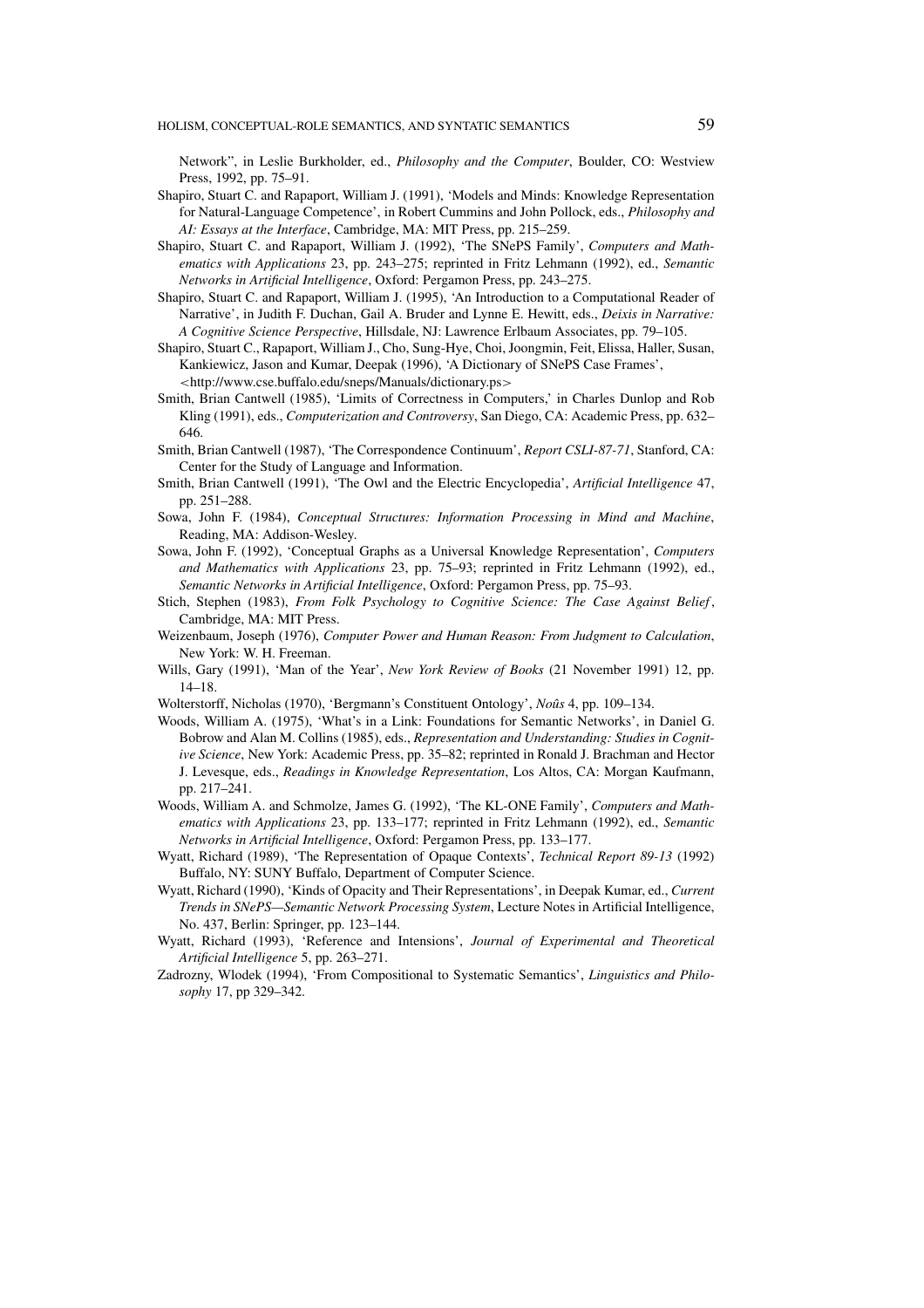Network", in Leslie Burkholder, ed., *Philosophy and the Computer*, Boulder, CO: Westview Press, 1992, pp. 75–91.

Shapiro, Stuart C. and Rapaport, William J. (1991), 'Models and Minds: Knowledge Representation for Natural-Language Competence', in Robert Cummins and John Pollock, eds., *Philosophy and AI: Essays at the Interface*, Cambridge, MA: MIT Press, pp. 215–259.

Shapiro, Stuart C. and Rapaport, William J. (1992), 'The SNePS Family', *Computers and Mathematics with Applications* 23, pp. 243–275; reprinted in Fritz Lehmann (1992), ed., *Semantic Networks in Artificial Intelligence*, Oxford: Pergamon Press, pp. 243–275.

Shapiro, Stuart C. and Rapaport, William J. (1995), 'An Introduction to a Computational Reader of Narrative', in Judith F. Duchan, Gail A. Bruder and Lynne E. Hewitt, eds., *Deixis in Narrative: A Cognitive Science Perspective*, Hillsdale, NJ: Lawrence Erlbaum Associates, pp. 79–105.

Shapiro, Stuart C., Rapaport, William J., Cho, Sung-Hye, Choi, Joongmin, Feit, Elissa, Haller, Susan, Kankiewicz, Jason and Kumar, Deepak (1996), 'A Dictionary of SNePS Case Frames', <http://www.cse.buffalo.edu/sneps/Manuals/dictionary.ps>

Smith, Brian Cantwell (1985), 'Limits of Correctness in Computers,' in Charles Dunlop and Rob Kling (1991), eds., *Computerization and Controversy*, San Diego, CA: Academic Press, pp. 632–646.

Smith, Brian Cantwell (1987), 'The Correspondence Continuum', *Report CSLI-87-71*, Stanford, CA: Center for the Study of Language and Information.

Smith, Brian Cantwell (1991), 'The Owl and the Electric Encyclopedia', *Artificial Intelligence* 47, pp. 251–288.

Sowa, John F. (1984), *Conceptual Structures: Information Processing in Mind and Machine*, Reading, MA: Addison-Wesley.

Sowa, John F. (1992), 'Conceptual Graphs as a Universal Knowledge Representation', *Computers and Mathematics with Applications* 23, pp. 75–93; reprinted in Fritz Lehmann (1992), ed., *Semantic Networks in Artificial Intelligence*, Oxford: Pergamon Press, pp. 75–93.

Stich, Stephen (1983), *From Folk Psychology to Cognitive Science: The Case Against Belief*, Cambridge, MA: MIT Press.

Weizenbaum, Joseph (1976), *Computer Power and Human Reason: From Judgment to Calculation*, New York: W. H. Freeman.

Wills, Gary (1991), 'Man of the Year', *New York Review of Books* (21 November 1991) 12, pp. 14–18.

Wolterstorff, Nicholas (1970), 'Bergmann's Constituent Ontology', *Noûs* 4, pp. 109–134.

Woods, William A. (1975), 'What's in a Link: Foundations for Semantic Networks', in Daniel G. Bobrow and Alan M. Collins (1985), eds., *Representation and Understanding: Studies in Cognitive Science*, New York: Academic Press, pp. 35–82; reprinted in Ronald J. Brachman and Hector J. Levesque, eds., *Readings in Knowledge Representation*, Los Altos, CA: Morgan Kaufmann, pp. 217–241.

Woods, William A. and Schmolze, James G. (1992), 'The KL-ONE Family', *Computers and Mathematics with Applications* 23, pp. 133–177; reprinted in Fritz Lehmann (1992), ed., *Semantic Networks in Artificial Intelligence*, Oxford: Pergamon Press, pp. 133–177.

Wyatt, Richard (1989), 'The Representation of Opaque Contexts', *Technical Report 89-13* (1992) Buffalo, NY: SUNY Buffalo, Department of Computer Science.

Wyatt, Richard (1990), 'Kinds of Opacity and Their Representations', in Deepak Kumar, ed., *Current Trends in SNePS—Semantic Network Processing System*, Lecture Notes in Artificial Intelligence, No. 437, Berlin: Springer, pp. 123–144.

Wyatt, Richard (1993), 'Reference and Intensions', *Journal of Experimental and Theoretical Artificial Intelligence* 5, pp. 263–271.

Zadrozny, Wlodek (1994), 'From Compositional to Systematic Semantics', *Linguistics and Philosophy* 17, pp 329–342.